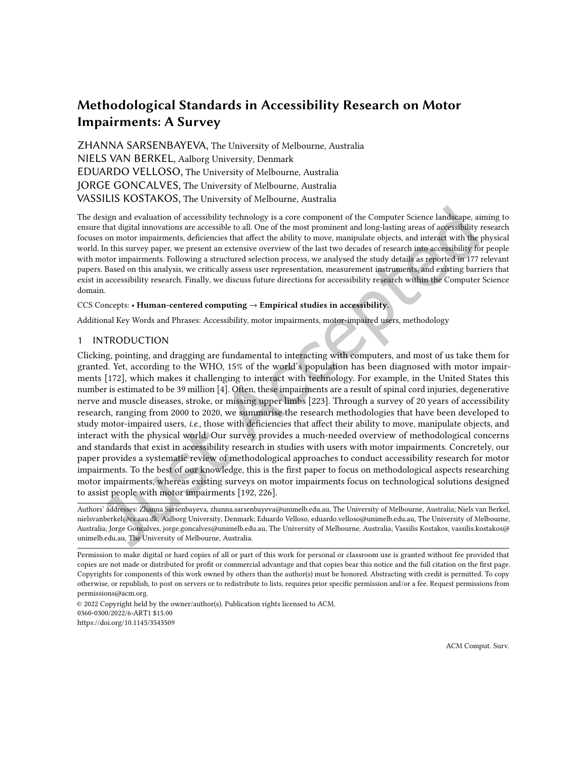# Methodological Standards in Accessibility Research on Motor Impairments: A Survey

ZHANNA SARSENBAYEVA, The University of Melbourne, Australia
NIELS VAN BERKEL, Aalborg University, Denmark
EDUARDO VELLOSO, The University of Melbourne, Australia
JORGE GONCALVES, The University of Melbourne, Australia
VASSILIS KOSTAKOS, The University of Melbourne, Australia

The design and evaluation of accessibility technology is a core component of the Computer Science landscape, aiming to ensure that digital innovations are accessible to all. One of the most prominent and long-lasting areas of accessibility research focuses on motor impairments, deficiencies that affect the ability to move, manipulate objects, and interact with the physical world. In this survey paper, we present an extensive overview of the last two decades of research into accessibility for people with motor impairments. Following a structured selection process, we analysed the study details as reported in 177 relevant papers. Based on this analysis, we critically assess user representation, measurement instruments, and existing barriers that exist in accessibility research. Finally, we discuss future directions for accessibility research within the Computer Science domain.

CCS Concepts: • **Human-centered computing → Empirical studies in accessibility**.

Additional Key Words and Phrases: Accessibility, motor impairments, motor-impaired users, methodology

## 1 INTRODUCTION

Clicking, pointing, and dragging are fundamental to interacting with computers, and most of us take them for granted. Yet, according to the WHO, 15% of the world's population has been diagnosed with motor impairments [172], which makes it challenging to interact with technology. For example, in the United States this number is estimated to be 39 million [4]. Often, these impairments are a result of spinal cord injuries, degenerative nerve and muscle diseases, stroke, or missing upper limbs [223]. Through a survey of 20 years of accessibility research, ranging from 2000 to 2020, we summarise the research methodologies that have been developed to study motor-impaired users, *i.e.,* those with deficiencies that affect their ability to move, manipulate objects, and interact with the physical world. Our survey provides a much-needed overview of methodological concerns and standards that exist in accessibility research in studies with users with motor impairments. Concretely, our paper provides a systematic review of methodological approaches to conduct accessibility research for motor impairments. To the best of our knowledge, this is the first paper to focus on methodological aspects researching motor impairments, whereas existing surveys on motor impairments focus on technological solutions designed to assist people with motor impairments [192, 226].

Authors' addresses: Zhanna Sarsenbayeva, zhanna.sarsenbayeva@unimelb.edu.au, The University of Melbourne, Australia; Niels van Berkel, nielsvanberkel@cs.aau.dk, Aalborg University, Denmark; Eduardo Velloso, eduardo.velloso@unimelb.edu.au, The University of Melbourne, Australia; Jorge Goncalves, jorge.goncalves@unimelb.edu.au, The University of Melbourne, Australia; Vassilis Kostakos, vassilis.kostakos@unimelb.edu.au, The University of Melbourne, Australia.

Permission to make digital or hard copies of all or part of this work for personal or classroom use is granted without fee provided that copies are not made or distributed for profit or commercial advantage and that copies bear this notice and the full citation on the first page. Copyrights for components of this work owned by others than the author(s) must be honored. Abstracting with credit is permitted. To copy otherwise, or republish, to post on servers or to redistribute to lists, requires prior specific permission and/or a fee. Request permissions from permissions@acm.org.

© 2022 Copyright held by the owner/author(s). Publication rights licensed to ACM.
0360-0300/2022/6-ART1 $15.00
https://doi.org/10.1145/3543509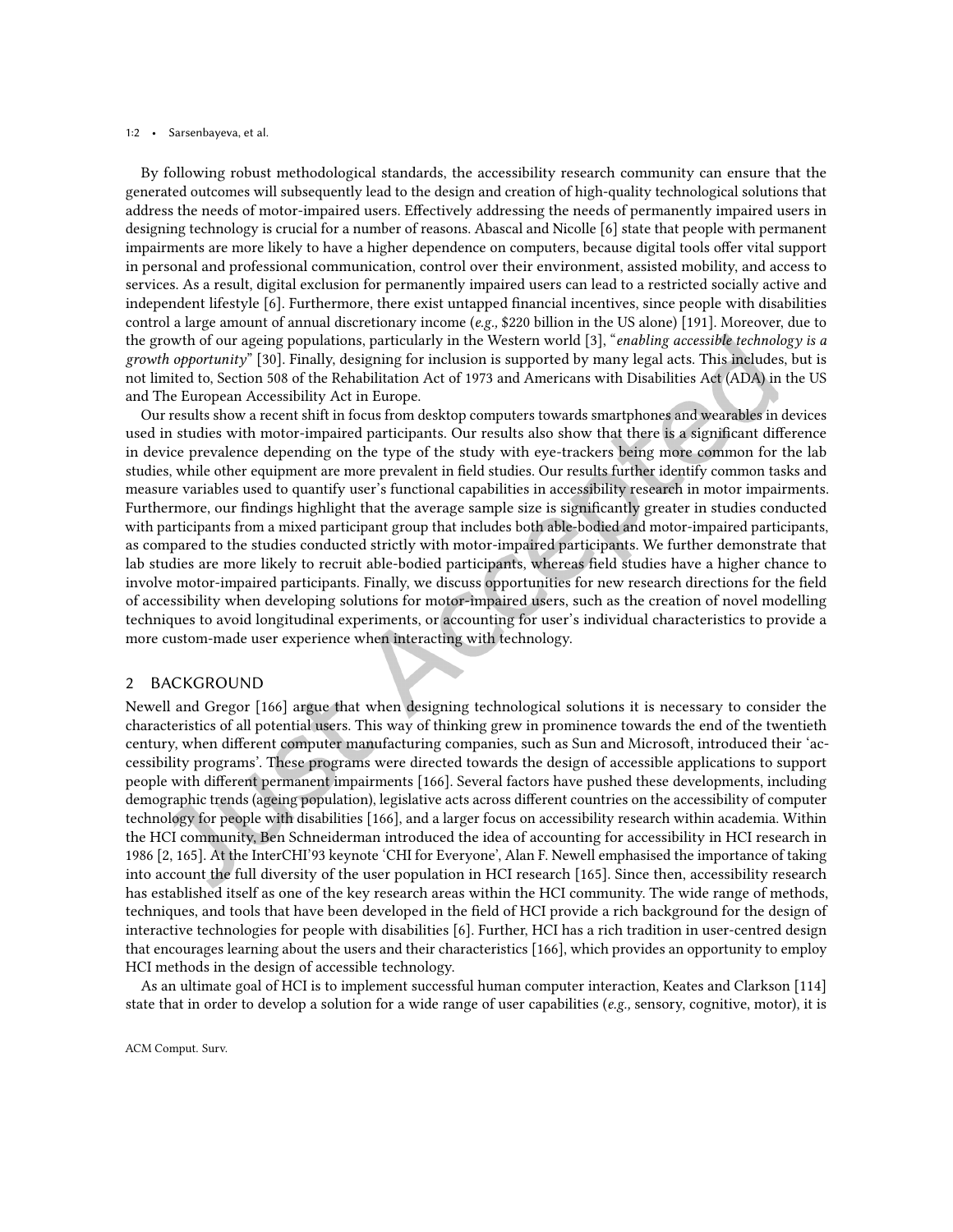By following robust methodological standards, the accessibility research community can ensure that the generated outcomes will subsequently lead to the design and creation of high-quality technological solutions that address the needs of motor-impaired users. Effectively addressing the needs of permanently impaired users in designing technology is crucial for a number of reasons. Abascal and Nicolle [6] state that people with permanent impairments are more likely to have a higher dependence on computers, because digital tools offer vital support in personal and professional communication, control over their environment, assisted mobility, and access to services. As a result, digital exclusion for permanently impaired users can lead to a restricted socially active and independent lifestyle [6]. Furthermore, there exist untapped financial incentives, since people with disabilities control a large amount of annual discretionary income (*e.g.,* $220 billion in the US alone) [191]. Moreover, due to the growth of our ageing populations, particularly in the Western world [3], "*enabling accessible technology is a growth opportunity*" [30]. Finally, designing for inclusion is supported by many legal acts. This includes, but is not limited to, Section 508 of the Rehabilitation Act of 1973 and Americans with Disabilities Act (ADA) in the US and The European Accessibility Act in Europe.

Our results show a recent shift in focus from desktop computers towards smartphones and wearables in devices used in studies with motor-impaired participants. Our results also show that there is a significant difference in device prevalence depending on the type of the study with eye-trackers being more common for the lab studies, while other equipment are more prevalent in field studies. Our results further identify common tasks and measure variables used to quantify user's functional capabilities in accessibility research in motor impairments. Furthermore, our findings highlight that the average sample size is significantly greater in studies conducted with participants from a mixed participant group that includes both able-bodied and motor-impaired participants, as compared to the studies conducted strictly with motor-impaired participants. We further demonstrate that lab studies are more likely to recruit able-bodied participants, whereas field studies have a higher chance to involve motor-impaired participants. Finally, we discuss opportunities for new research directions for the field of accessibility when developing solutions for motor-impaired users, such as the creation of novel modelling techniques to avoid longitudinal experiments, or accounting for user's individual characteristics to provide a more custom-made user experience when interacting with technology.

## 2 BACKGROUND

Newell and Gregor [166] argue that when designing technological solutions it is necessary to consider the characteristics of all potential users. This way of thinking grew in prominence towards the end of the twentieth century, when different computer manufacturing companies, such as Sun and Microsoft, introduced their 'accessibility programs'. These programs were directed towards the design of accessible applications to support people with different permanent impairments [166]. Several factors have pushed these developments, including demographic trends (ageing population), legislative acts across different countries on the accessibility of computer technology for people with disabilities [166], and a larger focus on accessibility research within academia. Within the HCI community, Ben Schneiderman introduced the idea of accounting for accessibility in HCI research in 1986 [2, 165]. At the InterCHI'93 keynote 'CHI for Everyone', Alan F. Newell emphasised the importance of taking into account the full diversity of the user population in HCI research [165]. Since then, accessibility research has established itself as one of the key research areas within the HCI community. The wide range of methods, techniques, and tools that have been developed in the field of HCI provide a rich background for the design of interactive technologies for people with disabilities [6]. Further, HCI has a rich tradition in user-centred design that encourages learning about the users and their characteristics [166], which provides an opportunity to employ HCI methods in the design of accessible technology.

As an ultimate goal of HCI is to implement successful human computer interaction, Keates and Clarkson [114] state that in order to develop a solution for a wide range of user capabilities (*e.g.,* sensory, cognitive, motor), it is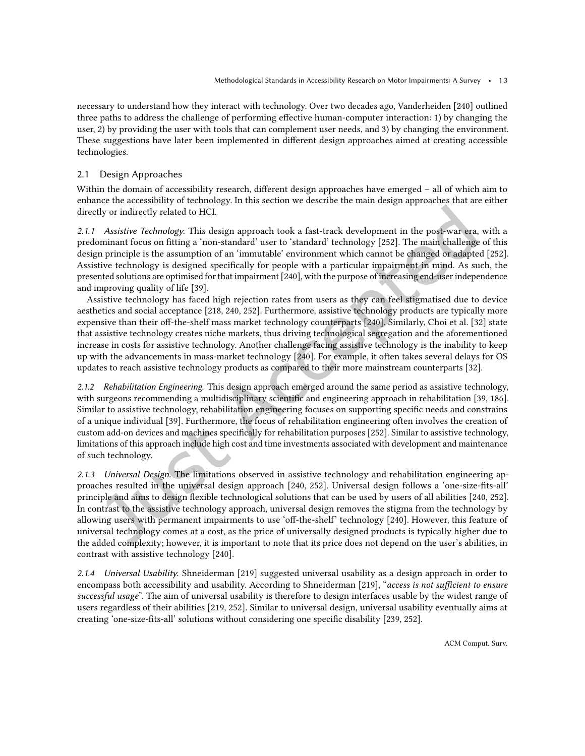necessary to understand how they interact with technology. Over two decades ago, Vanderheiden [240] outlined three paths to address the challenge of performing effective human-computer interaction: 1) by changing the user, 2) by providing the user with tools that can complement user needs, and 3) by changing the environment. These suggestions have later been implemented in different design approaches aimed at creating accessible technologies.

## 2.1 Design Approaches

Within the domain of accessibility research, different design approaches have emerged – all of which aim to enhance the accessibility of technology. In this section we describe the main design approaches that are either directly or indirectly related to HCI.

*2.1.1 Assistive Technology.* This design approach took a fast-track development in the post-war era, with a predominant focus on fitting a 'non-standard' user to 'standard' technology [252]. The main challenge of this design principle is the assumption of an 'immutable' environment which cannot be changed or adapted [252]. Assistive technology is designed specifically for people with a particular impairment in mind. As such, the presented solutions are optimised for that impairment [240], with the purpose of increasing end-user independence and improving quality of life [39].

Assistive technology has faced high rejection rates from users as they can feel stigmatised due to device aesthetics and social acceptance [218, 240, 252]. Furthermore, assistive technology products are typically more expensive than their off-the-shelf mass market technology counterparts [240]. Similarly, Choi et al. [32] state that assistive technology creates niche markets, thus driving technological segregation and the aforementioned increase in costs for assistive technology. Another challenge facing assistive technology is the inability to keep up with the advancements in mass-market technology [240]. For example, it often takes several delays for OS updates to reach assistive technology products as compared to their more mainstream counterparts [32].

*2.1.2 Rehabilitation Engineering.* This design approach emerged around the same period as assistive technology, with surgeons recommending a multidisciplinary scientific and engineering approach in rehabilitation [39, 186]. Similar to assistive technology, rehabilitation engineering focuses on supporting specific needs and constrains of a unique individual [39]. Furthermore, the focus of rehabilitation engineering often involves the creation of custom add-on devices and machines specifically for rehabilitation purposes [252]. Similar to assistive technology, limitations of this approach include high cost and time investments associated with development and maintenance of such technology.

*2.1.3 Universal Design.* The limitations observed in assistive technology and rehabilitation engineering approaches resulted in the universal design approach [240, 252]. Universal design follows a 'one-size-fits-all' principle and aims to design flexible technological solutions that can be used by users of all abilities [240, 252]. In contrast to the assistive technology approach, universal design removes the stigma from the technology by allowing users with permanent impairments to use 'off-the-shelf' technology [240]. However, this feature of universal technology comes at a cost, as the price of universally designed products is typically higher due to the added complexity; however, it is important to note that its price does not depend on the user's abilities, in contrast with assistive technology [240].

*2.1.4 Universal Usability.* Shneiderman [219] suggested universal usability as a design approach in order to encompass both accessibility and usability. According to Shneiderman [219], "*access is not sufficient to ensure successful usage*". The aim of universal usability is therefore to design interfaces usable by the widest range of users regardless of their abilities [219, 252]. Similar to universal design, universal usability eventually aims at creating 'one-size-fits-all' solutions without considering one specific disability [239, 252].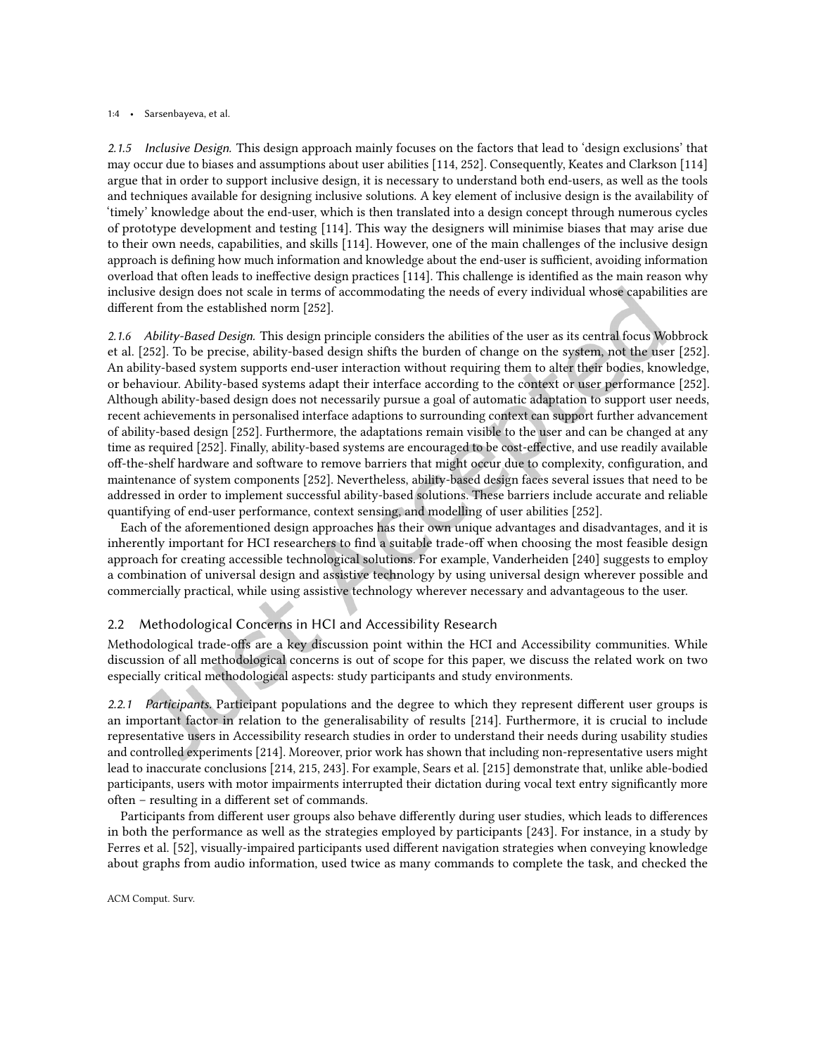*2.1.5 Inclusive Design.* This design approach mainly focuses on the factors that lead to 'design exclusions' that may occur due to biases and assumptions about user abilities [114, 252]. Consequently, Keates and Clarkson [114] argue that in order to support inclusive design, it is necessary to understand both end-users, as well as the tools and techniques available for designing inclusive solutions. A key element of inclusive design is the availability of 'timely' knowledge about the end-user, which is then translated into a design concept through numerous cycles of prototype development and testing [114]. This way the designers will minimise biases that may arise due to their own needs, capabilities, and skills [114]. However, one of the main challenges of the inclusive design approach is defining how much information and knowledge about the end-user is sufficient, avoiding information overload that often leads to ineffective design practices [114]. This challenge is identified as the main reason why inclusive design does not scale in terms of accommodating the needs of every individual whose capabilities are different from the established norm [252].

*2.1.6 Ability-Based Design.* This design principle considers the abilities of the user as its central focus Wobbrock et al. [252]. To be precise, ability-based design shifts the burden of change on the system, not the user [252]. An ability-based system supports end-user interaction without requiring them to alter their bodies, knowledge, or behaviour. Ability-based systems adapt their interface according to the context or user performance [252]. Although ability-based design does not necessarily pursue a goal of automatic adaptation to support user needs, recent achievements in personalised interface adaptions to surrounding context can support further advancement of ability-based design [252]. Furthermore, the adaptations remain visible to the user and can be changed at any time as required [252]. Finally, ability-based systems are encouraged to be cost-effective, and use readily available off-the-shelf hardware and software to remove barriers that might occur due to complexity, configuration, and maintenance of system components [252]. Nevertheless, ability-based design faces several issues that need to be addressed in order to implement successful ability-based solutions. These barriers include accurate and reliable quantifying of end-user performance, context sensing, and modelling of user abilities [252].

Each of the aforementioned design approaches has their own unique advantages and disadvantages, and it is inherently important for HCI researchers to find a suitable trade-off when choosing the most feasible design approach for creating accessible technological solutions. For example, Vanderheiden [240] suggests to employ a combination of universal design and assistive technology by using universal design wherever possible and commercially practical, while using assistive technology wherever necessary and advantageous to the user.

## 2.2 Methodological Concerns in HCI and Accessibility Research

Methodological trade-offs are a key discussion point within the HCI and Accessibility communities. While discussion of all methodological concerns is out of scope for this paper, we discuss the related work on two especially critical methodological aspects: study participants and study environments.

*2.2.1 Participants.* Participant populations and the degree to which they represent different user groups is an important factor in relation to the generalisability of results [214]. Furthermore, it is crucial to include representative users in Accessibility research studies in order to understand their needs during usability studies and controlled experiments [214]. Moreover, prior work has shown that including non-representative users might lead to inaccurate conclusions [214, 215, 243]. For example, Sears et al. [215] demonstrate that, unlike able-bodied participants, users with motor impairments interrupted their dictation during vocal text entry significantly more often – resulting in a different set of commands.

Participants from different user groups also behave differently during user studies, which leads to differences in both the performance as well as the strategies employed by participants [243]. For instance, in a study by Ferres et al. [52], visually-impaired participants used different navigation strategies when conveying knowledge about graphs from audio information, used twice as many commands to complete the task, and checked the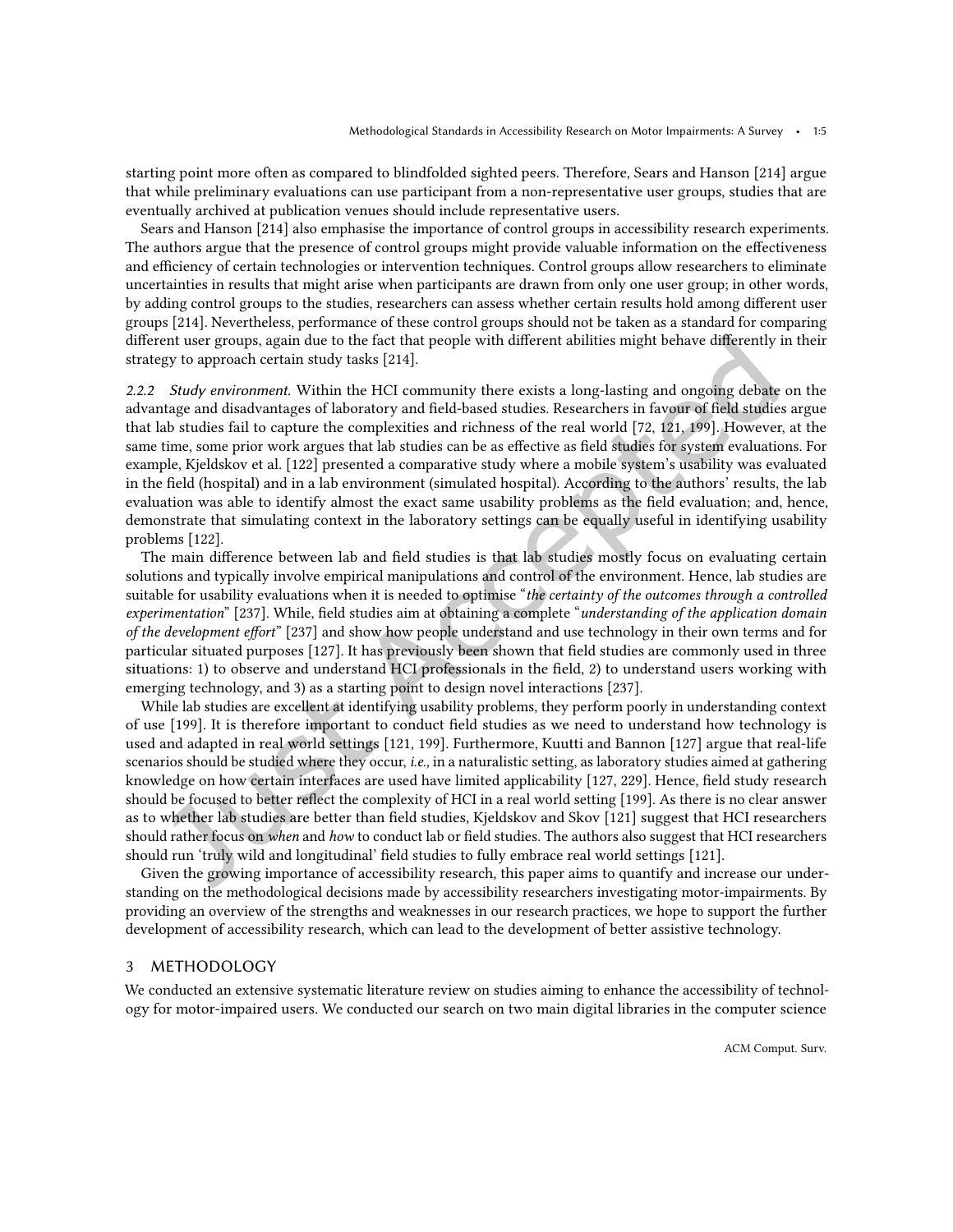starting point more often as compared to blindfolded sighted peers. Therefore, Sears and Hanson [214] argue that while preliminary evaluations can use participant from a non-representative user groups, studies that are eventually archived at publication venues should include representative users.

Sears and Hanson [214] also emphasise the importance of control groups in accessibility research experiments. The authors argue that the presence of control groups might provide valuable information on the effectiveness and efficiency of certain technologies or intervention techniques. Control groups allow researchers to eliminate uncertainties in results that might arise when participants are drawn from only one user group; in other words, by adding control groups to the studies, researchers can assess whether certain results hold among different user groups [214]. Nevertheless, performance of these control groups should not be taken as a standard for comparing different user groups, again due to the fact that people with different abilities might behave differently in their strategy to approach certain study tasks [214].

#### 2.2.2 *Study environment.*

Within the HCI community there exists a long-lasting and ongoing debate on the advantage and disadvantages of laboratory and field-based studies. Researchers in favour of field studies argue that lab studies fail to capture the complexities and richness of the real world [72, 121, 199]. However, at the same time, some prior work argues that lab studies can be as effective as field studies for system evaluations. For example, Kjeldskov et al. [122] presented a comparative study where a mobile system's usability was evaluated in the field (hospital) and in a lab environment (simulated hospital). According to the authors' results, the lab evaluation was able to identify almost the exact same usability problems as the field evaluation; and, hence, demonstrate that simulating context in the laboratory settings can be equally useful in identifying usability problems [122].

The main difference between lab and field studies is that lab studies mostly focus on evaluating certain solutions and typically involve empirical manipulations and control of the environment. Hence, lab studies are suitable for usability evaluations when it is needed to optimise "*the certainty of the outcomes through a controlled experimentation*" [237]. While, field studies aim at obtaining a complete "*understanding of the application domain of the development effort*" [237] and show how people understand and use technology in their own terms and for particular situated purposes [127]. It has previously been shown that field studies are commonly used in three situations: 1) to observe and understand HCI professionals in the field, 2) to understand users working with emerging technology, and 3) as a starting point to design novel interactions [237].

While lab studies are excellent at identifying usability problems, they perform poorly in understanding context of use [199]. It is therefore important to conduct field studies as we need to understand how technology is used and adapted in real world settings [121, 199]. Furthermore, Kuutti and Bannon [127] argue that real-life scenarios should be studied where they occur, *i.e.,* in a naturalistic setting, as laboratory studies aimed at gathering knowledge on how certain interfaces are used have limited applicability [127, 229]. Hence, field study research should be focused to better reflect the complexity of HCI in a real world setting [199]. As there is no clear answer as to whether lab studies are better than field studies, Kjeldskov and Skov [121] suggest that HCI researchers should rather focus on *when* and *how* to conduct lab or field studies. The authors also suggest that HCI researchers should run 'truly wild and longitudinal' field studies to fully embrace real world settings [121].

Given the growing importance of accessibility research, this paper aims to quantify and increase our understanding on the methodological decisions made by accessibility researchers investigating motor-impairments. By providing an overview of the strengths and weaknesses in our research practices, we hope to support the further development of accessibility research, which can lead to the development of better assistive technology.

## 3 METHODOLOGY

We conducted an extensive systematic literature review on studies aiming to enhance the accessibility of technology for motor-impaired users. We conducted our search on two main digital libraries in the computer science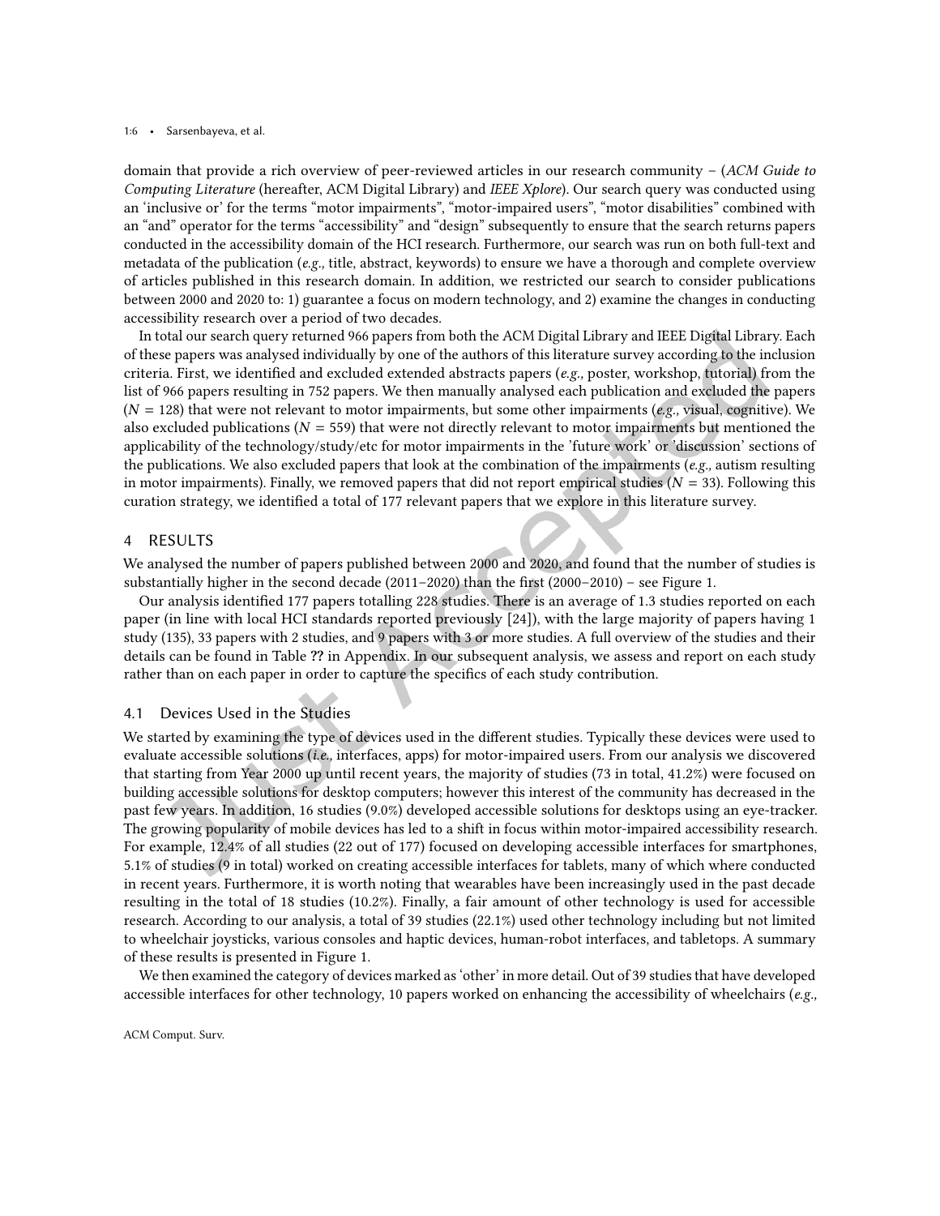domain that provide a rich overview of peer-reviewed articles in our research community – (*ACM Guide to Computing Literature* (hereafter, ACM Digital Library) and *IEEE Xplore*). Our search query was conducted using an 'inclusive or' for the terms "motor impairments", "motor-impaired users", "motor disabilities" combined with an "and" operator for the terms "accessibility" and "design" subsequently to ensure that the search returns papers conducted in the accessibility domain of the HCI research. Furthermore, our search was run on both full-text and metadata of the publication (*e.g.,* title, abstract, keywords) to ensure we have a thorough and complete overview of articles published in this research domain. In addition, we restricted our search to consider publications between 2000 and 2020 to: 1) guarantee a focus on modern technology, and 2) examine the changes in conducting accessibility research over a period of two decades.

In total our search query returned 966 papers from both the ACM Digital Library and IEEE Digital Library. Each of these papers was analysed individually by one of the authors of this literature survey according to the inclusion criteria. First, we identified and excluded extended abstracts papers (*e.g.,* poster, workshop, tutorial) from the list of 966 papers resulting in 752 papers. We then manually analysed each publication and excluded the papers ($N$ = 128) that were not relevant to motor impairments, but some other impairments (*e.g.,* visual, cognitive). We also excluded publications ($N$ = 559) that were not directly relevant to motor impairments but mentioned the applicability of the technology/study/etc for motor impairments in the 'future work' or 'discussion' sections of the publications. We also excluded papers that look at the combination of the impairments (*e.g.,* autism resulting in motor impairments). Finally, we removed papers that did not report empirical studies ($N$ = 33). Following this curation strategy, we identified a total of 177 relevant papers that we explore in this literature survey.

# 4 RESULTS

We analysed the number of papers published between 2000 and 2020, and found that the number of studies is substantially higher in the second decade (2011–2020) than the first (2000–2010) – see Figure 1.

Our analysis identified 177 papers totalling 228 studies. There is an average of 1.3 studies reported on each paper (in line with local HCI standards reported previously [24]), with the large majority of papers having 1 study (135), 33 papers with 2 studies, and 9 papers with 3 or more studies. A full overview of the studies and their details can be found in Table ?? in Appendix. In our subsequent analysis, we assess and report on each study rather than on each paper in order to capture the specifics of each study contribution.

## 4.1 Devices Used in the Studies

We started by examining the type of devices used in the different studies. Typically these devices were used to evaluate accessible solutions (*i.e.,* interfaces, apps) for motor-impaired users. From our analysis we discovered that starting from Year 2000 up until recent years, the majority of studies (73 in total, 41.2%) were focused on building accessible solutions for desktop computers; however this interest of the community has decreased in the past few years. In addition, 16 studies (9.0%) developed accessible solutions for desktops using an eye-tracker. The growing popularity of mobile devices has led to a shift in focus within motor-impaired accessibility research. For example, 12.4% of all studies (22 out of 177) focused on developing accessible interfaces for smartphones, 5.1% of studies (9 in total) worked on creating accessible interfaces for tablets, many of which where conducted in recent years. Furthermore, it is worth noting that wearables have been increasingly used in the past decade resulting in the total of 18 studies (10.2%). Finally, a fair amount of other technology is used for accessible research. According to our analysis, a total of 39 studies (22.1%) used other technology including but not limited to wheelchair joysticks, various consoles and haptic devices, human-robot interfaces, and tabletops. A summary of these results is presented in Figure 1.

We then examined the category of devices marked as 'other' in more detail. Out of 39 studies that have developed accessible interfaces for other technology, 10 papers worked on enhancing the accessibility of wheelchairs (*e.g.,*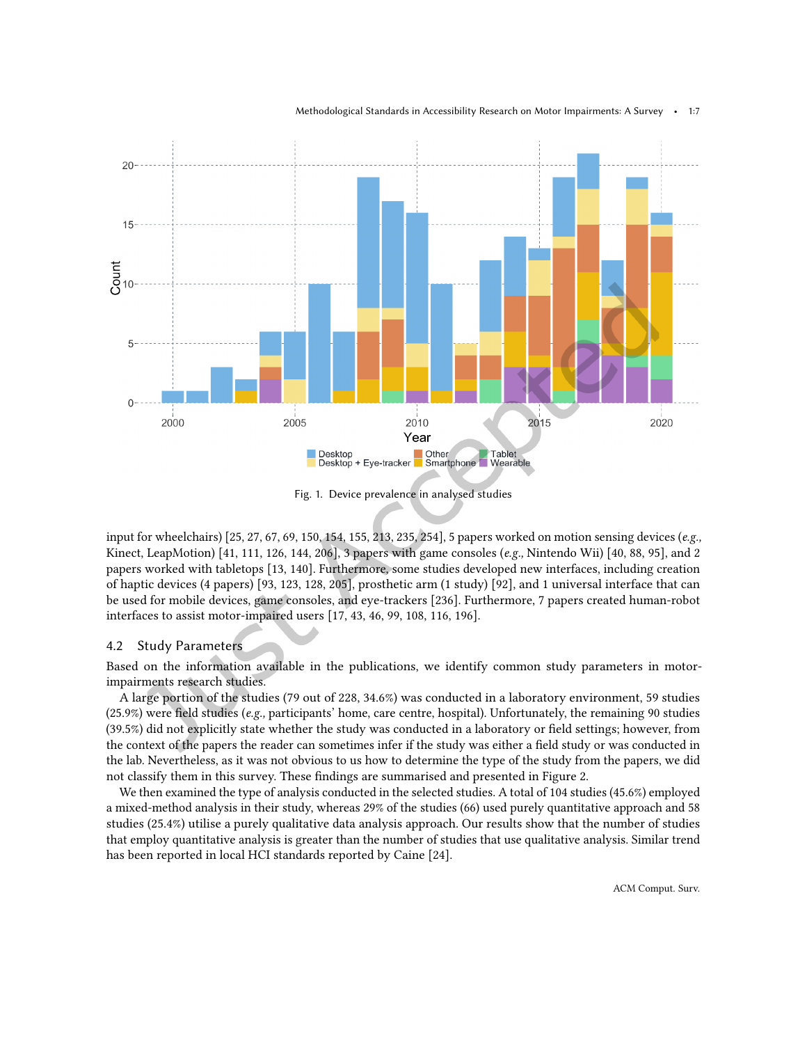Fig. 1. Device prevalence in analysed studies

input for wheelchairs) [25, 27, 67, 69, 150, 154, 155, 213, 235, 254], 5 papers worked on motion sensing devices (*e.g.,* Kinect, LeapMotion) [41, 111, 126, 144, 206], 3 papers with game consoles (*e.g.,* Nintendo Wii) [40, 88, 95], and 2 papers worked with tabletops [13, 140]. Furthermore, some studies developed new interfaces, including creation of haptic devices (4 papers) [93, 123, 128, 205], prosthetic arm (1 study) [92], and 1 universal interface that can be used for mobile devices, game consoles, and eye-trackers [236]. Furthermore, 7 papers created human-robot interfaces to assist motor-impaired users [17, 43, 46, 99, 108, 116, 196].

### 4.2 Study Parameters

Based on the information available in the publications, we identify common study parameters in motor-impairments research studies.

A large portion of the studies (79 out of 228, 34.6%) was conducted in a laboratory environment, 59 studies (25.9%) were field studies (*e.g.,* participants' home, care centre, hospital). Unfortunately, the remaining 90 studies (39.5%) did not explicitly state whether the study was conducted in a laboratory or field settings; however, from the context of the papers the reader can sometimes infer if the study was either a field study or was conducted in the lab. Nevertheless, as it was not obvious to us how to determine the type of the study from the papers, we did not classify them in this survey. These findings are summarised and presented in Figure 2.

We then examined the type of analysis conducted in the selected studies. A total of 104 studies (45.6%) employed a mixed-method analysis in their study, whereas 29% of the studies (66) used purely quantitative approach and 58 studies (25.4%) utilise a purely qualitative data analysis approach. Our results show that the number of studies that employ quantitative analysis is greater than the number of studies that use qualitative analysis. Similar trend has been reported in local HCI standards reported by Caine [24].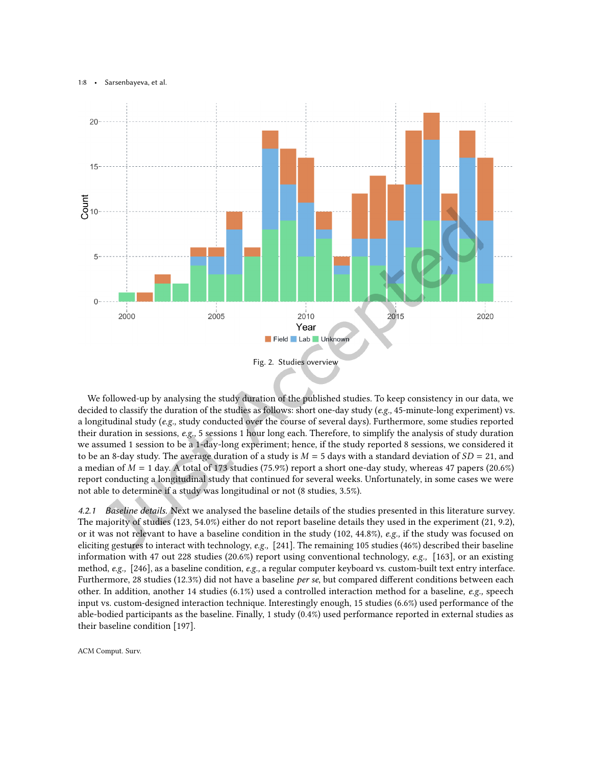Fig. 2. Studies overview

We followed-up by analysing the study duration of the published studies. To keep consistency in our data, we decided to classify the duration of the studies as follows: short one-day study (*e.g.,* 45-minute-long experiment) vs. a longitudinal study (*e.g.,* study conducted over the course of several days). Furthermore, some studies reported their duration in sessions, *e.g.,* 5 sessions 1 hour long each. Therefore, to simplify the analysis of study duration we assumed 1 session to be a 1-day-long experiment; hence, if the study reported 8 sessions, we considered it to be an 8-day study. The average duration of a study is $M = 5$ days with a standard deviation of $SD = 21$, and a median of $M = 1$ day. A total of 173 studies (75.9%) report a short one-day study, whereas 47 papers (20.6%) report conducting a longitudinal study that continued for several weeks. Unfortunately, in some cases we were not able to determine if a study was longitudinal or not (8 studies, 3.5%).

#### 4.2.1 *Baseline details.*

Next we analysed the baseline details of the studies presented in this literature survey. The majority of studies (123, 54.0%) either do not report baseline details they used in the experiment (21, 9.2), or it was not relevant to have a baseline condition in the study (102, 44.8%), *e.g.,* if the study was focused on eliciting gestures to interact with technology, *e.g.,* [241]. The remaining 105 studies (46%) described their baseline information with 47 out 228 studies (20.6%) report using conventional technology, *e.g.,* [163], or an existing method, *e.g.,* [246], as a baseline condition, *e.g.,* a regular computer keyboard vs. custom-built text entry interface. Furthermore, 28 studies (12.3%) did not have a baseline *per se*, but compared different conditions between each other. In addition, another 14 studies (6.1%) used a controlled interaction method for a baseline, *e.g.,* speech input vs. custom-designed interaction technique. Interestingly enough, 15 studies (6.6%) used performance of the able-bodied participants as the baseline. Finally, 1 study (0.4%) used performance reported in external studies as their baseline condition [197].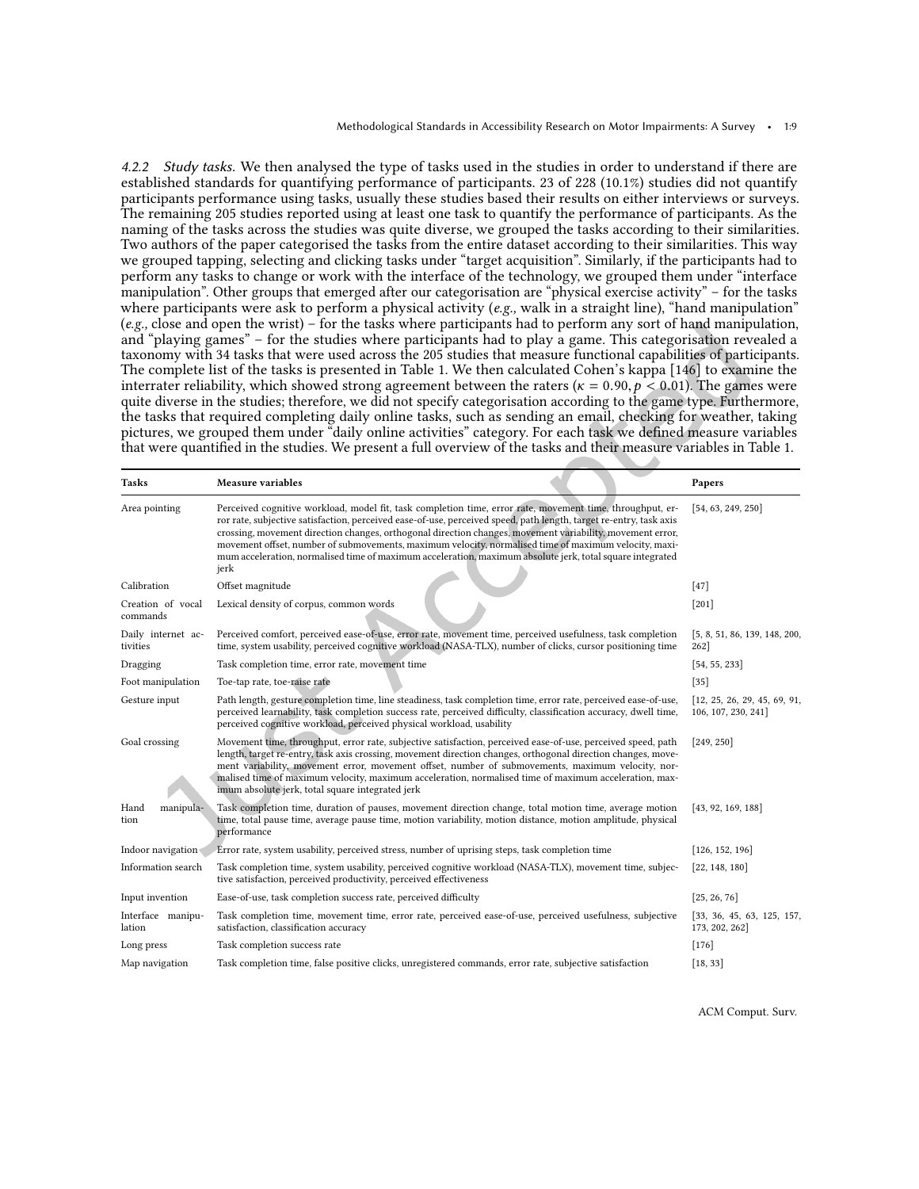#### 4.2.2 *Study tasks.*

We then analysed the type of tasks used in the studies in order to understand if there are established standards for quantifying performance of participants. 23 of 228 (10.1%) studies did not quantify participants performance using tasks, usually these studies based their results on either interviews or surveys. The remaining 205 studies reported using at least one task to quantify the performance of participants. As the naming of the tasks across the studies was quite diverse, we grouped the tasks according to their similarities. Two authors of the paper categorised the tasks from the entire dataset according to their similarities. This way we grouped tapping, selecting and clicking tasks under "target acquisition". Similarly, if the participants had to perform any tasks to change or work with the interface of the technology, we grouped them under "interface manipulation". Other groups that emerged after our categorisation are "physical exercise activity" – for the tasks where participants were ask to perform a physical activity (*e.g.,* walk in a straight line), "hand manipulation" (*e.g.,* close and open the wrist) – for the tasks where participants had to perform any sort of hand manipulation, and "playing games" – for the studies where participants had to play a game. This categorisation revealed a taxonomy with 34 tasks that were used across the 205 studies that measure functional capabilities of participants. The complete list of the tasks is presented in Table 1. We then calculated Cohen's kappa [146] to examine the interrater reliability, which showed strong agreement between the raters ($\kappa = 0.90, p < 0.01$). The games were quite diverse in the studies; therefore, we did not specify categorisation according to the game type. Furthermore, the tasks that required completing daily online tasks, such as sending an email, checking for weather, taking pictures, we grouped them under "daily online activities" category. For each task we defined measure variables that were quantified in the studies. We present a full overview of the tasks and their measure variables in Table 1.

| Tasks | Measure variables | Papers |
|---|---|---|
| Area pointing | Perceived cognitive workload, model fit, task completion time, error rate, movement time, throughput, error rate, subjective satisfaction, perceived ease-of-use, perceived speed, path length, target re-entry, task axis crossing, movement direction changes, orthogonal direction changes, movement variability, movement error, movement offset, number of submovements, maximum velocity, normalised time of maximum velocity, maximum acceleration, normalised time of maximum acceleration, maximum absolute jerk, total square integrated jerk | [54, 63, 249, 250] |
| Calibration | Offset magnitude | [47] |
| Creation of vocal commands | Lexical density of corpus, common words | [201] |
| Daily internet activities | Perceived comfort, perceived ease-of-use, error rate, movement time, perceived usefulness, task completion time, system usability, perceived cognitive workload (NASA-TLX), number of clicks, cursor positioning time | [5, 8, 51, 86, 139, 148, 200, 262] |
| Dragging | Task completion time, error rate, movement time | [54, 55, 233] |
| Foot manipulation | Toe-tap rate, toe-raise rate | [35] |
| Gesture input | Path length, gesture completion time, line steadiness, task completion time, error rate, perceived ease-of-use, perceived learnability, task completion success rate, perceived difficulty, classification accuracy, dwell time, perceived cognitive workload, perceived physical workload, usability | [12, 25, 26, 29, 45, 69, 91, 106, 107, 230, 241] |
| Goal crossing | Movement time, throughput, error rate, subjective satisfaction, perceived ease-of-use, perceived speed, path length, target re-entry, task axis crossing, movement direction changes, orthogonal direction changes, movement variability, movement error, movement offset, number of submovements, maximum velocity, normalised time of maximum velocity, maximum acceleration, normalised time of maximum acceleration, maximum absolute jerk, total square integrated jerk | [249, 250] |
| Hand manipulation | Task completion time, duration of pauses, movement direction change, total motion time, average motion time, total pause time, average pause time, motion variability, motion distance, motion amplitude, physical performance | [43, 92, 169, 188] |
| Indoor navigation | Error rate, system usability, perceived stress, number of uprising steps, task completion time | [126, 152, 196] |
| Information search | Task completion time, system usability, perceived cognitive workload (NASA-TLX), movement time, subjective satisfaction, perceived productivity, perceived effectiveness | [22, 148, 180] |
| Input invention | Ease-of-use, task completion success rate, perceived difficulty | [25, 26, 76] |
| Interface manipulation | Task completion time, movement time, error rate, perceived ease-of-use, perceived usefulness, subjective satisfaction, classification accuracy | [33, 36, 45, 63, 125, 157, 173, 202, 262] |
| Long press | Task completion success rate | [176] |
| Map navigation | Task completion time, false positive clicks, unregistered commands, error rate, subjective satisfaction | [18, 33] |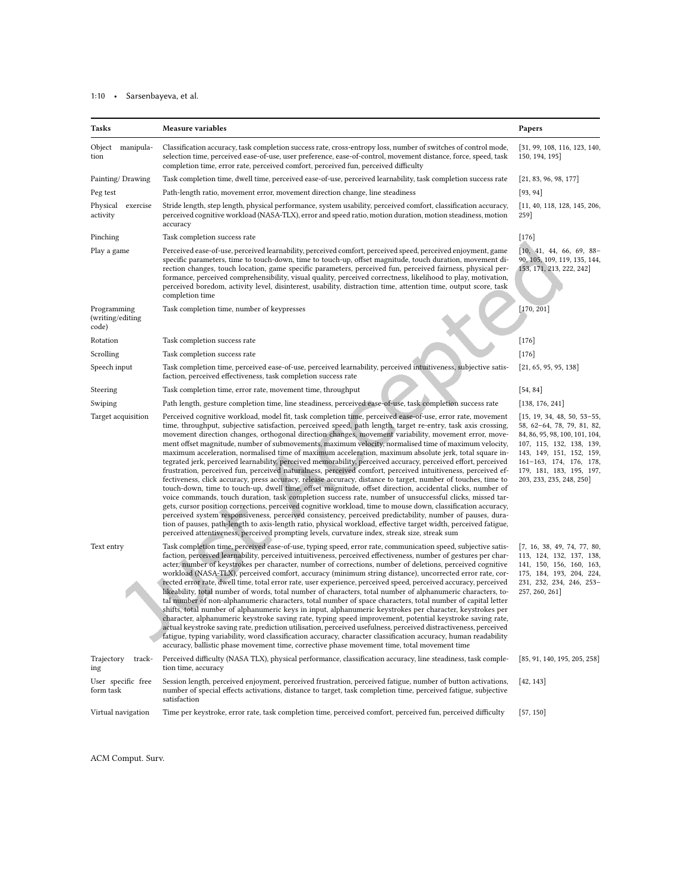| Tasks | Measure variables | Papers |
|---|---|---|
| Object manipulation | Classification accuracy, task completion success rate, cross-entropy loss, number of switches of control mode, selection time, perceived ease-of-use, user preference, ease-of-control, movement distance, force, speed, task completion time, error rate, perceived comfort, perceived fun, perceived difficulty | [31, 99, 108, 116, 123, 140, 150, 194, 195] |
| Painting/ Drawing | Task completion time, dwell time, perceived ease-of-use, perceived learnability, task completion success rate | [21, 83, 96, 98, 177] |
| Peg test | Path-length ratio, movement error, movement direction change, line steadiness | [93, 94] |
| Physical exercise activity | Stride length, step length, physical performance, system usability, perceived comfort, classification accuracy, perceived cognitive workload (NASA-TLX), error and speed ratio, motion duration, motion steadiness, motion accuracy | [11, 40, 118, 128, 145, 206, 259] |
| Pinching | Task completion success rate | [176] |
| Play a game | Perceived ease-of-use, perceived learnability, perceived comfort, perceived speed, perceived enjoyment, game specific parameters, time to touch-down, time to touch-up, offset magnitude, touch duration, movement direction changes, touch location, game specific parameters, perceived fun, perceived fairness, physical performance, perceived comprehensibility, visual quality, perceived correctness, likelihood to play, motivation, perceived boredom, activity level, disinterest, usability, distraction time, attention time, output score, task completion time | [10, 41, 44, 66, 69, 88–90, 105, 109, 119, 135, 144, 153, 171, 213, 222, 242] |
| Programming (writing/editing code) | Task completion time, number of keypresses | [170, 201] |
| Rotation | Task completion success rate | [176] |
| Scrolling | Task completion success rate | [176] |
| Speech input | Task completion time, perceived ease-of-use, perceived learnability, perceived intuitiveness, subjective satisfaction, perceived effectiveness, task completion success rate | [21, 65, 95, 95, 138] |
| Steering | Task completion time, error rate, movement time, throughput | [54, 84] |
| Swiping | Path length, gesture completion time, line steadiness, perceived ease-of-use, task completion success rate | [138, 176, 241] |
| Target acquisition | Perceived cognitive workload, model fit, task completion time, perceived ease-of-use, error rate, movement time, throughput, subjective satisfaction, perceived speed, path length, target re-entry, task axis crossing, movement direction changes, orthogonal direction changes, movement variability, movement error, movement offset magnitude, number of submovements, maximum velocity, normalised time of maximum velocity, maximum acceleration, normalised time of maximum acceleration, maximum absolute jerk, total square integrated jerk, perceived learnability, perceived memorability, perceived accuracy, perceived effort, perceived frustration, perceived fun, perceived naturalness, perceived comfort, perceived intuitiveness, perceived effectiveness, click accuracy, press accuracy, release accuracy, distance to target, number of touches, time to touch-down, time to touch-up, dwell time, offset magnitude, offset direction, accidental clicks, number of voice commands, touch duration, task completion success rate, number of unsuccessful clicks, missed targets, cursor position corrections, perceived cognitive workload, time to mouse down, classification accuracy, perceived system responsiveness, perceived consistency, perceived predictability, number of pauses, duration of pauses, path-length to axis-length ratio, physical workload, effective target width, perceived fatigue, perceived attentiveness, perceived prompting levels, curvature index, streak size, streak sum | [15, 19, 34, 48, 50, 53–55, 58, 62–64, 78, 79, 81, 82, 84, 86, 95, 98, 100, 101, 104, 107, 115, 132, 138, 139, 143, 149, 151, 152, 159, 161–163, 174, 176, 178, 179, 181, 183, 195, 197, 203, 233, 235, 248, 250] |
| Text entry | Task completion time, perceived ease-of-use, typing speed, error rate, communication speed, subjective satisfaction, perceived learnability, perceived intuitiveness, perceived effectiveness, number of gestures per character, number of keystrokes per character, number of corrections, number of deletions, perceived cognitive workload (NASA-TLX), perceived comfort, accuracy (minimum string distance), uncorrected error rate, corrected error rate, dwell time, total error rate, user experience, perceived speed, perceived accuracy, perceived likeability, total number of words, total number of characters, total number of alphanumeric characters, total number of non-alphanumeric characters, total number of space characters, total number of capital letter shifts, total number of alphanumeric keys in input, alphanumeric keystrokes per character, keystrokes per character, alphanumeric keystroke saving rate, typing speed improvement, potential keystroke saving rate, actual keystroke saving rate, prediction utilisation, perceived usefulness, perceived distractiveness, perceived fatigue, typing variability, word classification accuracy, character classification accuracy, human readability accuracy, ballistic phase movement time, corrective phase movement time, total movement time | [7, 16, 38, 49, 74, 77, 80, 113, 124, 132, 137, 138, 141, 150, 156, 160, 163, 175, 184, 193, 204, 224, 231, 232, 234, 246, 253–257, 260, 261] |
| Trajectory tracking | Perceived difficulty (NASA TLX), physical performance, classification accuracy, line steadiness, task completion time, accuracy | [85, 91, 140, 195, 205, 258] |
| User specific free form task | Session length, perceived enjoyment, perceived frustration, perceived fatigue, number of button activations, number of special effects activations, distance to target, task completion time, perceived fatigue, subjective satisfaction | [42, 143] |
| Virtual navigation | Time per keystroke, error rate, task completion time, perceived comfort, perceived fun, perceived difficulty | [57, 150] |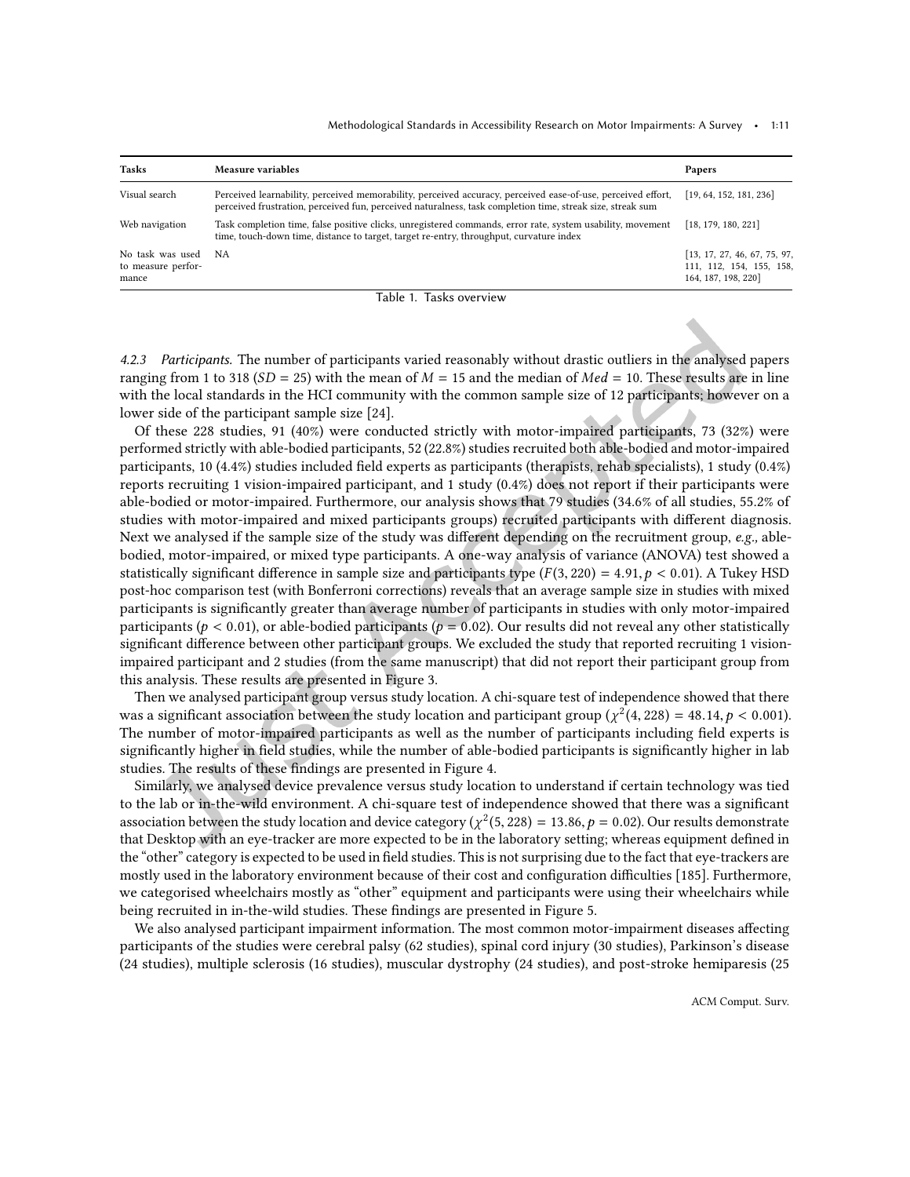| Tasks | Measure variables | Papers |
| --- | --- | --- |
| Visual search | Perceived learnability, perceived memorability, perceived accuracy, perceived ease-of-use, perceived effort, perceived frustration, perceived fun, perceived naturalness, task completion time, streak size, streak sum | [19, 64, 152, 181, 236] |
| Web navigation | Task completion time, false positive clicks, unregistered commands, error rate, system usability, movement time, touch-down time, distance to target, target re-entry, throughput, curvature index | [18, 179, 180, 221] |
| No task was used to measure performance | NA | [13, 17, 27, 46, 67, 75, 97, 111, 112, 154, 155, 158, 164, 187, 198, 220] |

Table 1. Tasks overview

#### 4.2.3 *Participants.*

The number of participants varied reasonably without drastic outliers in the analysed papers ranging from 1 to 318 ($SD = 25$) with the mean of $M = 15$ and the median of $Med = 10$. These results are in line with the local standards in the HCI community with the common sample size of 12 participants; however on a lower side of the participant sample size [24].

Of these 228 studies, 91 (40%) were conducted strictly with motor-impaired participants, 73 (32%) were performed strictly with able-bodied participants, 52 (22.8%) studies recruited both able-bodied and motor-impaired participants, 10 (4.4%) studies included field experts as participants (therapists, rehab specialists), 1 study (0.4%) reports recruiting 1 vision-impaired participant, and 1 study (0.4%) does not report if their participants were able-bodied or motor-impaired. Furthermore, our analysis shows that 79 studies (34.6% of all studies, 55.2% of studies with motor-impaired and mixed participants groups) recruited participants with different diagnosis. Next we analysed if the sample size of the study was different depending on the recruitment group, *e.g.*, able-bodied, motor-impaired, or mixed type participants. A one-way analysis of variance (ANOVA) test showed a statistically significant difference in sample size and participants type ($F(3, 220) = 4.91, p < 0.01$). A Tukey HSD post-hoc comparison test (with Bonferroni corrections) reveals that an average sample size in studies with mixed participants is significantly greater than average number of participants in studies with only motor-impaired participants ($p < 0.01$), or able-bodied participants ($p = 0.02$). Our results did not reveal any other statistically significant difference between other participant groups. We excluded the study that reported recruiting 1 vision-impaired participant and 2 studies (from the same manuscript) that did not report their participant group from this analysis. These results are presented in Figure 3.

Then we analysed participant group versus study location. A chi-square test of independence showed that there was a significant association between the study location and participant group ($\chi^2(4, 228) = 48.14, p < 0.001$). The number of motor-impaired participants as well as the number of participants including field experts is significantly higher in field studies, while the number of able-bodied participants is significantly higher in lab studies. The results of these findings are presented in Figure 4.

Similarly, we analysed device prevalence versus study location to understand if certain technology was tied to the lab or in-the-wild environment. A chi-square test of independence showed that there was a significant association between the study location and device category ($\chi^2(5, 228) = 13.86, p = 0.02$). Our results demonstrate that Desktop with an eye-tracker are more expected to be in the laboratory setting; whereas equipment defined in the "other" category is expected to be used in field studies. This is not surprising due to the fact that eye-trackers are mostly used in the laboratory environment because of their cost and configuration difficulties [185]. Furthermore, we categorised wheelchairs mostly as "other" equipment and participants were using their wheelchairs while being recruited in in-the-wild studies. These findings are presented in Figure 5.

We also analysed participant impairment information. The most common motor-impairment diseases affecting participants of the studies were cerebral palsy (62 studies), spinal cord injury (30 studies), Parkinson's disease (24 studies), multiple sclerosis (16 studies), muscular dystrophy (24 studies), and post-stroke hemiparesis (25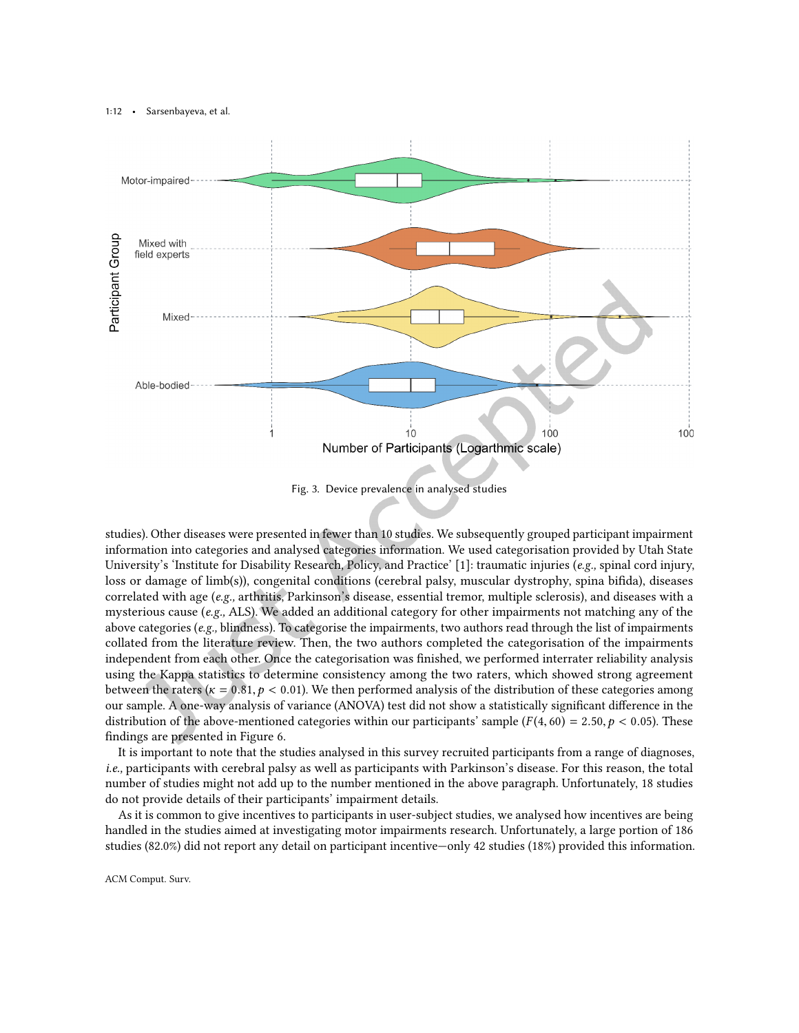Fig. 3. Device prevalence in analysed studies

studies). Other diseases were presented in fewer than 10 studies. We subsequently grouped participant impairment information into categories and analysed categories information. We used categorisation provided by Utah State University's 'Institute for Disability Research, Policy, and Practice' [1]: traumatic injuries (*e.g.,* spinal cord injury, loss or damage of limb(s)), congenital conditions (cerebral palsy, muscular dystrophy, spina bifida), diseases correlated with age (*e.g.,* arthritis, Parkinson's disease, essential tremor, multiple sclerosis), and diseases with a mysterious cause (*e.g.,* ALS). We added an additional category for other impairments not matching any of the above categories (*e.g.,* blindness). To categorise the impairments, two authors read through the list of impairments collated from the literature review. Then, the two authors completed the categorisation of the impairments independent from each other. Once the categorisation was finished, we performed interrater reliability analysis using the Kappa statistics to determine consistency among the two raters, which showed strong agreement between the raters ($\kappa = 0.81, p < 0.01$). We then performed analysis of the distribution of these categories among our sample. A one-way analysis of variance (ANOVA) test did not show a statistically significant difference in the distribution of the above-mentioned categories within our participants' sample ($F(4, 60) = 2.50, p < 0.05$). These findings are presented in Figure 6.

It is important to note that the studies analysed in this survey recruited participants from a range of diagnoses, *i.e.,* participants with cerebral palsy as well as participants with Parkinson's disease. For this reason, the total number of studies might not add up to the number mentioned in the above paragraph. Unfortunately, 18 studies do not provide details of their participants' impairment details.

As it is common to give incentives to participants in user-subject studies, we analysed how incentives are being handled in the studies aimed at investigating motor impairments research. Unfortunately, a large portion of 186 studies (82.0%) did not report any detail on participant incentive—only 42 studies (18%) provided this information.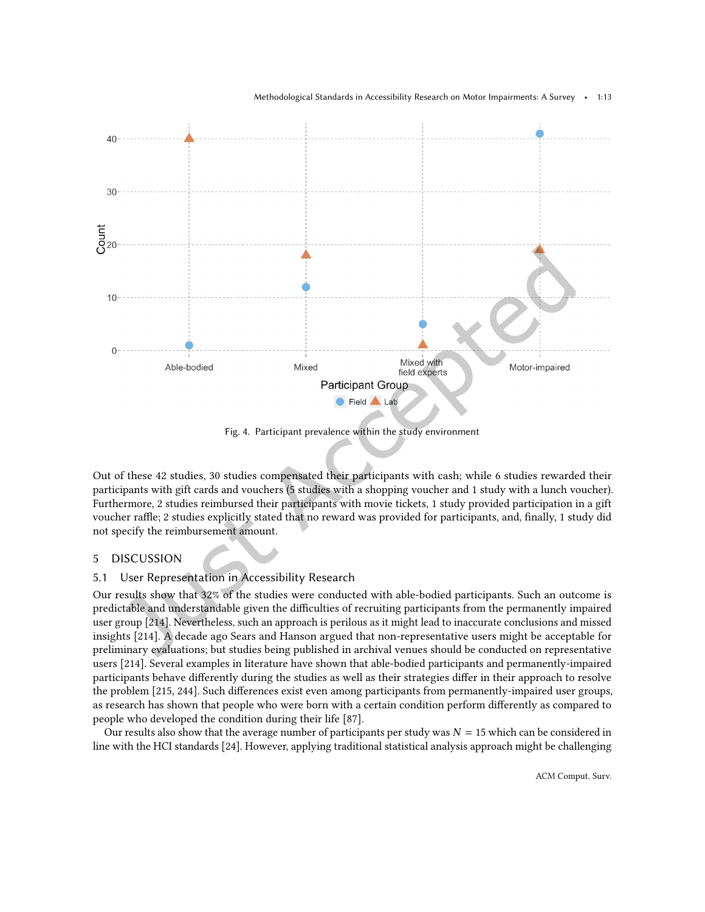Fig. 4. Participant prevalence within the study environment

Out of these 42 studies, 30 studies compensated their participants with cash; while 6 studies rewarded their participants with gift cards and vouchers (5 studies with a shopping voucher and 1 study with a lunch voucher). Furthermore, 2 studies reimbursed their participants with movie tickets, 1 study provided participation in a gift voucher raffle; 2 studies explicitly stated that no reward was provided for participants, and, finally, 1 study did not specify the reimbursement amount.

## 5 DISCUSSION

### 5.1 User Representation in Accessibility Research

Our results show that 32% of the studies were conducted with able-bodied participants. Such an outcome is predictable and understandable given the difficulties of recruiting participants from the permanently impaired user group [214]. Nevertheless, such an approach is perilous as it might lead to inaccurate conclusions and missed insights [214]. A decade ago Sears and Hanson argued that non-representative users might be acceptable for preliminary evaluations; but studies being published in archival venues should be conducted on representative users [214]. Several examples in literature have shown that able-bodied participants and permanently-impaired participants behave differently during the studies as well as their strategies differ in their approach to resolve the problem [215, 244]. Such differences exist even among participants from permanently-impaired user groups, as research has shown that people who were born with a certain condition perform differently as compared to people who developed the condition during their life [87].

Our results also show that the average number of participants per study was $N = 15$ which can be considered in line with the HCI standards [24]. However, applying traditional statistical analysis approach might be challenging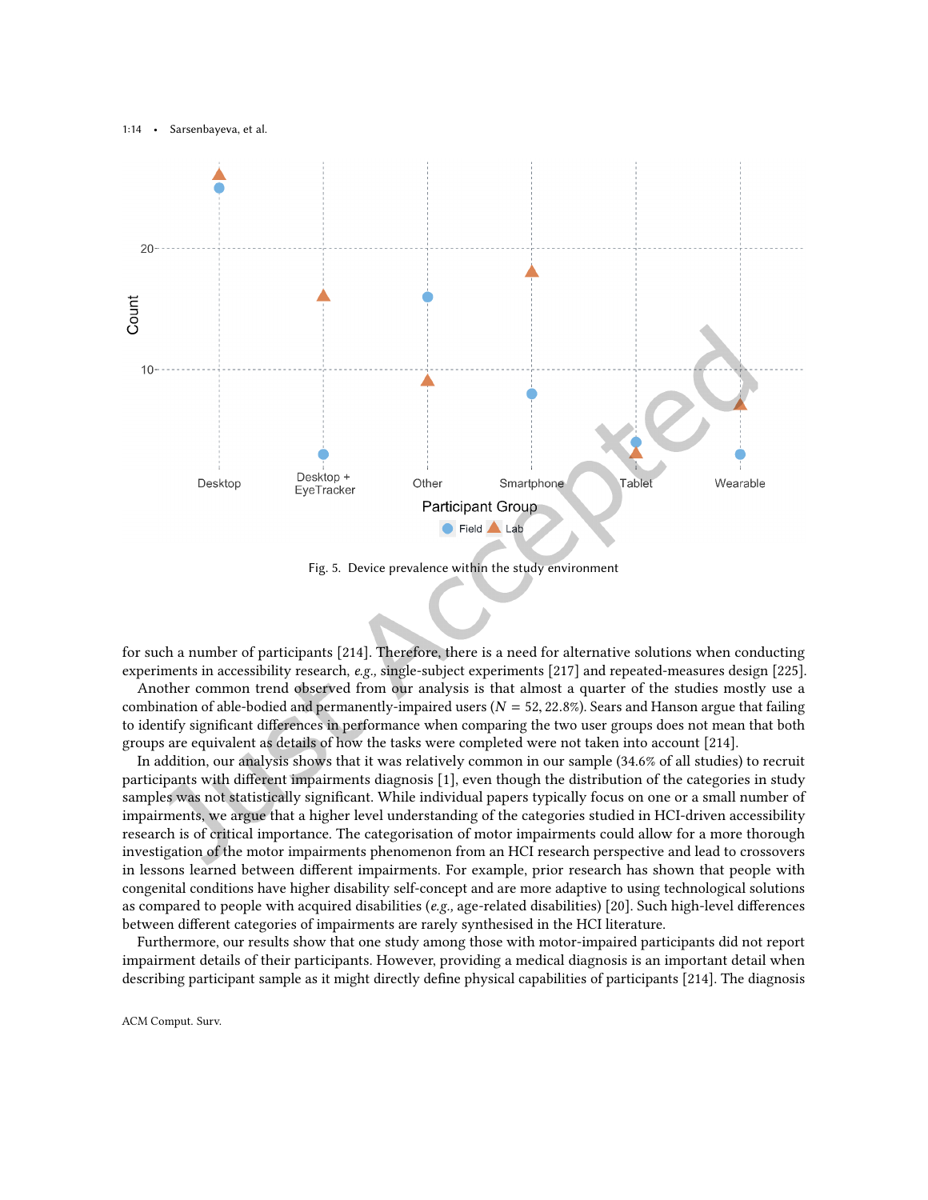Fig. 5. Device prevalence within the study environment

for such a number of participants [214]. Therefore, there is a need for alternative solutions when conducting experiments in accessibility research, *e.g.,* single-subject experiments [217] and repeated-measures design [225].

Another common trend observed from our analysis is that almost a quarter of the studies mostly use a combination of able-bodied and permanently-impaired users ($N = 52$, 22.8%). Sears and Hanson argue that failing to identify significant differences in performance when comparing the two user groups does not mean that both groups are equivalent as details of how the tasks were completed were not taken into account [214].

In addition, our analysis shows that it was relatively common in our sample (34.6% of all studies) to recruit participants with different impairments diagnosis [1], even though the distribution of the categories in study samples was not statistically significant. While individual papers typically focus on one or a small number of impairments, we argue that a higher level understanding of the categories studied in HCI-driven accessibility research is of critical importance. The categorisation of motor impairments could allow for a more thorough investigation of the motor impairments phenomenon from an HCI research perspective and lead to crossovers in lessons learned between different impairments. For example, prior research has shown that people with congenital conditions have higher disability self-concept and are more adaptive to using technological solutions as compared to people with acquired disabilities (*e.g.,* age-related disabilities) [20]. Such high-level differences between different categories of impairments are rarely synthesised in the HCI literature.

Furthermore, our results show that one study among those with motor-impaired participants did not report impairment details of their participants. However, providing a medical diagnosis is an important detail when describing participant sample as it might directly define physical capabilities of participants [214]. The diagnosis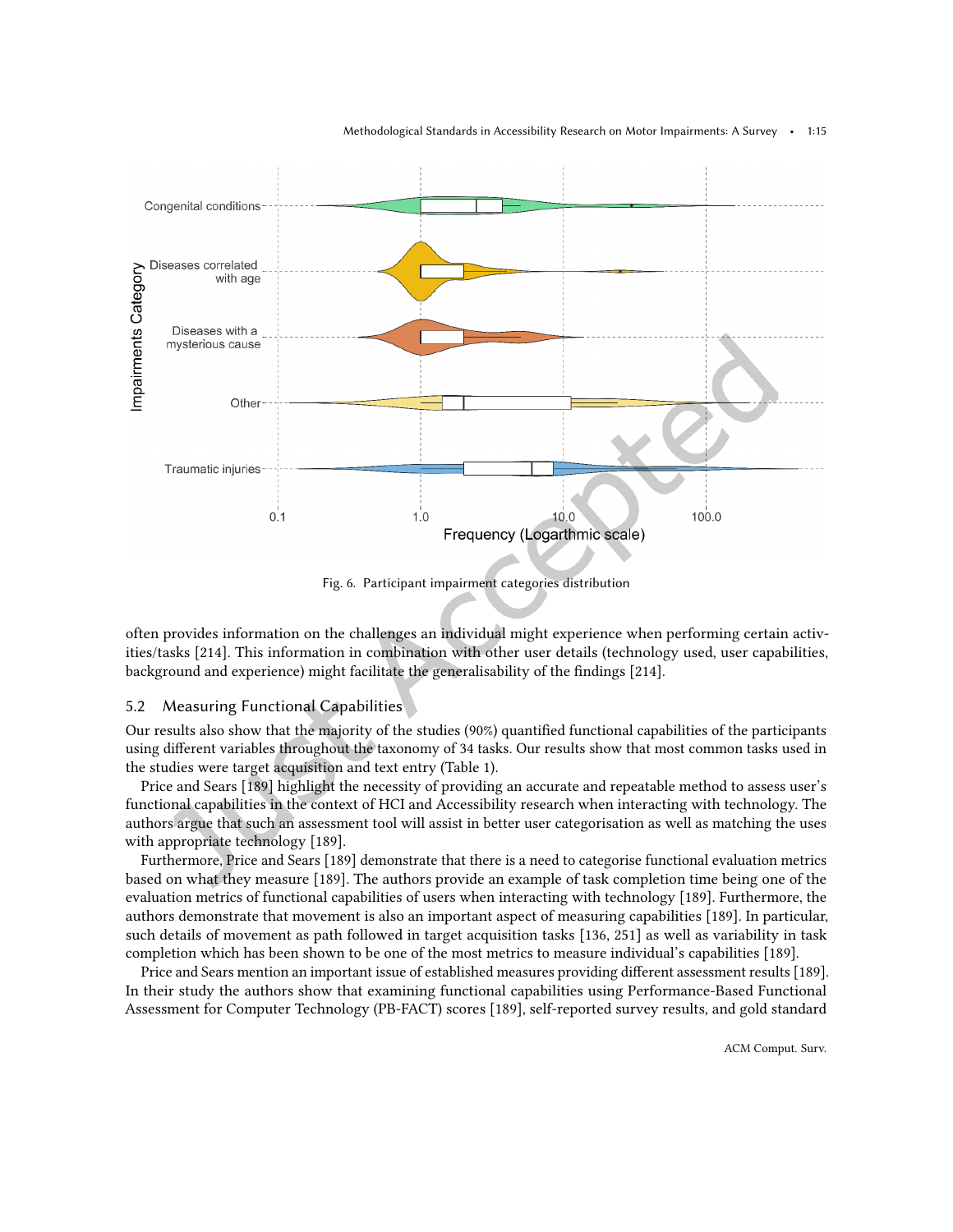Fig. 6. Participant impairment categories distribution

often provides information on the challenges an individual might experience when performing certain activities/tasks [214]. This information in combination with other user details (technology used, user capabilities, background and experience) might facilitate the generalisability of the findings [214].

## 5.2 Measuring Functional Capabilities

Our results also show that the majority of the studies (90%) quantified functional capabilities of the participants using different variables throughout the taxonomy of 34 tasks. Our results show that most common tasks used in the studies were target acquisition and text entry (Table 1).

Price and Sears [189] highlight the necessity of providing an accurate and repeatable method to assess user's functional capabilities in the context of HCI and Accessibility research when interacting with technology. The authors argue that such an assessment tool will assist in better user categorisation as well as matching the uses with appropriate technology [189].

Furthermore, Price and Sears [189] demonstrate that there is a need to categorise functional evaluation metrics based on what they measure [189]. The authors provide an example of task completion time being one of the evaluation metrics of functional capabilities of users when interacting with technology [189]. Furthermore, the authors demonstrate that movement is also an important aspect of measuring capabilities [189]. In particular, such details of movement as path followed in target acquisition tasks [136, 251] as well as variability in task completion which has been shown to be one of the most metrics to measure individual's capabilities [189].

Price and Sears mention an important issue of established measures providing different assessment results [189]. In their study the authors show that examining functional capabilities using Performance-Based Functional Assessment for Computer Technology (PB-FACT) scores [189], self-reported survey results, and gold standard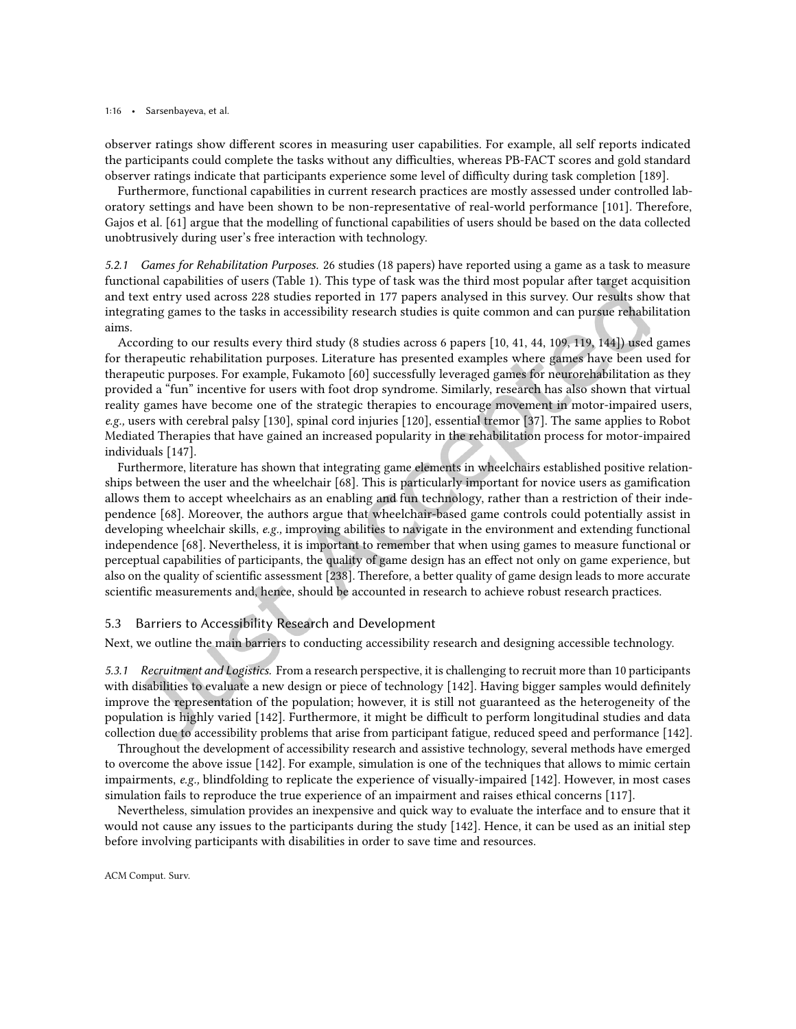observer ratings show different scores in measuring user capabilities. For example, all self reports indicated the participants could complete the tasks without any difficulties, whereas PB-FACT scores and gold standard observer ratings indicate that participants experience some level of difficulty during task completion [189].

Furthermore, functional capabilities in current research practices are mostly assessed under controlled laboratory settings and have been shown to be non-representative of real-world performance [101]. Therefore, Gajos et al. [61] argue that the modelling of functional capabilities of users should be based on the data collected unobtrusively during user's free interaction with technology.

#### 5.2.1 Games for Rehabilitation Purposes.

26 studies (18 papers) have reported using a game as a task to measure functional capabilities of users (Table 1). This type of task was the third most popular after target acquisition and text entry used across 228 studies reported in 177 papers analysed in this survey. Our results show that integrating games to the tasks in accessibility research studies is quite common and can pursue rehabilitation aims.

According to our results every third study (8 studies across 6 papers [10, 41, 44, 109, 119, 144]) used games for therapeutic rehabilitation purposes. Literature has presented examples where games have been used for therapeutic purposes. For example, Fukamoto [60] successfully leveraged games for neurorehabilitation as they provided a "fun" incentive for users with foot drop syndrome. Similarly, research has also shown that virtual reality games have become one of the strategic therapies to encourage movement in motor-impaired users, *e.g.,* users with cerebral palsy [130], spinal cord injuries [120], essential tremor [37]. The same applies to Robot Mediated Therapies that have gained an increased popularity in the rehabilitation process for motor-impaired individuals [147].

Furthermore, literature has shown that integrating game elements in wheelchairs established positive relationships between the user and the wheelchair [68]. This is particularly important for novice users as gamification allows them to accept wheelchairs as an enabling and fun technology, rather than a restriction of their independence [68]. Moreover, the authors argue that wheelchair-based game controls could potentially assist in developing wheelchair skills, *e.g.,* improving abilities to navigate in the environment and extending functional independence [68]. Nevertheless, it is important to remember that when using games to measure functional or perceptual capabilities of participants, the quality of game design has an effect not only on game experience, but also on the quality of scientific assessment [238]. Therefore, a better quality of game design leads to more accurate scientific measurements and, hence, should be accounted in research to achieve robust research practices.

### 5.3 Barriers to Accessibility Research and Development

Next, we outline the main barriers to conducting accessibility research and designing accessible technology.

#### 5.3.1 Recruitment and Logistics.

From a research perspective, it is challenging to recruit more than 10 participants with disabilities to evaluate a new design or piece of technology [142]. Having bigger samples would definitely improve the representation of the population; however, it is still not guaranteed as the heterogeneity of the population is highly varied [142]. Furthermore, it might be difficult to perform longitudinal studies and data collection due to accessibility problems that arise from participant fatigue, reduced speed and performance [142].

Throughout the development of accessibility research and assistive technology, several methods have emerged to overcome the above issue [142]. For example, simulation is one of the techniques that allows to mimic certain impairments, *e.g.,* blindfolding to replicate the experience of visually-impaired [142]. However, in most cases simulation fails to reproduce the true experience of an impairment and raises ethical concerns [117].

Nevertheless, simulation provides an inexpensive and quick way to evaluate the interface and to ensure that it would not cause any issues to the participants during the study [142]. Hence, it can be used as an initial step before involving participants with disabilities in order to save time and resources.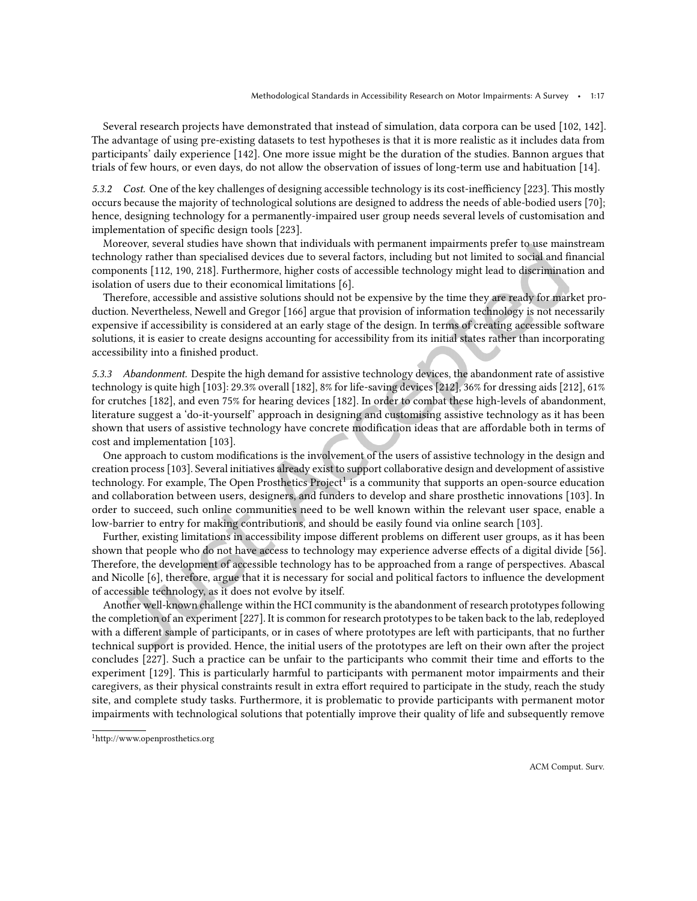Several research projects have demonstrated that instead of simulation, data corpora can be used [102, 142]. The advantage of using pre-existing datasets to test hypotheses is that it is more realistic as it includes data from participants' daily experience [142]. One more issue might be the duration of the studies. Bannon argues that trials of few hours, or even days, do not allow the observation of issues of long-term use and habituation [14].

#### 5.3.2 *Cost.*

One of the key challenges of designing accessible technology is its cost-inefficiency [223]. This mostly occurs because the majority of technological solutions are designed to address the needs of able-bodied users [70]; hence, designing technology for a permanently-impaired user group needs several levels of customisation and implementation of specific design tools [223].

Moreover, several studies have shown that individuals with permanent impairments prefer to use mainstream technology rather than specialised devices due to several factors, including but not limited to social and financial components [112, 190, 218]. Furthermore, higher costs of accessible technology might lead to discrimination and isolation of users due to their economical limitations [6].

Therefore, accessible and assistive solutions should not be expensive by the time they are ready for market production. Nevertheless, Newell and Gregor [166] argue that provision of information technology is not necessarily expensive if accessibility is considered at an early stage of the design. In terms of creating accessible software solutions, it is easier to create designs accounting for accessibility from its initial states rather than incorporating accessibility into a finished product.

#### 5.3.3 *Abandonment.*

Despite the high demand for assistive technology devices, the abandonment rate of assistive technology is quite high [103]: 29.3% overall [182], 8% for life-saving devices [212], 36% for dressing aids [212], 61% for crutches [182], and even 75% for hearing devices [182]. In order to combat these high-levels of abandonment, literature suggest a 'do-it-yourself' approach in designing and customising assistive technology as it has been shown that users of assistive technology have concrete modification ideas that are affordable both in terms of cost and implementation [103].

One approach to custom modifications is the involvement of the users of assistive technology in the design and creation process [103]. Several initiatives already exist to support collaborative design and development of assistive technology. For example, The Open Prosthetics Project[1] is a community that supports an open-source education and collaboration between users, designers, and funders to develop and share prosthetic innovations [103]. In order to succeed, such online communities need to be well known within the relevant user space, enable a low-barrier to entry for making contributions, and should be easily found via online search [103].

Further, existing limitations in accessibility impose different problems on different user groups, as it has been shown that people who do not have access to technology may experience adverse effects of a digital divide [56]. Therefore, the development of accessible technology has to be approached from a range of perspectives. Abascal and Nicolle [6], therefore, argue that it is necessary for social and political factors to influence the development of accessible technology, as it does not evolve by itself.

Another well-known challenge within the HCI community is the abandonment of research prototypes following the completion of an experiment [227]. It is common for research prototypes to be taken back to the lab, redeployed with a different sample of participants, or in cases of where prototypes are left with participants, that no further technical support is provided. Hence, the initial users of the prototypes are left on their own after the project concludes [227]. Such a practice can be unfair to the participants who commit their time and efforts to the experiment [129]. This is particularly harmful to participants with permanent motor impairments and their caregivers, as their physical constraints result in extra effort required to participate in the study, reach the study site, and complete study tasks. Furthermore, it is problematic to provide participants with permanent motor impairments with technological solutions that potentially improve their quality of life and subsequently remove

[1] http://www.openprosthetics.org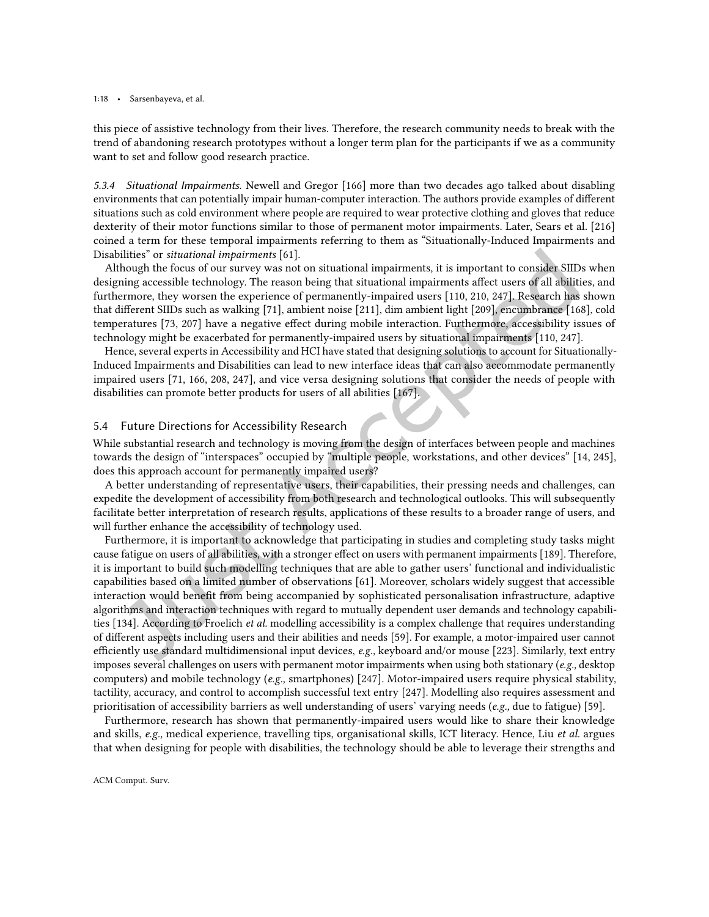this piece of assistive technology from their lives. Therefore, the research community needs to break with the trend of abandoning research prototypes without a longer term plan for the participants if we as a community want to set and follow good research practice.

#### 5.3.4 *Situational Impairments.*

Newell and Gregor [166] more than two decades ago talked about disabling environments that can potentially impair human-computer interaction. The authors provide examples of different situations such as cold environment where people are required to wear protective clothing and gloves that reduce dexterity of their motor functions similar to those of permanent motor impairments. Later, Sears et al. [216] coined a term for these temporal impairments referring to them as "Situationally-Induced Impairments and Disabilities" or *situational impairments* [61].

Although the focus of our survey was not on situational impairments, it is important to consider SIIDs when designing accessible technology. The reason being that situational impairments affect users of all abilities, and furthermore, they worsen the experience of permanently-impaired users [110, 210, 247]. Research has shown that different SIIDs such as walking [71], ambient noise [211], dim ambient light [209], encumbrance [168], cold temperatures [73, 207] have a negative effect during mobile interaction. Furthermore, accessibility issues of technology might be exacerbated for permanently-impaired users by situational impairments [110, 247].

Hence, several experts in Accessibility and HCI have stated that designing solutions to account for Situationally-Induced Impairments and Disabilities can lead to new interface ideas that can also accommodate permanently impaired users [71, 166, 208, 247], and vice versa designing solutions that consider the needs of people with disabilities can promote better products for users of all abilities [167].

### 5.4 Future Directions for Accessibility Research

While substantial research and technology is moving from the design of interfaces between people and machines towards the design of "interspaces" occupied by "multiple people, workstations, and other devices" [14, 245], does this approach account for permanently impaired users?

A better understanding of representative users, their capabilities, their pressing needs and challenges, can expedite the development of accessibility from both research and technological outlooks. This will subsequently facilitate better interpretation of research results, applications of these results to a broader range of users, and will further enhance the accessibility of technology used.

Furthermore, it is important to acknowledge that participating in studies and completing study tasks might cause fatigue on users of all abilities, with a stronger effect on users with permanent impairments [189]. Therefore, it is important to build such modelling techniques that are able to gather users' functional and individualistic capabilities based on a limited number of observations [61]. Moreover, scholars widely suggest that accessible interaction would benefit from being accompanied by sophisticated personalisation infrastructure, adaptive algorithms and interaction techniques with regard to mutually dependent user demands and technology capabilities [134]. According to Froelich *et al.* modelling accessibility is a complex challenge that requires understanding of different aspects including users and their abilities and needs [59]. For example, a motor-impaired user cannot efficiently use standard multidimensional input devices, *e.g.,* keyboard and/or mouse [223]. Similarly, text entry imposes several challenges on users with permanent motor impairments when using both stationary (*e.g.,* desktop computers) and mobile technology (*e.g.,* smartphones) [247]. Motor-impaired users require physical stability, tactility, accuracy, and control to accomplish successful text entry [247]. Modelling also requires assessment and prioritisation of accessibility barriers as well understanding of users' varying needs (*e.g.,* due to fatigue) [59].

Furthermore, research has shown that permanently-impaired users would like to share their knowledge and skills, *e.g.,* medical experience, travelling tips, organisational skills, ICT literacy. Hence, Liu *et al.* argues that when designing for people with disabilities, the technology should be able to leverage their strengths and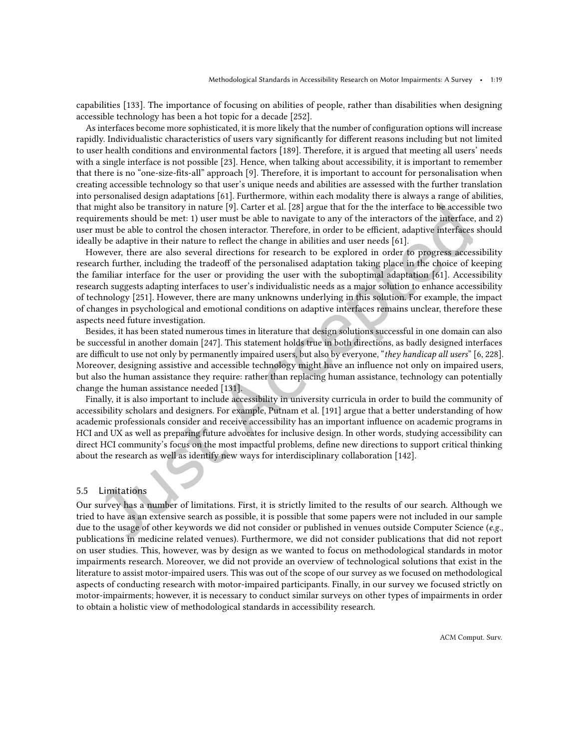capabilities [133]. The importance of focusing on abilities of people, rather than disabilities when designing accessible technology has been a hot topic for a decade [252].

As interfaces become more sophisticated, it is more likely that the number of configuration options will increase rapidly. Individualistic characteristics of users vary significantly for different reasons including but not limited to user health conditions and environmental factors [189]. Therefore, it is argued that meeting all users' needs with a single interface is not possible [23]. Hence, when talking about accessibility, it is important to remember that there is no "one-size-fits-all" approach [9]. Therefore, it is important to account for personalisation when creating accessible technology so that user's unique needs and abilities are assessed with the further translation into personalised design adaptations [61]. Furthermore, within each modality there is always a range of abilities, that might also be transitory in nature [9]. Carter et al. [28] argue that for the the interface to be accessible two requirements should be met: 1) user must be able to navigate to any of the interactors of the interface, and 2) user must be able to control the chosen interactor. Therefore, in order to be efficient, adaptive interfaces should ideally be adaptive in their nature to reflect the change in abilities and user needs [61].

However, there are also several directions for research to be explored in order to progress accessibility research further, including the tradeoff of the personalised adaptation taking place in the choice of keeping the familiar interface for the user or providing the user with the suboptimal adaptation [61]. Accessibility research suggests adapting interfaces to user's individualistic needs as a major solution to enhance accessibility of technology [251]. However, there are many unknowns underlying in this solution. For example, the impact of changes in psychological and emotional conditions on adaptive interfaces remains unclear, therefore these aspects need future investigation.

Besides, it has been stated numerous times in literature that design solutions successful in one domain can also be successful in another domain [247]. This statement holds true in both directions, as badly designed interfaces are difficult to use not only by permanently impaired users, but also by everyone, "*they handicap all users*" [6, 228]. Moreover, designing assistive and accessible technology might have an influence not only on impaired users, but also the human assistance they require: rather than replacing human assistance, technology can potentially change the human assistance needed [131].

Finally, it is also important to include accessibility in university curricula in order to build the community of accessibility scholars and designers. For example, Putnam et al. [191] argue that a better understanding of how academic professionals consider and receive accessibility has an important influence on academic programs in HCI and UX as well as preparing future advocates for inclusive design. In other words, studying accessibility can direct HCI community's focus on the most impactful problems, define new directions to support critical thinking about the research as well as identify new ways for interdisciplinary collaboration [142].

## 5.5 Limitations

Our survey has a number of limitations. First, it is strictly limited to the results of our search. Although we tried to have as an extensive search as possible, it is possible that some papers were not included in our sample due to the usage of other keywords we did not consider or published in venues outside Computer Science (*e.g.*, publications in medicine related venues). Furthermore, we did not consider publications that did not report on user studies. This, however, was by design as we wanted to focus on methodological standards in motor impairments research. Moreover, we did not provide an overview of technological solutions that exist in the literature to assist motor-impaired users. This was out of the scope of our survey as we focused on methodological aspects of conducting research with motor-impaired participants. Finally, in our survey we focused strictly on motor-impairments; however, it is necessary to conduct similar surveys on other types of impairments in order to obtain a holistic view of methodological standards in accessibility research.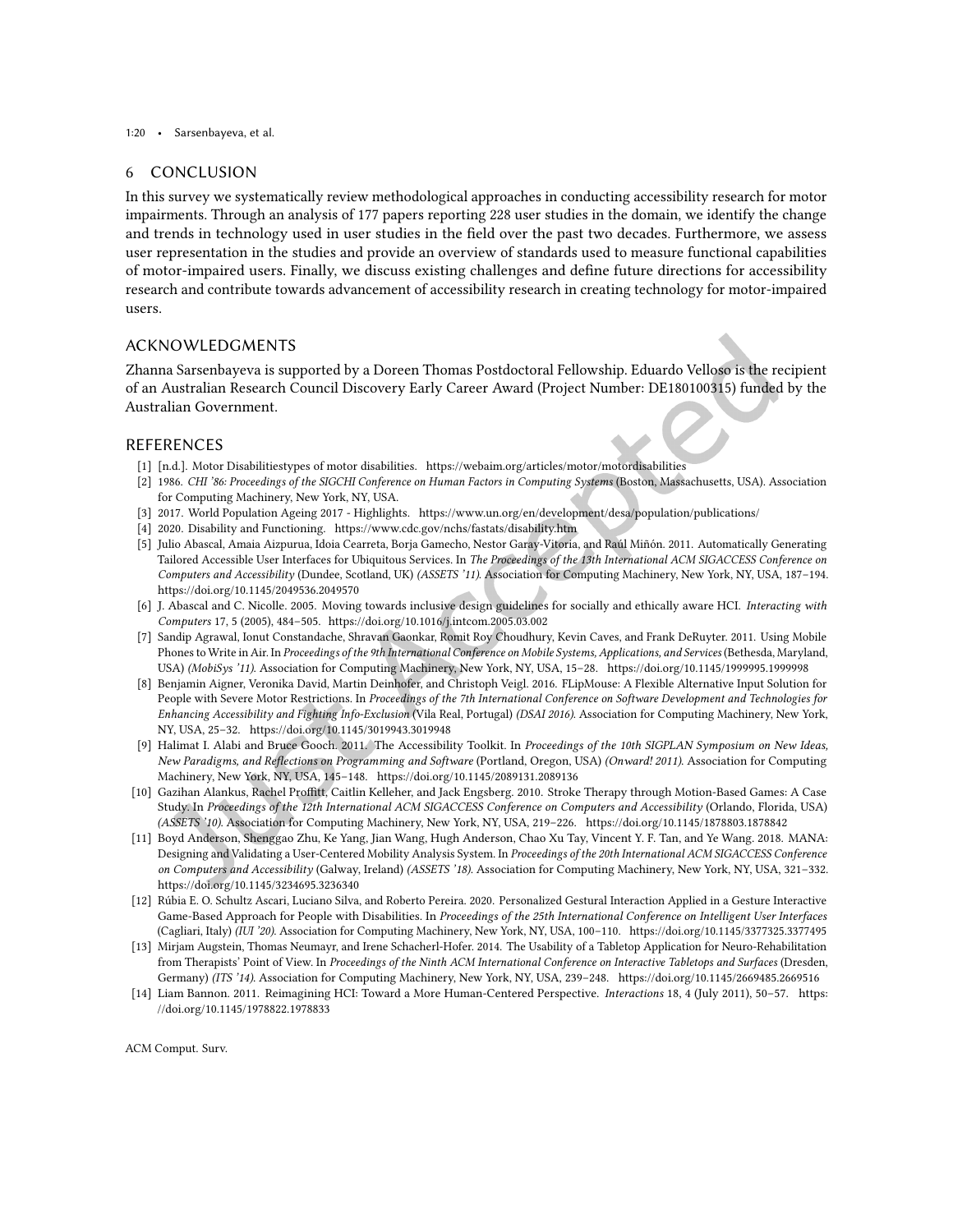## 6 CONCLUSION

In this survey we systematically review methodological approaches in conducting accessibility research for motor impairments. Through an analysis of 177 papers reporting 228 user studies in the domain, we identify the change and trends in technology used in user studies in the field over the past two decades. Furthermore, we assess user representation in the studies and provide an overview of standards used to measure functional capabilities of motor-impaired users. Finally, we discuss existing challenges and define future directions for accessibility research and contribute towards advancement of accessibility research in creating technology for motor-impaired users.

## ACKNOWLEDGMENTS

Zhanna Sarsenbayeva is supported by a Doreen Thomas Postdoctoral Fellowship. Eduardo Velloso is the recipient of an Australian Research Council Discovery Early Career Award (Project Number: DE180100315) funded by the Australian Government.

## REFERENCES

[1] [n.d.]. Motor Disabilitiestypes of motor disabilities. https://webaim.org/articles/motor/motordisabilities

[2] 1986. *CHI '86: Proceedings of the SIGCHI Conference on Human Factors in Computing Systems* (Boston, Massachusetts, USA). Association for Computing Machinery, New York, NY, USA.

[3] 2017. World Population Ageing 2017 - Highlights. https://www.un.org/en/development/desa/population/publications/

[4] 2020. Disability and Functioning. https://www.cdc.gov/nchs/fastats/disability.htm

[5] Julio Abascal, Amaia Aizpurua, Idoia Cearreta, Borja Gamecho, Nestor Garay-Vitoria, and Raúl Miñón. 2011. Automatically Generating Tailored Accessible User Interfaces for Ubiquitous Services. In *The Proceedings of the 13th International ACM SIGACCESS Conference on Computers and Accessibility* (Dundee, Scotland, UK) *(ASSETS '11)*. Association for Computing Machinery, New York, NY, USA, 187–194. https://doi.org/10.1145/2049536.2049570

[6] J. Abascal and C. Nicolle. 2005. Moving towards inclusive design guidelines for socially and ethically aware HCI. *Interacting with Computers* 17, 5 (2005), 484–505. https://doi.org/10.1016/j.intcom.2005.03.002

[7] Sandip Agrawal, Ionut Constandache, Shravan Gaonkar, Romit Roy Choudhury, Kevin Caves, and Frank DeRuyter. 2011. Using Mobile Phones to Write in Air. In *Proceedings of the 9th International Conference on Mobile Systems, Applications, and Services* (Bethesda, Maryland, USA) *(MobiSys '11)*. Association for Computing Machinery, New York, NY, USA, 15–28. https://doi.org/10.1145/1999995.1999998

[8] Benjamin Aigner, Veronika David, Martin Deinhofer, and Christoph Veigl. 2016. FLipMouse: A Flexible Alternative Input Solution for People with Severe Motor Restrictions. In *Proceedings of the 7th International Conference on Software Development and Technologies for Enhancing Accessibility and Fighting Info-Exclusion* (Vila Real, Portugal) *(DSAI 2016)*. Association for Computing Machinery, New York, NY, USA, 25–32. https://doi.org/10.1145/3019943.3019948

[9] Halimat I. Alabi and Bruce Gooch. 2011. The Accessibility Toolkit. In *Proceedings of the 10th SIGPLAN Symposium on New Ideas, New Paradigms, and Reflections on Programming and Software* (Portland, Oregon, USA) *(Onward! 2011)*. Association for Computing Machinery, New York, NY, USA, 145–148. https://doi.org/10.1145/2089131.2089136

[10] Gazihan Alankus, Rachel Proffitt, Caitlin Kelleher, and Jack Engsberg. 2010. Stroke Therapy through Motion-Based Games: A Case Study. In *Proceedings of the 12th International ACM SIGACCESS Conference on Computers and Accessibility* (Orlando, Florida, USA) *(ASSETS '10)*. Association for Computing Machinery, New York, NY, USA, 219–226. https://doi.org/10.1145/1878803.1878842

[11] Boyd Anderson, Shenggao Zhu, Ke Yang, Jian Wang, Hugh Anderson, Chao Xu Tay, Vincent Y. F. Tan, and Ye Wang. 2018. MANA: Designing and Validating a User-Centered Mobility Analysis System. In *Proceedings of the 20th International ACM SIGACCESS Conference on Computers and Accessibility* (Galway, Ireland) *(ASSETS '18)*. Association for Computing Machinery, New York, NY, USA, 321–332. https://doi.org/10.1145/3234695.3236340

[12] Rúbia E. O. Schultz Ascari, Luciano Silva, and Roberto Pereira. 2020. Personalized Gestural Interaction Applied in a Gesture Interactive Game-Based Approach for People with Disabilities. In *Proceedings of the 25th International Conference on Intelligent User Interfaces* (Cagliari, Italy) *(IUI '20)*. Association for Computing Machinery, New York, NY, USA, 100–110. https://doi.org/10.1145/3377325.3377495

[13] Mirjam Augstein, Thomas Neumayr, and Irene Schacherl-Hofer. 2014. The Usability of a Tabletop Application for Neuro-Rehabilitation from Therapists' Point of View. In *Proceedings of the Ninth ACM International Conference on Interactive Tabletops and Surfaces* (Dresden, Germany) *(ITS '14)*. Association for Computing Machinery, New York, NY, USA, 239–248. https://doi.org/10.1145/2669485.2669516

[14] Liam Bannon. 2011. Reimagining HCI: Toward a More Human-Centered Perspective. *Interactions* 18, 4 (July 2011), 50–57. https://doi.org/10.1145/1978822.1978833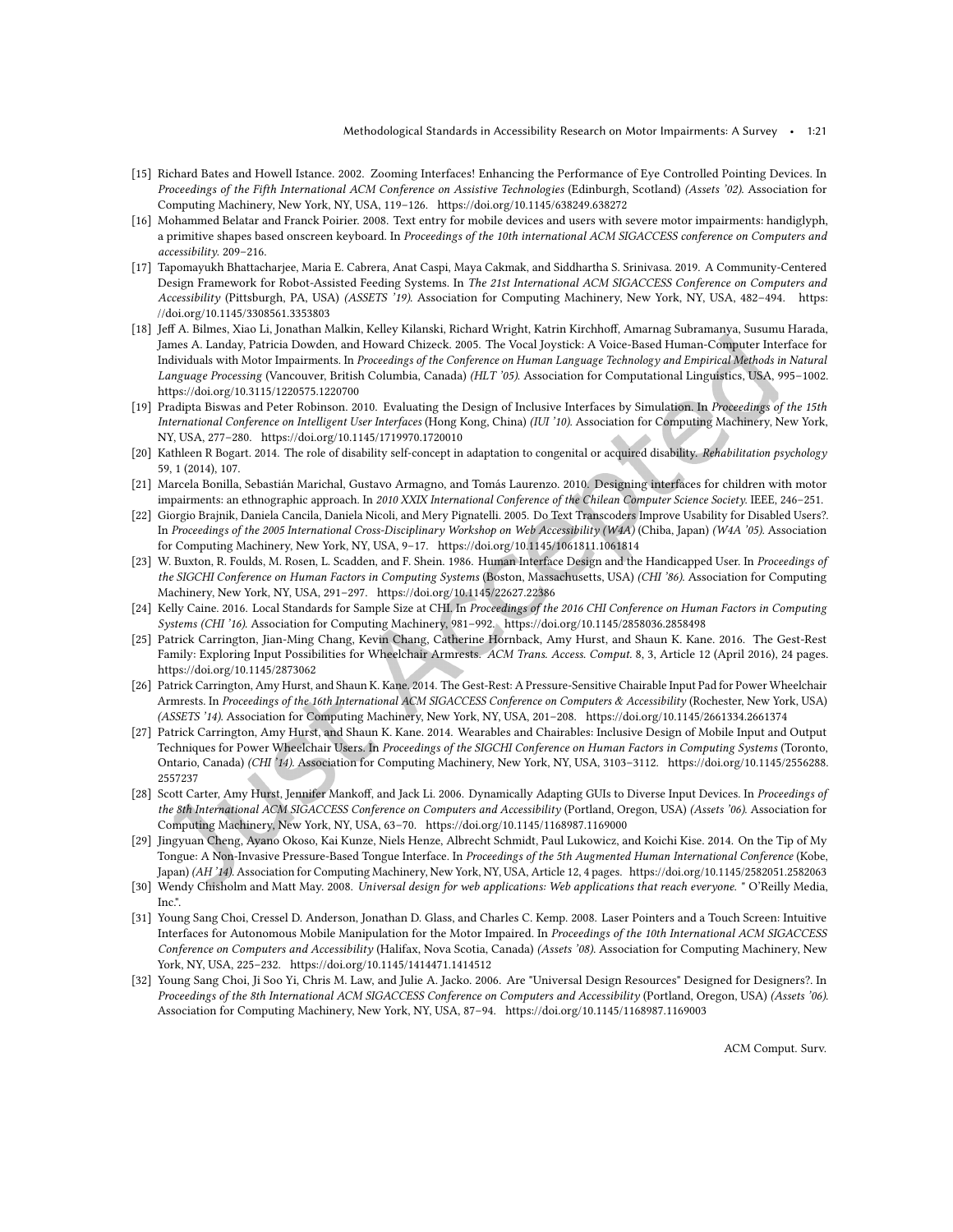[15] Richard Bates and Howell Istance. 2002. Zooming Interfaces! Enhancing the Performance of Eye Controlled Pointing Devices. In *Proceedings of the Fifth International ACM Conference on Assistive Technologies* (Edinburgh, Scotland) *(Assets '02)*. Association for Computing Machinery, New York, NY, USA, 119–126. https://doi.org/10.1145/638249.638272

[16] Mohammed Belatar and Franck Poirier. 2008. Text entry for mobile devices and users with severe motor impairments: handiglyph, a primitive shapes based onscreen keyboard. In *Proceedings of the 10th international ACM SIGACCESS conference on Computers and accessibility*. 209–216.

[17] Tapomayukh Bhattacharjee, Maria E. Cabrera, Anat Caspi, Maya Cakmak, and Siddhartha S. Srinivasa. 2019. A Community-Centered Design Framework for Robot-Assisted Feeding Systems. In *The 21st International ACM SIGACCESS Conference on Computers and Accessibility* (Pittsburgh, PA, USA) *(ASSETS '19)*. Association for Computing Machinery, New York, NY, USA, 482–494. https://doi.org/10.1145/3308561.3353803

[18] Jeff A. Bilmes, Xiao Li, Jonathan Malkin, Kelley Kilanski, Richard Wright, Katrin Kirchhoff, Amarnag Subramanya, Susumu Harada, James A. Landay, Patricia Dowden, and Howard Chizeck. 2005. The Vocal Joystick: A Voice-Based Human-Computer Interface for Individuals with Motor Impairments. In *Proceedings of the Conference on Human Language Technology and Empirical Methods in Natural Language Processing* (Vancouver, British Columbia, Canada) *(HLT '05)*. Association for Computational Linguistics, USA, 995–1002. https://doi.org/10.3115/1220575.1220700

[19] Pradipta Biswas and Peter Robinson. 2010. Evaluating the Design of Inclusive Interfaces by Simulation. In *Proceedings of the 15th International Conference on Intelligent User Interfaces* (Hong Kong, China) *(IUI '10)*. Association for Computing Machinery, New York, NY, USA, 277–280. https://doi.org/10.1145/1719970.1720010

[20] Kathleen R Bogart. 2014. The role of disability self-concept in adaptation to congenital or acquired disability. *Rehabilitation psychology* 59, 1 (2014), 107.

[21] Marcela Bonilla, Sebastián Marichal, Gustavo Armagno, and Tomás Laurenzo. 2010. Designing interfaces for children with motor impairments: an ethnographic approach. In *2010 XXIX International Conference of the Chilean Computer Science Society*. IEEE, 246–251.

[22] Giorgio Brajnik, Daniela Cancila, Daniela Nicoli, and Mery Pignatelli. 2005. Do Text Transcoders Improve Usability for Disabled Users?. In *Proceedings of the 2005 International Cross-Disciplinary Workshop on Web Accessibility (W4A)* (Chiba, Japan) *(W4A '05)*. Association for Computing Machinery, New York, NY, USA, 9–17. https://doi.org/10.1145/1061811.1061814

[23] W. Buxton, R. Foulds, M. Rosen, L. Scadden, and F. Shein. 1986. Human Interface Design and the Handicapped User. In *Proceedings of the SIGCHI Conference on Human Factors in Computing Systems* (Boston, Massachusetts, USA) *(CHI '86)*. Association for Computing Machinery, New York, NY, USA, 291–297. https://doi.org/10.1145/22627.22386

[24] Kelly Caine. 2016. Local Standards for Sample Size at CHI. In *Proceedings of the 2016 CHI Conference on Human Factors in Computing Systems (CHI '16)*. Association for Computing Machinery, 981–992. https://doi.org/10.1145/2858036.2858498

[25] Patrick Carrington, Jian-Ming Chang, Kevin Chang, Catherine Hornback, Amy Hurst, and Shaun K. Kane. 2016. The Gest-Rest Family: Exploring Input Possibilities for Wheelchair Armrests. *ACM Trans. Access. Comput.* 8, 3, Article 12 (April 2016), 24 pages. https://doi.org/10.1145/2873062

[26] Patrick Carrington, Amy Hurst, and Shaun K. Kane. 2014. The Gest-Rest: A Pressure-Sensitive Chairable Input Pad for Power Wheelchair Armrests. In *Proceedings of the 16th International ACM SIGACCESS Conference on Computers & Accessibility* (Rochester, New York, USA) *(ASSETS '14)*. Association for Computing Machinery, New York, NY, USA, 201–208. https://doi.org/10.1145/2661334.2661374

[27] Patrick Carrington, Amy Hurst, and Shaun K. Kane. 2014. Wearables and Chairables: Inclusive Design of Mobile Input and Output Techniques for Power Wheelchair Users. In *Proceedings of the SIGCHI Conference on Human Factors in Computing Systems* (Toronto, Ontario, Canada) *(CHI '14)*. Association for Computing Machinery, New York, NY, USA, 3103–3112. https://doi.org/10.1145/2556288.2557237

[28] Scott Carter, Amy Hurst, Jennifer Mankoff, and Jack Li. 2006. Dynamically Adapting GUIs to Diverse Input Devices. In *Proceedings of the 8th International ACM SIGACCESS Conference on Computers and Accessibility* (Portland, Oregon, USA) *(Assets '06)*. Association for Computing Machinery, New York, NY, USA, 63–70. https://doi.org/10.1145/1168987.1169000

[29] Jingyuan Cheng, Ayano Okoso, Kai Kunze, Niels Henze, Albrecht Schmidt, Paul Lukowicz, and Koichi Kise. 2014. On the Tip of My Tongue: A Non-Invasive Pressure-Based Tongue Interface. In *Proceedings of the 5th Augmented Human International Conference* (Kobe, Japan) *(AH '14)*. Association for Computing Machinery, New York, NY, USA, Article 12, 4 pages. https://doi.org/10.1145/2582051.2582063

[30] Wendy Chisholm and Matt May. 2008. *Universal design for web applications: Web applications that reach everyone.* " O'Reilly Media, Inc.".

[31] Young Sang Choi, Cressel D. Anderson, Jonathan D. Glass, and Charles C. Kemp. 2008. Laser Pointers and a Touch Screen: Intuitive Interfaces for Autonomous Mobile Manipulation for the Motor Impaired. In *Proceedings of the 10th International ACM SIGACCESS Conference on Computers and Accessibility* (Halifax, Nova Scotia, Canada) *(Assets '08)*. Association for Computing Machinery, New York, NY, USA, 225–232. https://doi.org/10.1145/1414471.1414512

[32] Young Sang Choi, Ji Soo Yi, Chris M. Law, and Julie A. Jacko. 2006. Are "Universal Design Resources" Designed for Designers?. In *Proceedings of the 8th International ACM SIGACCESS Conference on Computers and Accessibility* (Portland, Oregon, USA) *(Assets '06)*. Association for Computing Machinery, New York, NY, USA, 87–94. https://doi.org/10.1145/1168987.1169003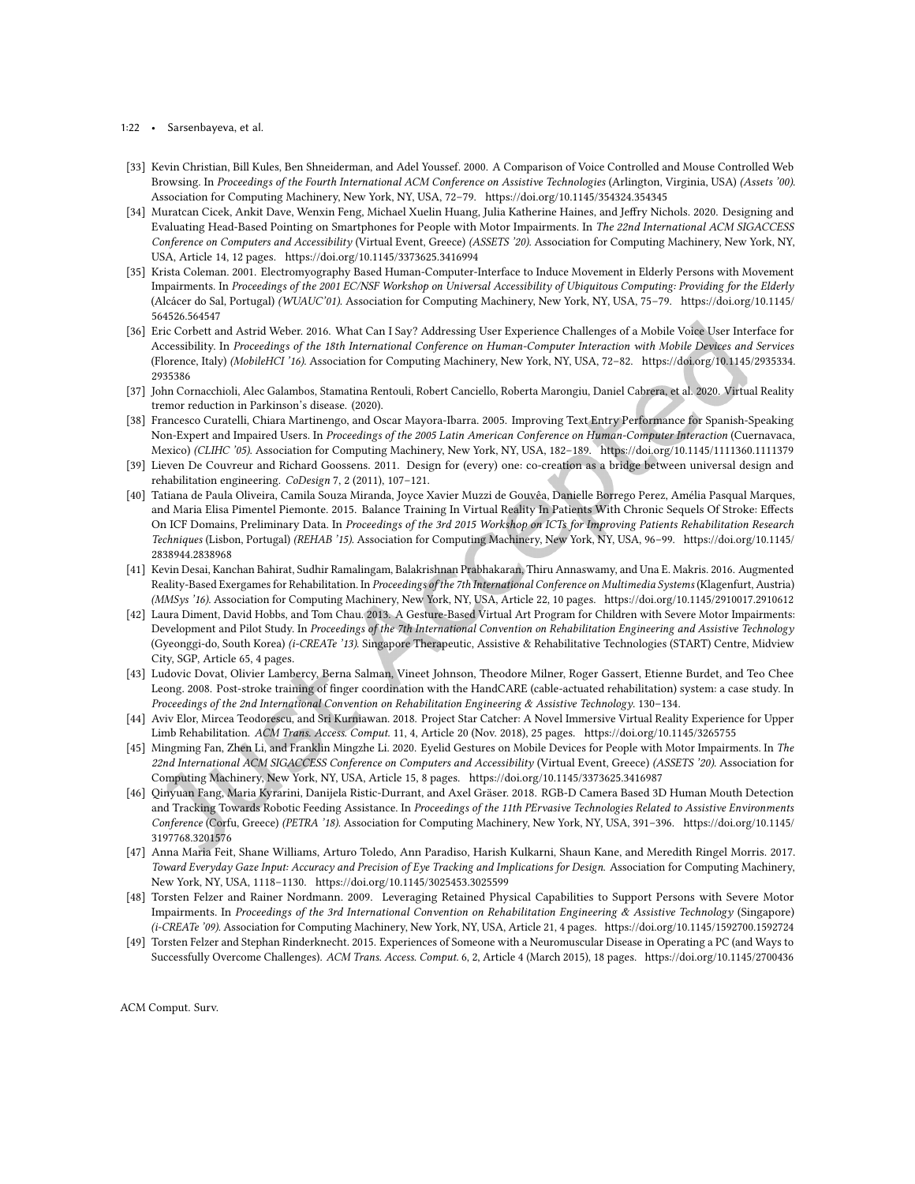- [33] Kevin Christian, Bill Kules, Ben Shneiderman, and Adel Youssef. 2000. A Comparison of Voice Controlled and Mouse Controlled Web Browsing. In *Proceedings of the Fourth International ACM Conference on Assistive Technologies* (Arlington, Virginia, USA) *(Assets '00)*. Association for Computing Machinery, New York, NY, USA, 72–79. https://doi.org/10.1145/354324.354345
- [34] Muratcan Cicek, Ankit Dave, Wenxin Feng, Michael Xuelin Huang, Julia Katherine Haines, and Jeffry Nichols. 2020. Designing and Evaluating Head-Based Pointing on Smartphones for People with Motor Impairments. In *The 22nd International ACM SIGACCESS Conference on Computers and Accessibility* (Virtual Event, Greece) *(ASSETS '20)*. Association for Computing Machinery, New York, NY, USA, Article 14, 12 pages. https://doi.org/10.1145/3373625.3416994
- [35] Krista Coleman. 2001. Electromyography Based Human-Computer-Interface to Induce Movement in Elderly Persons with Movement Impairments. In *Proceedings of the 2001 EC/NSF Workshop on Universal Accessibility of Ubiquitous Computing: Providing for the Elderly* (Alcácer do Sal, Portugal) *(WUAUC'01)*. Association for Computing Machinery, New York, NY, USA, 75–79. https://doi.org/10.1145/564526.564547
- [36] Eric Corbett and Astrid Weber. 2016. What Can I Say? Addressing User Experience Challenges of a Mobile Voice User Interface for Accessibility. In *Proceedings of the 18th International Conference on Human-Computer Interaction with Mobile Devices and Services* (Florence, Italy) *(MobileHCI '16)*. Association for Computing Machinery, New York, NY, USA, 72–82. https://doi.org/10.1145/2935334.2935386
- [37] John Cornacchioli, Alec Galambos, Stamatina Rentouli, Robert Canciello, Roberta Marongiu, Daniel Cabrera, et al. 2020. Virtual Reality tremor reduction in Parkinson's disease. (2020).
- [38] Francesco Curatelli, Chiara Martinengo, and Oscar Mayora-Ibarra. 2005. Improving Text Entry Performance for Spanish-Speaking Non-Expert and Impaired Users. In *Proceedings of the 2005 Latin American Conference on Human-Computer Interaction* (Cuernavaca, Mexico) *(CLIHC '05)*. Association for Computing Machinery, New York, NY, USA, 182–189. https://doi.org/10.1145/1111360.1111379
- [39] Lieven De Couvreur and Richard Goossens. 2011. Design for (every) one: co-creation as a bridge between universal design and rehabilitation engineering. *CoDesign* 7, 2 (2011), 107–121.
- [40] Tatiana de Paula Oliveira, Camila Souza Miranda, Joyce Xavier Muzzi de Gouvêa, Danielle Borrego Perez, Amélia Pasqual Marques, and Maria Elisa Pimentel Piemonte. 2015. Balance Training In Virtual Reality In Patients With Chronic Sequels Of Stroke: Effects On ICF Domains, Preliminary Data. In *Proceedings of the 3rd 2015 Workshop on ICTs for Improving Patients Rehabilitation Research Techniques* (Lisbon, Portugal) *(REHAB '15)*. Association for Computing Machinery, New York, NY, USA, 96–99. https://doi.org/10.1145/2838944.2838968
- [41] Kevin Desai, Kanchan Bahirat, Sudhir Ramalingam, Balakrishnan Prabhakaran, Thiru Annaswamy, and Una E. Makris. 2016. Augmented Reality-Based Exergames for Rehabilitation. In *Proceedings of the 7th International Conference on Multimedia Systems* (Klagenfurt, Austria) *(MMSys '16)*. Association for Computing Machinery, New York, NY, USA, Article 22, 10 pages. https://doi.org/10.1145/2910017.2910612
- [42] Laura Diment, David Hobbs, and Tom Chau. 2013. A Gesture-Based Virtual Art Program for Children with Severe Motor Impairments: Development and Pilot Study. In *Proceedings of the 7th International Convention on Rehabilitation Engineering and Assistive Technology* (Gyeonggi-do, South Korea) *(i-CREATe '13)*. Singapore Therapeutic, Assistive & Rehabilitative Technologies (START) Centre, Midview City, SGP, Article 65, 4 pages.
- [43] Ludovic Dovat, Olivier Lambercy, Berna Salman, Vineet Johnson, Theodore Milner, Roger Gassert, Etienne Burdet, and Teo Chee Leong. 2008. Post-stroke training of finger coordination with the HandCARE (cable-actuated rehabilitation) system: a case study. In *Proceedings of the 2nd International Convention on Rehabilitation Engineering & Assistive Technology*. 130–134.
- [44] Aviv Elor, Mircea Teodorescu, and Sri Kurniawan. 2018. Project Star Catcher: A Novel Immersive Virtual Reality Experience for Upper Limb Rehabilitation. *ACM Trans. Access. Comput.* 11, 4, Article 20 (Nov. 2018), 25 pages. https://doi.org/10.1145/3265755
- [45] Mingming Fan, Zhen Li, and Franklin Mingzhe Li. 2020. Eyelid Gestures on Mobile Devices for People with Motor Impairments. In *The 22nd International ACM SIGACCESS Conference on Computers and Accessibility* (Virtual Event, Greece) *(ASSETS '20)*. Association for Computing Machinery, New York, NY, USA, Article 15, 8 pages. https://doi.org/10.1145/3373625.3416987
- [46] Qinyuan Fang, Maria Kyrarini, Danijela Ristic-Durrant, and Axel Gräser. 2018. RGB-D Camera Based 3D Human Mouth Detection and Tracking Towards Robotic Feeding Assistance. In *Proceedings of the 11th PErvasive Technologies Related to Assistive Environments Conference* (Corfu, Greece) *(PETRA '18)*. Association for Computing Machinery, New York, NY, USA, 391–396. https://doi.org/10.1145/3197768.3201576
- [47] Anna Maria Feit, Shane Williams, Arturo Toledo, Ann Paradiso, Harish Kulkarni, Shaun Kane, and Meredith Ringel Morris. 2017. *Toward Everyday Gaze Input: Accuracy and Precision of Eye Tracking and Implications for Design*. Association for Computing Machinery, New York, NY, USA, 1118–1130. https://doi.org/10.1145/3025453.3025599
- [48] Torsten Felzer and Rainer Nordmann. 2009. Leveraging Retained Physical Capabilities to Support Persons with Severe Motor Impairments. In *Proceedings of the 3rd International Convention on Rehabilitation Engineering & Assistive Technology* (Singapore) *(i-CREATe '09)*. Association for Computing Machinery, New York, NY, USA, Article 21, 4 pages. https://doi.org/10.1145/1592700.1592724
- [49] Torsten Felzer and Stephan Rinderknecht. 2015. Experiences of Someone with a Neuromuscular Disease in Operating a PC (and Ways to Successfully Overcome Challenges). *ACM Trans. Access. Comput.* 6, 2, Article 4 (March 2015), 18 pages. https://doi.org/10.1145/2700436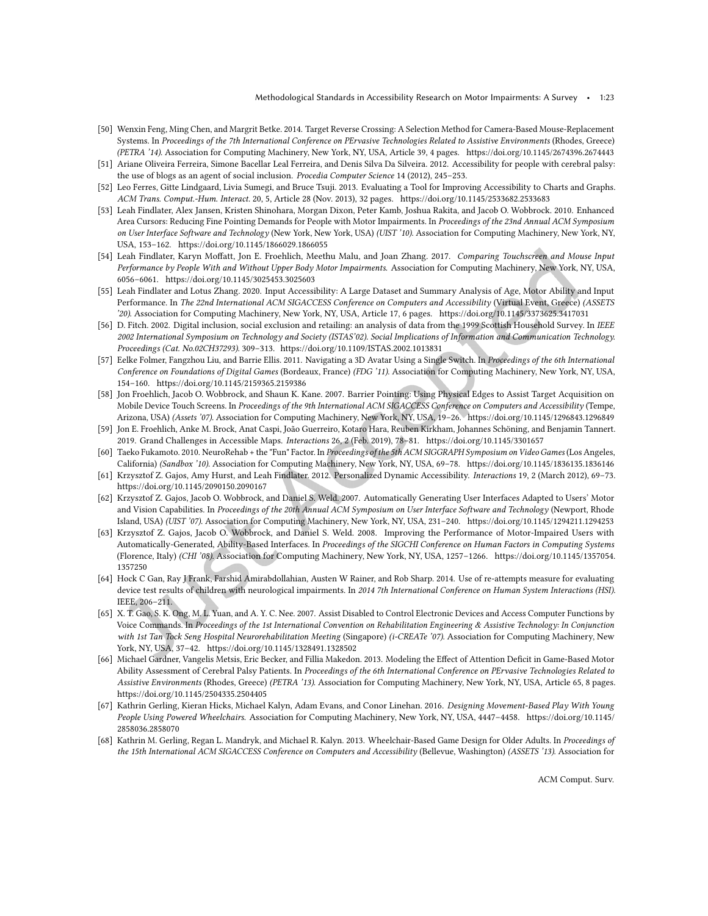[50] Wenxin Feng, Ming Chen, and Margrit Betke. 2014. Target Reverse Crossing: A Selection Method for Camera-Based Mouse-Replacement Systems. In *Proceedings of the 7th International Conference on PErvasive Technologies Related to Assistive Environments* (Rhodes, Greece) *(PETRA '14)*. Association for Computing Machinery, New York, NY, USA, Article 39, 4 pages. https://doi.org/10.1145/2674396.2674443

[51] Ariane Oliveira Ferreira, Simone Bacellar Leal Ferreira, and Denis Silva Da Silveira. 2012. Accessibility for people with cerebral palsy: the use of blogs as an agent of social inclusion. *Procedia Computer Science* 14 (2012), 245–253.

[52] Leo Ferres, Gitte Lindgaard, Livia Sumegi, and Bruce Tsuji. 2013. Evaluating a Tool for Improving Accessibility to Charts and Graphs. *ACM Trans. Comput.-Hum. Interact.* 20, 5, Article 28 (Nov. 2013), 32 pages. https://doi.org/10.1145/2533682.2533683

[53] Leah Findlater, Alex Jansen, Kristen Shinohara, Morgan Dixon, Peter Kamb, Joshua Rakita, and Jacob O. Wobbrock. 2010. Enhanced Area Cursors: Reducing Fine Pointing Demands for People with Motor Impairments. In *Proceedings of the 23nd Annual ACM Symposium on User Interface Software and Technology* (New York, New York, USA) *(UIST '10)*. Association for Computing Machinery, New York, NY, USA, 153–162. https://doi.org/10.1145/1866029.1866055

[54] Leah Findlater, Karyn Moffatt, Jon E. Froehlich, Meethu Malu, and Joan Zhang. 2017. *Comparing Touchscreen and Mouse Input Performance by People With and Without Upper Body Motor Impairments*. Association for Computing Machinery, New York, NY, USA, 6056–6061. https://doi.org/10.1145/3025453.3025603

[55] Leah Findlater and Lotus Zhang. 2020. Input Accessibility: A Large Dataset and Summary Analysis of Age, Motor Ability and Input Performance. In *The 22nd International ACM SIGACCESS Conference on Computers and Accessibility* (Virtual Event, Greece) *(ASSETS '20)*. Association for Computing Machinery, New York, NY, USA, Article 17, 6 pages. https://doi.org/10.1145/3373625.3417031

[56] D. Fitch. 2002. Digital inclusion, social exclusion and retailing: an analysis of data from the 1999 Scottish Household Survey. In *IEEE 2002 International Symposium on Technology and Society (ISTAS'02). Social Implications of Information and Communication Technology. Proceedings (Cat. No.02CH37293)*. 309–313. https://doi.org/10.1109/ISTAS.2002.1013831

[57] Eelke Folmer, Fangzhou Liu, and Barrie Ellis. 2011. Navigating a 3D Avatar Using a Single Switch. In *Proceedings of the 6th International Conference on Foundations of Digital Games* (Bordeaux, France) *(FDG '11)*. Association for Computing Machinery, New York, NY, USA, 154–160. https://doi.org/10.1145/2159365.2159386

[58] Jon Froehlich, Jacob O. Wobbrock, and Shaun K. Kane. 2007. Barrier Pointing: Using Physical Edges to Assist Target Acquisition on Mobile Device Touch Screens. In *Proceedings of the 9th International ACM SIGACCESS Conference on Computers and Accessibility* (Tempe, Arizona, USA) *(Assets '07)*. Association for Computing Machinery, New York, NY, USA, 19–26. https://doi.org/10.1145/1296843.1296849

[59] Jon E. Froehlich, Anke M. Brock, Anat Caspi, João Guerreiro, Kotaro Hara, Reuben Kirkham, Johannes Schöning, and Benjamin Tannert. 2019. Grand Challenges in Accessible Maps. *Interactions* 26, 2 (Feb. 2019), 78–81. https://doi.org/10.1145/3301657

[60] Taeko Fukamoto. 2010. NeuroRehab + the "Fun" Factor. In *Proceedings of the 5th ACM SIGGRAPH Symposium on Video Games* (Los Angeles, California) *(Sandbox '10)*. Association for Computing Machinery, New York, NY, USA, 69–78. https://doi.org/10.1145/1836135.1836146

[61] Krzysztof Z. Gajos, Amy Hurst, and Leah Findlater. 2012. Personalized Dynamic Accessibility. *Interactions* 19, 2 (March 2012), 69–73. https://doi.org/10.1145/2090150.2090167

[62] Krzysztof Z. Gajos, Jacob O. Wobbrock, and Daniel S. Weld. 2007. Automatically Generating User Interfaces Adapted to Users' Motor and Vision Capabilities. In *Proceedings of the 20th Annual ACM Symposium on User Interface Software and Technology* (Newport, Rhode Island, USA) *(UIST '07)*. Association for Computing Machinery, New York, NY, USA, 231–240. https://doi.org/10.1145/1294211.1294253

[63] Krzysztof Z. Gajos, Jacob O. Wobbrock, and Daniel S. Weld. 2008. Improving the Performance of Motor-Impaired Users with Automatically-Generated, Ability-Based Interfaces. In *Proceedings of the SIGCHI Conference on Human Factors in Computing Systems* (Florence, Italy) *(CHI '08)*. Association for Computing Machinery, New York, NY, USA, 1257–1266. https://doi.org/10.1145/1357054.1357250

[64] Hock C Gan, Ray J Frank, Farshid Amirabdollahian, Austen W Rainer, and Rob Sharp. 2014. Use of re-attempts measure for evaluating device test results of children with neurological impairments. In *2014 7th International Conference on Human System Interactions (HSI)*. IEEE, 206–211.

[65] X. T. Gao, S. K. Ong, M. L. Yuan, and A. Y. C. Nee. 2007. Assist Disabled to Control Electronic Devices and Access Computer Functions by Voice Commands. In *Proceedings of the 1st International Convention on Rehabilitation Engineering & Assistive Technology: In Conjunction with 1st Tan Tock Seng Hospital Neurorehabilitation Meeting* (Singapore) *(i-CREATe '07)*. Association for Computing Machinery, New York, NY, USA, 37–42. https://doi.org/10.1145/1328491.1328502

[66] Michael Gardner, Vangelis Metsis, Eric Becker, and Fillia Makedon. 2013. Modeling the Effect of Attention Deficit in Game-Based Motor Ability Assessment of Cerebral Palsy Patients. In *Proceedings of the 6th International Conference on PErvasive Technologies Related to Assistive Environments* (Rhodes, Greece) *(PETRA '13)*. Association for Computing Machinery, New York, NY, USA, Article 65, 8 pages. https://doi.org/10.1145/2504335.2504405

[67] Kathrin Gerling, Kieran Hicks, Michael Kalyn, Adam Evans, and Conor Linehan. 2016. *Designing Movement-Based Play With Young People Using Powered Wheelchairs*. Association for Computing Machinery, New York, NY, USA, 4447–4458. https://doi.org/10.1145/2858036.2858070

[68] Kathrin M. Gerling, Regan L. Mandryk, and Michael R. Kalyn. 2013. Wheelchair-Based Game Design for Older Adults. In *Proceedings of the 15th International ACM SIGACCESS Conference on Computers and Accessibility* (Bellevue, Washington) *(ASSETS '13)*. Association for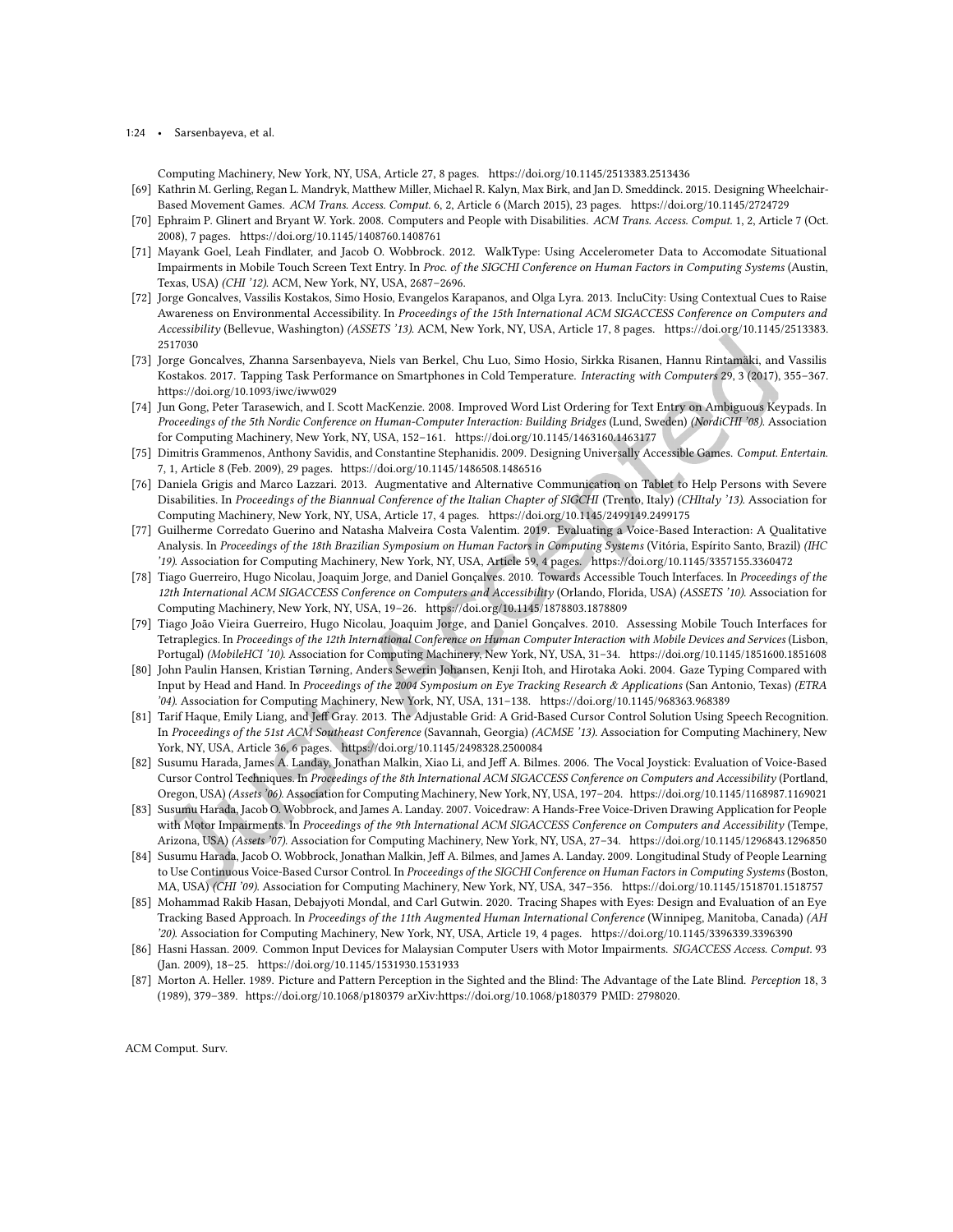Computing Machinery, New York, NY, USA, Article 27, 8 pages. https://doi.org/10.1145/2513383.2513436

[69] Kathrin M. Gerling, Regan L. Mandryk, Matthew Miller, Michael R. Kalyn, Max Birk, and Jan D. Smeddinck. 2015. Designing Wheelchair-Based Movement Games. *ACM Trans. Access. Comput.* 6, 2, Article 6 (March 2015), 23 pages. https://doi.org/10.1145/2724729

[70] Ephraim P. Glinert and Bryant W. York. 2008. Computers and People with Disabilities. *ACM Trans. Access. Comput.* 1, 2, Article 7 (Oct. 2008), 7 pages. https://doi.org/10.1145/1408760.1408761

[71] Mayank Goel, Leah Findlater, and Jacob O. Wobbrock. 2012. WalkType: Using Accelerometer Data to Accomodate Situational Impairments in Mobile Touch Screen Text Entry. In *Proc. of the SIGCHI Conference on Human Factors in Computing Systems* (Austin, Texas, USA) *(CHI '12)*. ACM, New York, NY, USA, 2687–2696.

[72] Jorge Goncalves, Vassilis Kostakos, Simo Hosio, Evangelos Karapanos, and Olga Lyra. 2013. IncluCity: Using Contextual Cues to Raise Awareness on Environmental Accessibility. In *Proceedings of the 15th International ACM SIGACCESS Conference on Computers and Accessibility* (Bellevue, Washington) *(ASSETS '13)*. ACM, New York, NY, USA, Article 17, 8 pages. https://doi.org/10.1145/2513383.2517030

[73] Jorge Goncalves, Zhanna Sarsenbayeva, Niels van Berkel, Chu Luo, Simo Hosio, Sirkka Risanen, Hannu Rintamäki, and Vassilis Kostakos. 2017. Tapping Task Performance on Smartphones in Cold Temperature. *Interacting with Computers* 29, 3 (2017), 355–367. https://doi.org/10.1093/iwc/iww029

[74] Jun Gong, Peter Tarasewich, and I. Scott MacKenzie. 2008. Improved Word List Ordering for Text Entry on Ambiguous Keypads. In *Proceedings of the 5th Nordic Conference on Human-Computer Interaction: Building Bridges* (Lund, Sweden) *(NordiCHI '08)*. Association for Computing Machinery, New York, NY, USA, 152–161. https://doi.org/10.1145/1463160.1463177

[75] Dimitris Grammenos, Anthony Savidis, and Constantine Stephanidis. 2009. Designing Universally Accessible Games. *Comput. Entertain.* 7, 1, Article 8 (Feb. 2009), 29 pages. https://doi.org/10.1145/1486508.1486516

[76] Daniela Grigis and Marco Lazzari. 2013. Augmentative and Alternative Communication on Tablet to Help Persons with Severe Disabilities. In *Proceedings of the Biannual Conference of the Italian Chapter of SIGCHI* (Trento, Italy) *(CHItaly '13)*. Association for Computing Machinery, New York, NY, USA, Article 17, 4 pages. https://doi.org/10.1145/2499149.2499175

[77] Guilherme Corredato Guerino and Natasha Malveira Costa Valentim. 2019. Evaluating a Voice-Based Interaction: A Qualitative Analysis. In *Proceedings of the 18th Brazilian Symposium on Human Factors in Computing Systems* (Vitória, Espírito Santo, Brazil) *(IHC '19)*. Association for Computing Machinery, New York, NY, USA, Article 59, 4 pages. https://doi.org/10.1145/3357155.3360472

[78] Tiago Guerreiro, Hugo Nicolau, Joaquim Jorge, and Daniel Gonçalves. 2010. Towards Accessible Touch Interfaces. In *Proceedings of the 12th International ACM SIGACCESS Conference on Computers and Accessibility* (Orlando, Florida, USA) *(ASSETS '10)*. Association for Computing Machinery, New York, NY, USA, 19–26. https://doi.org/10.1145/1878803.1878809

[79] Tiago João Vieira Guerreiro, Hugo Nicolau, Joaquim Jorge, and Daniel Gonçalves. 2010. Assessing Mobile Touch Interfaces for Tetraplegics. In *Proceedings of the 12th International Conference on Human Computer Interaction with Mobile Devices and Services* (Lisbon, Portugal) *(MobileHCI '10)*. Association for Computing Machinery, New York, NY, USA, 31–34. https://doi.org/10.1145/1851600.1851608

[80] John Paulin Hansen, Kristian Tørning, Anders Sewerin Johansen, Kenji Itoh, and Hirotaka Aoki. 2004. Gaze Typing Compared with Input by Head and Hand. In *Proceedings of the 2004 Symposium on Eye Tracking Research & Applications* (San Antonio, Texas) *(ETRA '04)*. Association for Computing Machinery, New York, NY, USA, 131–138. https://doi.org/10.1145/968363.968389

[81] Tarif Haque, Emily Liang, and Jeff Gray. 2013. The Adjustable Grid: A Grid-Based Cursor Control Solution Using Speech Recognition. In *Proceedings of the 51st ACM Southeast Conference* (Savannah, Georgia) *(ACMSE '13)*. Association for Computing Machinery, New York, NY, USA, Article 36, 6 pages. https://doi.org/10.1145/2498328.2500084

[82] Susumu Harada, James A. Landay, Jonathan Malkin, Xiao Li, and Jeff A. Bilmes. 2006. The Vocal Joystick: Evaluation of Voice-Based Cursor Control Techniques. In *Proceedings of the 8th International ACM SIGACCESS Conference on Computers and Accessibility* (Portland, Oregon, USA) *(Assets '06)*. Association for Computing Machinery, New York, NY, USA, 197–204. https://doi.org/10.1145/1168987.1169021

[83] Susumu Harada, Jacob O. Wobbrock, and James A. Landay. 2007. Voicedraw: A Hands-Free Voice-Driven Drawing Application for People with Motor Impairments. In *Proceedings of the 9th International ACM SIGACCESS Conference on Computers and Accessibility* (Tempe, Arizona, USA) *(Assets '07)*. Association for Computing Machinery, New York, NY, USA, 27–34. https://doi.org/10.1145/1296843.1296850

[84] Susumu Harada, Jacob O. Wobbrock, Jonathan Malkin, Jeff A. Bilmes, and James A. Landay. 2009. Longitudinal Study of People Learning to Use Continuous Voice-Based Cursor Control. In *Proceedings of the SIGCHI Conference on Human Factors in Computing Systems* (Boston, MA, USA) *(CHI '09)*. Association for Computing Machinery, New York, NY, USA, 347–356. https://doi.org/10.1145/1518701.1518757

[85] Mohammad Rakib Hasan, Debajyoti Mondal, and Carl Gutwin. 2020. Tracing Shapes with Eyes: Design and Evaluation of an Eye Tracking Based Approach. In *Proceedings of the 11th Augmented Human International Conference* (Winnipeg, Manitoba, Canada) *(AH '20)*. Association for Computing Machinery, New York, NY, USA, Article 19, 4 pages. https://doi.org/10.1145/3396339.3396390

[86] Hasni Hassan. 2009. Common Input Devices for Malaysian Computer Users with Motor Impairments. *SIGACCESS Access. Comput.* 93 (Jan. 2009), 18–25. https://doi.org/10.1145/1531930.1531933

[87] Morton A. Heller. 1989. Picture and Pattern Perception in the Sighted and the Blind: The Advantage of the Late Blind. *Perception* 18, 3 (1989), 379–389. https://doi.org/10.1068/p180379 arXiv:https://doi.org/10.1068/p180379 PMID: 2798020.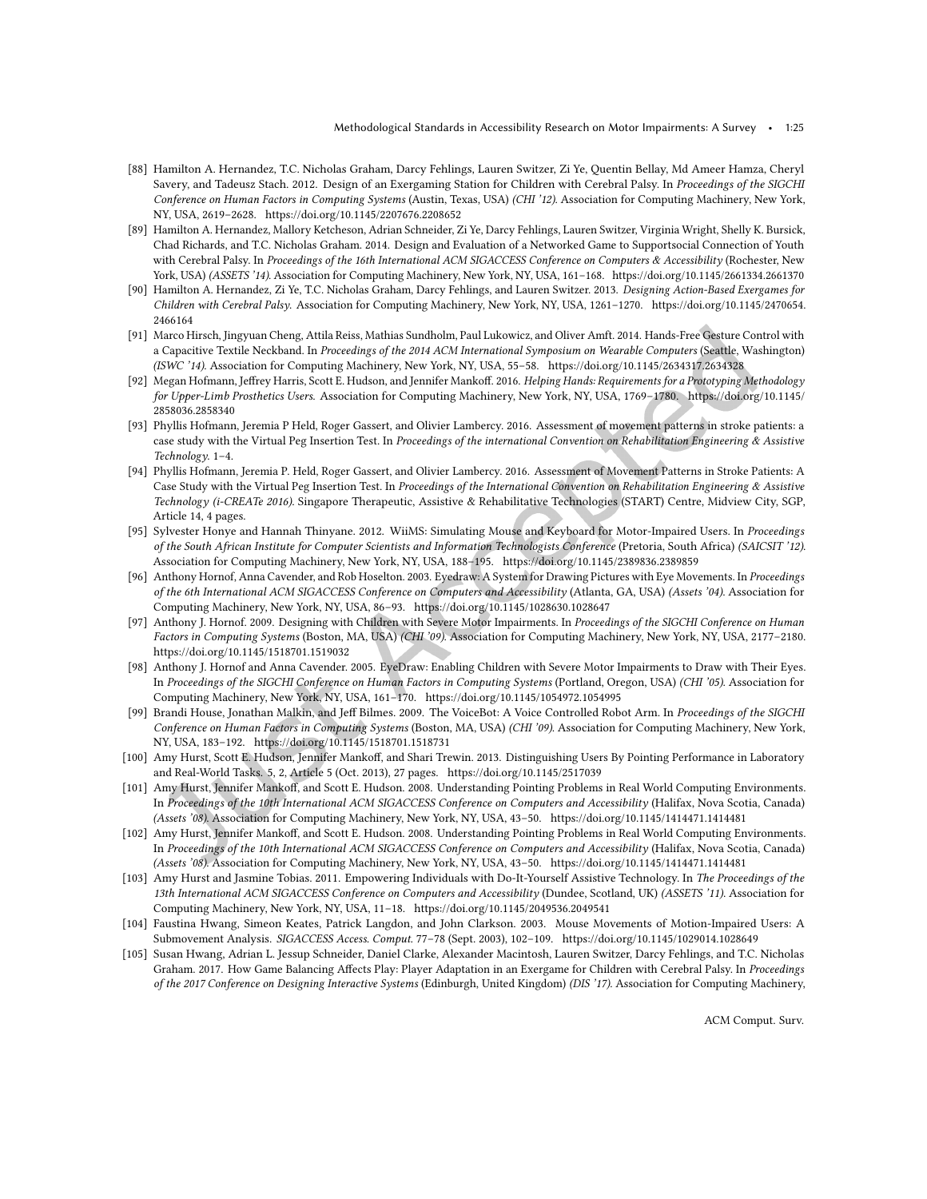- [88] Hamilton A. Hernandez, T.C. Nicholas Graham, Darcy Fehlings, Lauren Switzer, Zi Ye, Quentin Bellay, Md Ameer Hamza, Cheryl Savery, and Tadeusz Stach. 2012. Design of an Exergaming Station for Children with Cerebral Palsy. In *Proceedings of the SIGCHI Conference on Human Factors in Computing Systems* (Austin, Texas, USA) *(CHI '12)*. Association for Computing Machinery, New York, NY, USA, 2619–2628. https://doi.org/10.1145/2207676.2208652
- [89] Hamilton A. Hernandez, Mallory Ketcheson, Adrian Schneider, Zi Ye, Darcy Fehlings, Lauren Switzer, Virginia Wright, Shelly K. Bursick, Chad Richards, and T.C. Nicholas Graham. 2014. Design and Evaluation of a Networked Game to Supportsocial Connection of Youth with Cerebral Palsy. In *Proceedings of the 16th International ACM SIGACCESS Conference on Computers & Accessibility* (Rochester, New York, USA) *(ASSETS '14)*. Association for Computing Machinery, New York, NY, USA, 161–168. https://doi.org/10.1145/2661334.2661370
- [90] Hamilton A. Hernandez, Zi Ye, T.C. Nicholas Graham, Darcy Fehlings, and Lauren Switzer. 2013. *Designing Action-Based Exergames for Children with Cerebral Palsy*. Association for Computing Machinery, New York, NY, USA, 1261–1270. https://doi.org/10.1145/2470654.2466164
- [91] Marco Hirsch, Jingyuan Cheng, Attila Reiss, Mathias Sundholm, Paul Lukowicz, and Oliver Amft. 2014. Hands-Free Gesture Control with a Capacitive Textile Neckband. In *Proceedings of the 2014 ACM International Symposium on Wearable Computers* (Seattle, Washington) *(ISWC '14)*. Association for Computing Machinery, New York, NY, USA, 55–58. https://doi.org/10.1145/2634317.2634328
- [92] Megan Hofmann, Jeffrey Harris, Scott E. Hudson, and Jennifer Mankoff. 2016. *Helping Hands: Requirements for a Prototyping Methodology for Upper-Limb Prosthetics Users*. Association for Computing Machinery, New York, NY, USA, 1769–1780. https://doi.org/10.1145/2858036.2858340
- [93] Phyllis Hofmann, Jeremia P Held, Roger Gassert, and Olivier Lambercy. 2016. Assessment of movement patterns in stroke patients: a case study with the Virtual Peg Insertion Test. In *Proceedings of the international Convention on Rehabilitation Engineering & Assistive Technology*. 1–4.
- [94] Phyllis Hofmann, Jeremia P. Held, Roger Gassert, and Olivier Lambercy. 2016. Assessment of Movement Patterns in Stroke Patients: A Case Study with the Virtual Peg Insertion Test. In *Proceedings of the International Convention on Rehabilitation Engineering & Assistive Technology (i-CREATe 2016)*. Singapore Therapeutic, Assistive & Rehabilitative Technologies (START) Centre, Midview City, SGP, Article 14, 4 pages.
- [95] Sylvester Honye and Hannah Thinyane. 2012. WiiMS: Simulating Mouse and Keyboard for Motor-Impaired Users. In *Proceedings of the South African Institute for Computer Scientists and Information Technologists Conference* (Pretoria, South Africa) *(SAICSIT '12)*. Association for Computing Machinery, New York, NY, USA, 188–195. https://doi.org/10.1145/2389836.2389859
- [96] Anthony Hornof, Anna Cavender, and Rob Hoselton. 2003. Eyedraw: A System for Drawing Pictures with Eye Movements. In *Proceedings of the 6th International ACM SIGACCESS Conference on Computers and Accessibility* (Atlanta, GA, USA) *(Assets '04)*. Association for Computing Machinery, New York, NY, USA, 86–93. https://doi.org/10.1145/1028630.1028647
- [97] Anthony J. Hornof. 2009. Designing with Children with Severe Motor Impairments. In *Proceedings of the SIGCHI Conference on Human Factors in Computing Systems* (Boston, MA, USA) *(CHI '09)*. Association for Computing Machinery, New York, NY, USA, 2177–2180. https://doi.org/10.1145/1518701.1519032
- [98] Anthony J. Hornof and Anna Cavender. 2005. EyeDraw: Enabling Children with Severe Motor Impairments to Draw with Their Eyes. In *Proceedings of the SIGCHI Conference on Human Factors in Computing Systems* (Portland, Oregon, USA) *(CHI '05)*. Association for Computing Machinery, New York, NY, USA, 161–170. https://doi.org/10.1145/1054972.1054995
- [99] Brandi House, Jonathan Malkin, and Jeff Bilmes. 2009. The VoiceBot: A Voice Controlled Robot Arm. In *Proceedings of the SIGCHI Conference on Human Factors in Computing Systems* (Boston, MA, USA) *(CHI '09)*. Association for Computing Machinery, New York, NY, USA, 183–192. https://doi.org/10.1145/1518701.1518731
- [100] Amy Hurst, Scott E. Hudson, Jennifer Mankoff, and Shari Trewin. 2013. Distinguishing Users By Pointing Performance in Laboratory and Real-World Tasks. 5, 2, Article 5 (Oct. 2013), 27 pages. https://doi.org/10.1145/2517039
- [101] Amy Hurst, Jennifer Mankoff, and Scott E. Hudson. 2008. Understanding Pointing Problems in Real World Computing Environments. In *Proceedings of the 10th International ACM SIGACCESS Conference on Computers and Accessibility* (Halifax, Nova Scotia, Canada) *(Assets '08)*. Association for Computing Machinery, New York, NY, USA, 43–50. https://doi.org/10.1145/1414471.1414481
- [102] Amy Hurst, Jennifer Mankoff, and Scott E. Hudson. 2008. Understanding Pointing Problems in Real World Computing Environments. In *Proceedings of the 10th International ACM SIGACCESS Conference on Computers and Accessibility* (Halifax, Nova Scotia, Canada) *(Assets '08)*. Association for Computing Machinery, New York, NY, USA, 43–50. https://doi.org/10.1145/1414471.1414481
- [103] Amy Hurst and Jasmine Tobias. 2011. Empowering Individuals with Do-It-Yourself Assistive Technology. In *The Proceedings of the 13th International ACM SIGACCESS Conference on Computers and Accessibility* (Dundee, Scotland, UK) *(ASSETS '11)*. Association for Computing Machinery, New York, NY, USA, 11–18. https://doi.org/10.1145/2049536.2049541
- [104] Faustina Hwang, Simeon Keates, Patrick Langdon, and John Clarkson. 2003. Mouse Movements of Motion-Impaired Users: A Submovement Analysis. *SIGACCESS Access. Comput.* 77–78 (Sept. 2003), 102–109. https://doi.org/10.1145/1029014.1028649
- [105] Susan Hwang, Adrian L. Jessup Schneider, Daniel Clarke, Alexander Macintosh, Lauren Switzer, Darcy Fehlings, and T.C. Nicholas Graham. 2017. How Game Balancing Affects Play: Player Adaptation in an Exergame for Children with Cerebral Palsy. In *Proceedings of the 2017 Conference on Designing Interactive Systems* (Edinburgh, United Kingdom) *(DIS '17)*. Association for Computing Machinery,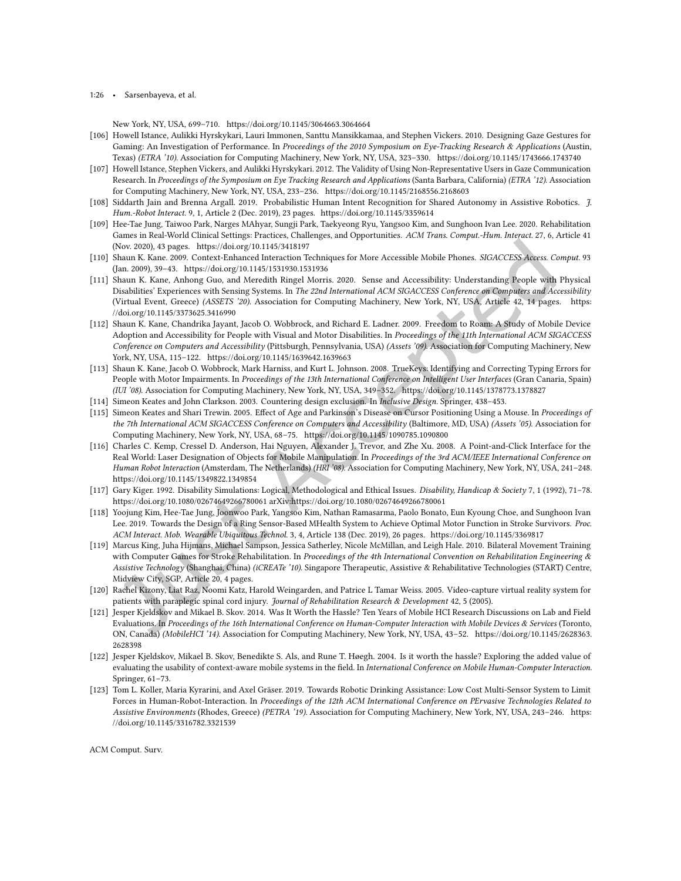New York, NY, USA, 699–710. https://doi.org/10.1145/3064663.3064664

[106] Howell Istance, Aulikki Hyrskykari, Lauri Immonen, Santtu Mansikkamaa, and Stephen Vickers. 2010. Designing Gaze Gestures for Gaming: An Investigation of Performance. In *Proceedings of the 2010 Symposium on Eye-Tracking Research & Applications* (Austin, Texas) *(ETRA '10)*. Association for Computing Machinery, New York, NY, USA, 323–330. https://doi.org/10.1145/1743666.1743740

[107] Howell Istance, Stephen Vickers, and Aulikki Hyrskykari. 2012. The Validity of Using Non-Representative Users in Gaze Communication Research. In *Proceedings of the Symposium on Eye Tracking Research and Applications* (Santa Barbara, California) *(ETRA '12)*. Association for Computing Machinery, New York, NY, USA, 233–236. https://doi.org/10.1145/2168556.2168603

[108] Siddarth Jain and Brenna Argall. 2019. Probabilistic Human Intent Recognition for Shared Autonomy in Assistive Robotics. *J. Hum.-Robot Interact.* 9, 1, Article 2 (Dec. 2019), 23 pages. https://doi.org/10.1145/3359614

[109] Hee-Tae Jung, Taiwoo Park, Narges MAhyar, Sungji Park, Taekyeong Ryu, Yangsoo Kim, and Sunghoon Ivan Lee. 2020. Rehabilitation Games in Real-World Clinical Settings: Practices, Challenges, and Opportunities. *ACM Trans. Comput.-Hum. Interact.* 27, 6, Article 41 (Nov. 2020), 43 pages. https://doi.org/10.1145/3418197

[110] Shaun K. Kane. 2009. Context-Enhanced Interaction Techniques for More Accessible Mobile Phones. *SIGACCESS Access. Comput.* 93 (Jan. 2009), 39–43. https://doi.org/10.1145/1531930.1531936

[111] Shaun K. Kane, Anhong Guo, and Meredith Ringel Morris. 2020. Sense and Accessibility: Understanding People with Physical Disabilities' Experiences with Sensing Systems. In *The 22nd International ACM SIGACCESS Conference on Computers and Accessibility* (Virtual Event, Greece) *(ASSETS '20)*. Association for Computing Machinery, New York, NY, USA, Article 42, 14 pages. https://doi.org/10.1145/3373625.3416990

[112] Shaun K. Kane, Chandrika Jayant, Jacob O. Wobbrock, and Richard E. Ladner. 2009. Freedom to Roam: A Study of Mobile Device Adoption and Accessibility for People with Visual and Motor Disabilities. In *Proceedings of the 11th International ACM SIGACCESS Conference on Computers and Accessibility* (Pittsburgh, Pennsylvania, USA) *(Assets '09)*. Association for Computing Machinery, New York, NY, USA, 115–122. https://doi.org/10.1145/1639642.1639663

[113] Shaun K. Kane, Jacob O. Wobbrock, Mark Harniss, and Kurt L. Johnson. 2008. TrueKeys: Identifying and Correcting Typing Errors for People with Motor Impairments. In *Proceedings of the 13th International Conference on Intelligent User Interfaces* (Gran Canaria, Spain) *(IUI '08)*. Association for Computing Machinery, New York, NY, USA, 349–352. https://doi.org/10.1145/1378773.1378827

[114] Simeon Keates and John Clarkson. 2003. Countering design exclusion. In *Inclusive Design*. Springer, 438–453.

[115] Simeon Keates and Shari Trewin. 2005. Effect of Age and Parkinson's Disease on Cursor Positioning Using a Mouse. In *Proceedings of the 7th International ACM SIGACCESS Conference on Computers and Accessibility* (Baltimore, MD, USA) *(Assets '05)*. Association for Computing Machinery, New York, NY, USA, 68–75. https://doi.org/10.1145/1090785.1090800

[116] Charles C. Kemp, Cressel D. Anderson, Hai Nguyen, Alexander J. Trevor, and Zhe Xu. 2008. A Point-and-Click Interface for the Real World: Laser Designation of Objects for Mobile Manipulation. In *Proceedings of the 3rd ACM/IEEE International Conference on Human Robot Interaction* (Amsterdam, The Netherlands) *(HRI '08)*. Association for Computing Machinery, New York, NY, USA, 241–248. https://doi.org/10.1145/1349822.1349854

[117] Gary Kiger. 1992. Disability Simulations: Logical, Methodological and Ethical Issues. *Disability, Handicap & Society* 7, 1 (1992), 71–78. https://doi.org/10.1080/02674649266780061 arXiv:https://doi.org/10.1080/02674649266780061

[118] Yoojung Kim, Hee-Tae Jung, Joonwoo Park, Yangsoo Kim, Nathan Ramasarma, Paolo Bonato, Eun Kyoung Choe, and Sunghoon Ivan Lee. 2019. Towards the Design of a Ring Sensor-Based MHealth System to Achieve Optimal Motor Function in Stroke Survivors. *Proc. ACM Interact. Mob. Wearable Ubiquitous Technol.* 3, 4, Article 138 (Dec. 2019), 26 pages. https://doi.org/10.1145/3369817

[119] Marcus King, Juha Hijmans, Michael Sampson, Jessica Satherley, Nicole McMillan, and Leigh Hale. 2010. Bilateral Movement Training with Computer Games for Stroke Rehabilitation. In *Proceedings of the 4th International Convention on Rehabilitation Engineering & Assistive Technology* (Shanghai, China) *(iCREATe '10)*. Singapore Therapeutic, Assistive & Rehabilitative Technologies (START) Centre, Midview City, SGP, Article 20, 4 pages.

[120] Rachel Kizony, Liat Raz, Noomi Katz, Harold Weingarden, and Patrice L Tamar Weiss. 2005. Video-capture virtual reality system for patients with paraplegic spinal cord injury. *Journal of Rehabilitation Research & Development* 42, 5 (2005).

[121] Jesper Kjeldskov and Mikael B. Skov. 2014. Was It Worth the Hassle? Ten Years of Mobile HCI Research Discussions on Lab and Field Evaluations. In *Proceedings of the 16th International Conference on Human-Computer Interaction with Mobile Devices & Services* (Toronto, ON, Canada) *(MobileHCI '14)*. Association for Computing Machinery, New York, NY, USA, 43–52. https://doi.org/10.1145/2628363.2628398

[122] Jesper Kjeldskov, Mikael B. Skov, Benedikte S. Als, and Rune T. Høegh. 2004. Is it worth the hassle? Exploring the added value of evaluating the usability of context-aware mobile systems in the field. In *International Conference on Mobile Human-Computer Interaction*. Springer, 61–73.

[123] Tom L. Koller, Maria Kyrarini, and Axel Gräser. 2019. Towards Robotic Drinking Assistance: Low Cost Multi-Sensor System to Limit Forces in Human-Robot-Interaction. In *Proceedings of the 12th ACM International Conference on PErvasive Technologies Related to Assistive Environments* (Rhodes, Greece) *(PETRA '19)*. Association for Computing Machinery, New York, NY, USA, 243–246. https://doi.org/10.1145/3316782.3321539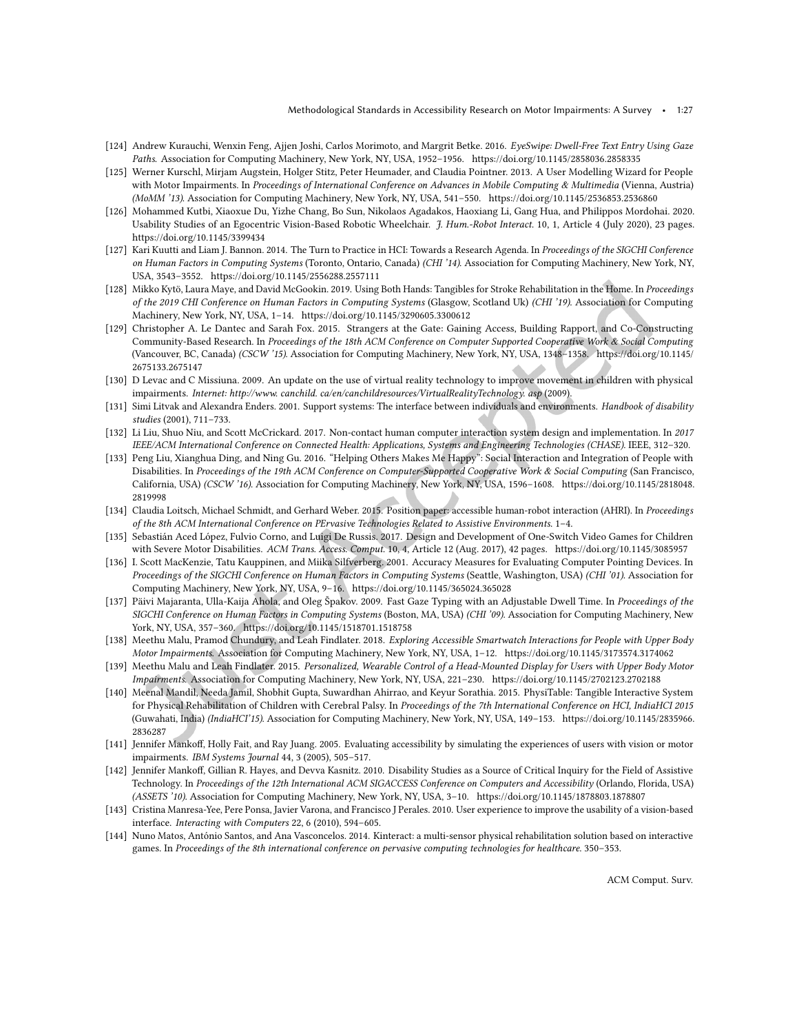[124] Andrew Kurauchi, Wenxin Feng, Ajjen Joshi, Carlos Morimoto, and Margrit Betke. 2016. *EyeSwipe: Dwell-Free Text Entry Using Gaze Paths*. Association for Computing Machinery, New York, NY, USA, 1952–1956. https://doi.org/10.1145/2858036.2858335

[125] Werner Kurschl, Mirjam Augstein, Holger Stitz, Peter Heumader, and Claudia Pointner. 2013. A User Modelling Wizard for People with Motor Impairments. In *Proceedings of International Conference on Advances in Mobile Computing & Multimedia* (Vienna, Austria) *(MoMM '13)*. Association for Computing Machinery, New York, NY, USA, 541–550. https://doi.org/10.1145/2536853.2536860

[126] Mohammed Kutbi, Xiaoxue Du, Yizhe Chang, Bo Sun, Nikolaos Agadakos, Haoxiang Li, Gang Hua, and Philippos Mordohai. 2020. Usability Studies of an Egocentric Vision-Based Robotic Wheelchair. *J. Hum.-Robot Interact.* 10, 1, Article 4 (July 2020), 23 pages. https://doi.org/10.1145/3399434

[127] Kari Kuutti and Liam J. Bannon. 2014. The Turn to Practice in HCI: Towards a Research Agenda. In *Proceedings of the SIGCHI Conference on Human Factors in Computing Systems* (Toronto, Ontario, Canada) *(CHI '14)*. Association for Computing Machinery, New York, NY, USA, 3543–3552. https://doi.org/10.1145/2556288.2557111

[128] Mikko Kytö, Laura Maye, and David McGookin. 2019. Using Both Hands: Tangibles for Stroke Rehabilitation in the Home. In *Proceedings of the 2019 CHI Conference on Human Factors in Computing Systems* (Glasgow, Scotland Uk) *(CHI '19)*. Association for Computing Machinery, New York, NY, USA, 1–14. https://doi.org/10.1145/3290605.3300612

[129] Christopher A. Le Dantec and Sarah Fox. 2015. Strangers at the Gate: Gaining Access, Building Rapport, and Co-Constructing Community-Based Research. In *Proceedings of the 18th ACM Conference on Computer Supported Cooperative Work & Social Computing* (Vancouver, BC, Canada) *(CSCW '15)*. Association for Computing Machinery, New York, NY, USA, 1348–1358. https://doi.org/10.1145/2675133.2675147

[130] D Levac and C Missiuna. 2009. An update on the use of virtual reality technology to improve movement in children with physical impairments. *Internet: http://www. canchild. ca/en/canchildresources/VirtualRealityTechnology. asp* (2009).

[131] Simi Litvak and Alexandra Enders. 2001. Support systems: The interface between individuals and environments. *Handbook of disability studies* (2001), 711–733.

[132] Li Liu, Shuo Niu, and Scott McCrickard. 2017. Non-contact human computer interaction system design and implementation. In *2017 IEEE/ACM International Conference on Connected Health: Applications, Systems and Engineering Technologies (CHASE)*. IEEE, 312–320.

[133] Peng Liu, Xianghua Ding, and Ning Gu. 2016. "Helping Others Makes Me Happy": Social Interaction and Integration of People with Disabilities. In *Proceedings of the 19th ACM Conference on Computer-Supported Cooperative Work & Social Computing* (San Francisco, California, USA) *(CSCW '16)*. Association for Computing Machinery, New York, NY, USA, 1596–1608. https://doi.org/10.1145/2818048.2819998

[134] Claudia Loitsch, Michael Schmidt, and Gerhard Weber. 2015. Position paper: accessible human-robot interaction (AHRI). In *Proceedings of the 8th ACM International Conference on PErvasive Technologies Related to Assistive Environments*. 1–4.

[135] Sebastián Aced López, Fulvio Corno, and Luigi De Russis. 2017. Design and Development of One-Switch Video Games for Children with Severe Motor Disabilities. *ACM Trans. Access. Comput.* 10, 4, Article 12 (Aug. 2017), 42 pages. https://doi.org/10.1145/3085957

[136] I. Scott MacKenzie, Tatu Kauppinen, and Miika Silfverberg. 2001. Accuracy Measures for Evaluating Computer Pointing Devices. In *Proceedings of the SIGCHI Conference on Human Factors in Computing Systems* (Seattle, Washington, USA) *(CHI '01)*. Association for Computing Machinery, New York, NY, USA, 9–16. https://doi.org/10.1145/365024.365028

[137] Päivi Majaranta, Ulla-Kaija Ahola, and Oleg Špakov. 2009. Fast Gaze Typing with an Adjustable Dwell Time. In *Proceedings of the SIGCHI Conference on Human Factors in Computing Systems* (Boston, MA, USA) *(CHI '09)*. Association for Computing Machinery, New York, NY, USA, 357–360. https://doi.org/10.1145/1518701.1518758

[138] Meethu Malu, Pramod Chundury, and Leah Findlater. 2018. *Exploring Accessible Smartwatch Interactions for People with Upper Body Motor Impairments*. Association for Computing Machinery, New York, NY, USA, 1–12. https://doi.org/10.1145/3173574.3174062

[139] Meethu Malu and Leah Findlater. 2015. *Personalized, Wearable Control of a Head-Mounted Display for Users with Upper Body Motor Impairments*. Association for Computing Machinery, New York, NY, USA, 221–230. https://doi.org/10.1145/2702123.2702188

[140] Meenal Mandil, Needa Jamil, Shobhit Gupta, Suwardhan Ahirrao, and Keyur Sorathia. 2015. PhysiTable: Tangible Interactive System for Physical Rehabilitation of Children with Cerebral Palsy. In *Proceedings of the 7th International Conference on HCI, IndiaHCI 2015* (Guwahati, India) *(IndiaHCI'15)*. Association for Computing Machinery, New York, NY, USA, 149–153. https://doi.org/10.1145/2835966.2836287

[141] Jennifer Mankoff, Holly Fait, and Ray Juang. 2005. Evaluating accessibility by simulating the experiences of users with vision or motor impairments. *IBM Systems Journal* 44, 3 (2005), 505–517.

[142] Jennifer Mankoff, Gillian R. Hayes, and Devva Kasnitz. 2010. Disability Studies as a Source of Critical Inquiry for the Field of Assistive Technology. In *Proceedings of the 12th International ACM SIGACCESS Conference on Computers and Accessibility* (Orlando, Florida, USA) *(ASSETS '10)*. Association for Computing Machinery, New York, NY, USA, 3–10. https://doi.org/10.1145/1878803.1878807

[143] Cristina Manresa-Yee, Pere Ponsa, Javier Varona, and Francisco J Perales. 2010. User experience to improve the usability of a vision-based interface. *Interacting with Computers* 22, 6 (2010), 594–605.

[144] Nuno Matos, António Santos, and Ana Vasconcelos. 2014. Kinteract: a multi-sensor physical rehabilitation solution based on interactive games. In *Proceedings of the 8th international conference on pervasive computing technologies for healthcare*. 350–353.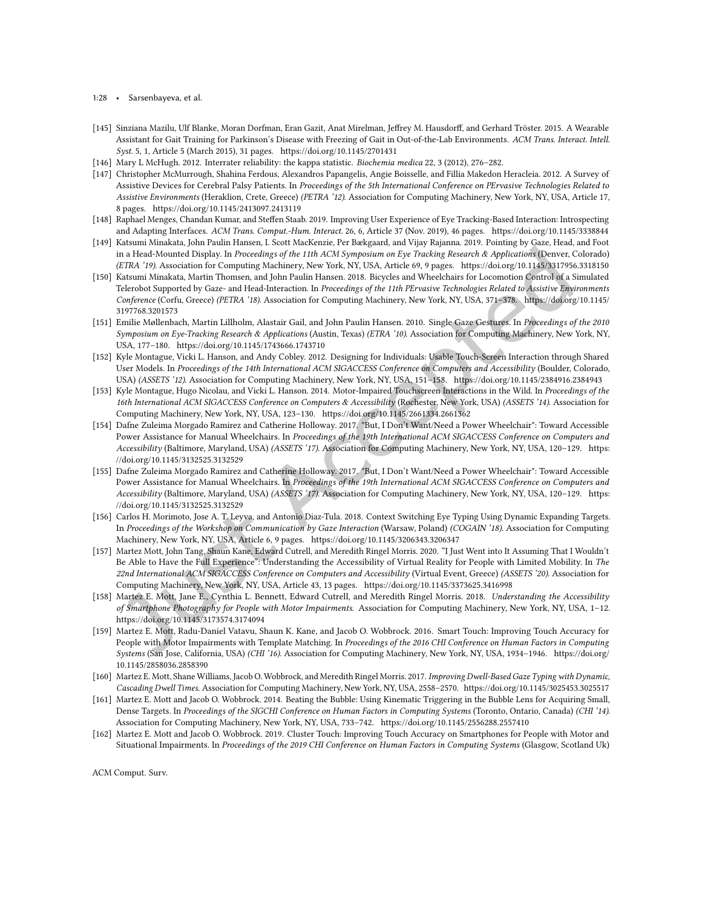[145] Sinziana Mazilu, Ulf Blanke, Moran Dorfman, Eran Gazit, Anat Mirelman, Jeffrey M. Hausdorff, and Gerhard Tröster. 2015. A Wearable Assistant for Gait Training for Parkinson's Disease with Freezing of Gait in Out-of-the-Lab Environments. *ACM Trans. Interact. Intell. Syst.* 5, 1, Article 5 (March 2015), 31 pages. https://doi.org/10.1145/2701431

[146] Mary L McHugh. 2012. Interrater reliability: the kappa statistic. *Biochemia medica* 22, 3 (2012), 276–282.

[147] Christopher McMurrough, Shahina Ferdous, Alexandros Papangelis, Angie Boisselle, and Fillia Makedon Heracleia. 2012. A Survey of Assistive Devices for Cerebral Palsy Patients. In *Proceedings of the 5th International Conference on PErvasive Technologies Related to Assistive Environments* (Heraklion, Crete, Greece) *(PETRA '12)*. Association for Computing Machinery, New York, NY, USA, Article 17, 8 pages. https://doi.org/10.1145/2413097.2413119

[148] Raphael Menges, Chandan Kumar, and Steffen Staab. 2019. Improving User Experience of Eye Tracking-Based Interaction: Introspecting and Adapting Interfaces. *ACM Trans. Comput.-Hum. Interact.* 26, 6, Article 37 (Nov. 2019), 46 pages. https://doi.org/10.1145/3338844

[149] Katsumi Minakata, John Paulin Hansen, I. Scott MacKenzie, Per Bækgaard, and Vijay Rajanna. 2019. Pointing by Gaze, Head, and Foot in a Head-Mounted Display. In *Proceedings of the 11th ACM Symposium on Eye Tracking Research & Applications* (Denver, Colorado) *(ETRA '19)*. Association for Computing Machinery, New York, NY, USA, Article 69, 9 pages. https://doi.org/10.1145/3317956.3318150

[150] Katsumi Minakata, Martin Thomsen, and John Paulin Hansen. 2018. Bicycles and Wheelchairs for Locomotion Control of a Simulated Telerobot Supported by Gaze- and Head-Interaction. In *Proceedings of the 11th PErvasive Technologies Related to Assistive Environments Conference* (Corfu, Greece) *(PETRA '18)*. Association for Computing Machinery, New York, NY, USA, 371–378. https://doi.org/10.1145/3197768.3201573

[151] Emilie Møllenbach, Martin Lillholm, Alastair Gail, and John Paulin Hansen. 2010. Single Gaze Gestures. In *Proceedings of the 2010 Symposium on Eye-Tracking Research & Applications* (Austin, Texas) *(ETRA '10)*. Association for Computing Machinery, New York, NY, USA, 177–180. https://doi.org/10.1145/1743666.1743710

[152] Kyle Montague, Vicki L. Hanson, and Andy Cobley. 2012. Designing for Individuals: Usable Touch-Screen Interaction through Shared User Models. In *Proceedings of the 14th International ACM SIGACCESS Conference on Computers and Accessibility* (Boulder, Colorado, USA) *(ASSETS '12)*. Association for Computing Machinery, New York, NY, USA, 151–158. https://doi.org/10.1145/2384916.2384943

[153] Kyle Montague, Hugo Nicolau, and Vicki L. Hanson. 2014. Motor-Impaired Touchscreen Interactions in the Wild. In *Proceedings of the 16th International ACM SIGACCESS Conference on Computers & Accessibility* (Rochester, New York, USA) *(ASSETS '14)*. Association for Computing Machinery, New York, NY, USA, 123–130. https://doi.org/10.1145/2661334.2661362

[154] Dafne Zuleima Morgado Ramirez and Catherine Holloway. 2017. "But, I Don't Want/Need a Power Wheelchair": Toward Accessible Power Assistance for Manual Wheelchairs. In *Proceedings of the 19th International ACM SIGACCESS Conference on Computers and Accessibility* (Baltimore, Maryland, USA) *(ASSETS '17)*. Association for Computing Machinery, New York, NY, USA, 120–129. https://doi.org/10.1145/3132525.3132529

[155] Dafne Zuleima Morgado Ramirez and Catherine Holloway. 2017. "But, I Don't Want/Need a Power Wheelchair": Toward Accessible Power Assistance for Manual Wheelchairs. In *Proceedings of the 19th International ACM SIGACCESS Conference on Computers and Accessibility* (Baltimore, Maryland, USA) *(ASSETS '17)*. Association for Computing Machinery, New York, NY, USA, 120–129. https://doi.org/10.1145/3132525.3132529

[156] Carlos H. Morimoto, Jose A. T. Leyva, and Antonio Diaz-Tula. 2018. Context Switching Eye Typing Using Dynamic Expanding Targets. In *Proceedings of the Workshop on Communication by Gaze Interaction* (Warsaw, Poland) *(COGAIN '18)*. Association for Computing Machinery, New York, NY, USA, Article 6, 9 pages. https://doi.org/10.1145/3206343.3206347

[157] Martez Mott, John Tang, Shaun Kane, Edward Cutrell, and Meredith Ringel Morris. 2020. "I Just Went into It Assuming That I Wouldn't Be Able to Have the Full Experience": Understanding the Accessibility of Virtual Reality for People with Limited Mobility. In *The 22nd International ACM SIGACCESS Conference on Computers and Accessibility* (Virtual Event, Greece) *(ASSETS '20)*. Association for Computing Machinery, New York, NY, USA, Article 43, 13 pages. https://doi.org/10.1145/3373625.3416998

[158] Martez E. Mott, Jane E., Cynthia L. Bennett, Edward Cutrell, and Meredith Ringel Morris. 2018. *Understanding the Accessibility of Smartphone Photography for People with Motor Impairments*. Association for Computing Machinery, New York, NY, USA, 1–12. https://doi.org/10.1145/3173574.3174094

[159] Martez E. Mott, Radu-Daniel Vatavu, Shaun K. Kane, and Jacob O. Wobbrock. 2016. Smart Touch: Improving Touch Accuracy for People with Motor Impairments with Template Matching. In *Proceedings of the 2016 CHI Conference on Human Factors in Computing Systems* (San Jose, California, USA) *(CHI '16)*. Association for Computing Machinery, New York, NY, USA, 1934–1946. https://doi.org/10.1145/2858036.2858390

[160] Martez E. Mott, Shane Williams, Jacob O. Wobbrock, and Meredith Ringel Morris. 2017. *Improving Dwell-Based Gaze Typing with Dynamic, Cascading Dwell Times*. Association for Computing Machinery, New York, NY, USA, 2558–2570. https://doi.org/10.1145/3025453.3025517

[161] Martez E. Mott and Jacob O. Wobbrock. 2014. Beating the Bubble: Using Kinematic Triggering in the Bubble Lens for Acquiring Small, Dense Targets. In *Proceedings of the SIGCHI Conference on Human Factors in Computing Systems* (Toronto, Ontario, Canada) *(CHI '14)*. Association for Computing Machinery, New York, NY, USA, 733–742. https://doi.org/10.1145/2556288.2557410

[162] Martez E. Mott and Jacob O. Wobbrock. 2019. Cluster Touch: Improving Touch Accuracy on Smartphones for People with Motor and Situational Impairments. In *Proceedings of the 2019 CHI Conference on Human Factors in Computing Systems* (Glasgow, Scotland Uk)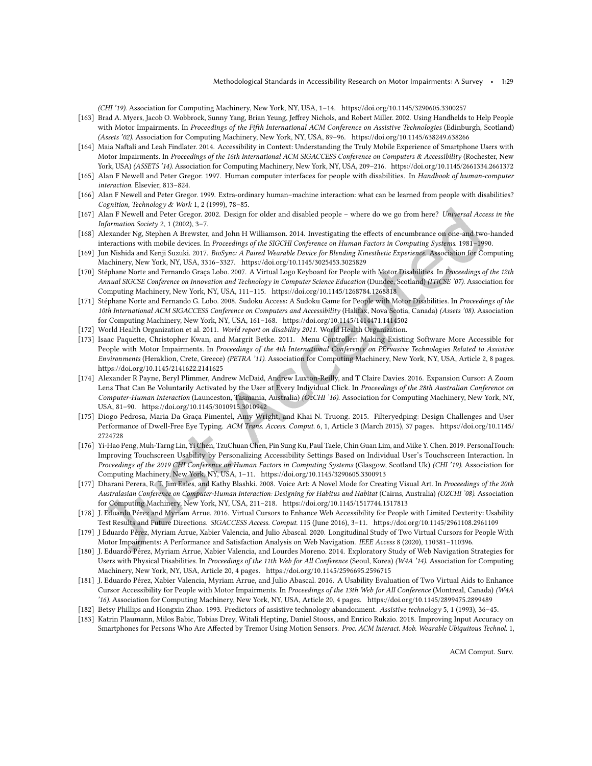(*CHI '19*). Association for Computing Machinery, New York, NY, USA, 1–14. https://doi.org/10.1145/3290605.3300257

[163] Brad A. Myers, Jacob O. Wobbrock, Sunny Yang, Brian Yeung, Jeffrey Nichols, and Robert Miller. 2002. Using Handhelds to Help People with Motor Impairments. In *Proceedings of the Fifth International ACM Conference on Assistive Technologies* (Edinburgh, Scotland) *(Assets '02)*. Association for Computing Machinery, New York, NY, USA, 89–96. https://doi.org/10.1145/638249.638266

[164] Maia Naftali and Leah Findlater. 2014. Accessibility in Context: Understanding the Truly Mobile Experience of Smartphone Users with Motor Impairments. In *Proceedings of the 16th International ACM SIGACCESS Conference on Computers & Accessibility* (Rochester, New York, USA) *(ASSETS '14)*. Association for Computing Machinery, New York, NY, USA, 209–216. https://doi.org/10.1145/2661334.2661372

[165] Alan F Newell and Peter Gregor. 1997. Human computer interfaces for people with disabilities. In *Handbook of human-computer interaction*. Elsevier, 813–824.

[166] Alan F Newell and Peter Gregor. 1999. Extra-ordinary human–machine interaction: what can be learned from people with disabilities? *Cognition, Technology & Work* 1, 2 (1999), 78–85.

[167] Alan F Newell and Peter Gregor. 2002. Design for older and disabled people – where do we go from here? *Universal Access in the Information Society* 2, 1 (2002), 3–7.

[168] Alexander Ng, Stephen A Brewster, and John H Williamson. 2014. Investigating the effects of encumbrance on one-and two-handed interactions with mobile devices. In *Proceedings of the SIGCHI Conference on Human Factors in Computing Systems*. 1981–1990.

[169] Jun Nishida and Kenji Suzuki. 2017. *BioSync: A Paired Wearable Device for Blending Kinesthetic Experience*. Association for Computing Machinery, New York, NY, USA, 3316–3327. https://doi.org/10.1145/3025453.3025829

[170] Stéphane Norte and Fernando Graça Lobo. 2007. A Virtual Logo Keyboard for People with Motor Disabilities. In *Proceedings of the 12th Annual SIGCSE Conference on Innovation and Technology in Computer Science Education* (Dundee, Scotland) *(ITiCSE '07)*. Association for Computing Machinery, New York, NY, USA, 111–115. https://doi.org/10.1145/1268784.1268818

[171] Stéphane Norte and Fernando G. Lobo. 2008. Sudoku Access: A Sudoku Game for People with Motor Disabilities. In *Proceedings of the 10th International ACM SIGACCESS Conference on Computers and Accessibility* (Halifax, Nova Scotia, Canada) *(Assets '08)*. Association for Computing Machinery, New York, NY, USA, 161–168. https://doi.org/10.1145/1414471.1414502

[172] World Health Organization et al. 2011. *World report on disability 2011*. World Health Organization.

[173] Isaac Paquette, Christopher Kwan, and Margrit Betke. 2011. Menu Controller: Making Existing Software More Accessible for People with Motor Impairments. In *Proceedings of the 4th International Conference on PErvasive Technologies Related to Assistive Environments* (Heraklion, Crete, Greece) *(PETRA '11)*. Association for Computing Machinery, New York, NY, USA, Article 2, 8 pages. https://doi.org/10.1145/2141622.2141625

[174] Alexander R Payne, Beryl Plimmer, Andrew McDaid, Andrew Luxton-Reilly, and T Claire Davies. 2016. Expansion Cursor: A Zoom Lens That Can Be Voluntarily Activated by the User at Every Individual Click. In *Proceedings of the 28th Australian Conference on Computer-Human Interaction* (Launceston, Tasmania, Australia) *(OzCHI '16)*. Association for Computing Machinery, New York, NY, USA, 81–90. https://doi.org/10.1145/3010915.3010942

[175] Diogo Pedrosa, Maria Da Graça Pimentel, Amy Wright, and Khai N. Truong. 2015. Filteryedping: Design Challenges and User Performance of Dwell-Free Eye Typing. *ACM Trans. Access. Comput.* 6, 1, Article 3 (March 2015), 37 pages. https://doi.org/10.1145/2724728

[176] Yi-Hao Peng, Muh-Tarng Lin, Yi Chen, TzuChuan Chen, Pin Sung Ku, Paul Taele, Chin Guan Lim, and Mike Y. Chen. 2019. PersonalTouch: Improving Touchscreen Usability by Personalizing Accessibility Settings Based on Individual User's Touchscreen Interaction. In *Proceedings of the 2019 CHI Conference on Human Factors in Computing Systems* (Glasgow, Scotland Uk) *(CHI '19)*. Association for Computing Machinery, New York, NY, USA, 1–11. https://doi.org/10.1145/3290605.3300913

[177] Dharani Perera, R. T. Jim Eales, and Kathy Blashki. 2008. Voice Art: A Novel Mode for Creating Visual Art. In *Proceedings of the 20th Australasian Conference on Computer-Human Interaction: Designing for Habitus and Habitat* (Cairns, Australia) *(OZCHI '08)*. Association for Computing Machinery, New York, NY, USA, 211–218. https://doi.org/10.1145/1517744.1517813

[178] J. Eduardo Pérez and Myriam Arrue. 2016. Virtual Cursors to Enhance Web Accessibility for People with Limited Dexterity: Usability Test Results and Future Directions. *SIGACCESS Access. Comput.* 115 (June 2016), 3–11. https://doi.org/10.1145/2961108.2961109

[179] J Eduardo Pérez, Myriam Arrue, Xabier Valencia, and Julio Abascal. 2020. Longitudinal Study of Two Virtual Cursors for People With Motor Impairments: A Performance and Satisfaction Analysis on Web Navigation. *IEEE Access* 8 (2020), 110381–110396.

[180] J. Eduardo Pérez, Myriam Arrue, Xabier Valencia, and Lourdes Moreno. 2014. Exploratory Study of Web Navigation Strategies for Users with Physical Disabilities. In *Proceedings of the 11th Web for All Conference* (Seoul, Korea) *(W4A '14)*. Association for Computing Machinery, New York, NY, USA, Article 20, 4 pages. https://doi.org/10.1145/2596695.2596715

[181] J. Eduardo Pérez, Xabier Valencia, Myriam Arrue, and Julio Abascal. 2016. A Usability Evaluation of Two Virtual Aids to Enhance Cursor Accessibility for People with Motor Impairments. In *Proceedings of the 13th Web for All Conference* (Montreal, Canada) *(W4A '16)*. Association for Computing Machinery, New York, NY, USA, Article 20, 4 pages. https://doi.org/10.1145/2899475.2899489

[182] Betsy Phillips and Hongxin Zhao. 1993. Predictors of assistive technology abandonment. *Assistive technology* 5, 1 (1993), 36–45.

[183] Katrin Plaumann, Milos Babic, Tobias Drey, Witali Hepting, Daniel Stooss, and Enrico Rukzio. 2018. Improving Input Accuracy on Smartphones for Persons Who Are Affected by Tremor Using Motion Sensors. *Proc. ACM Interact. Mob. Wearable Ubiquitous Technol.* 1,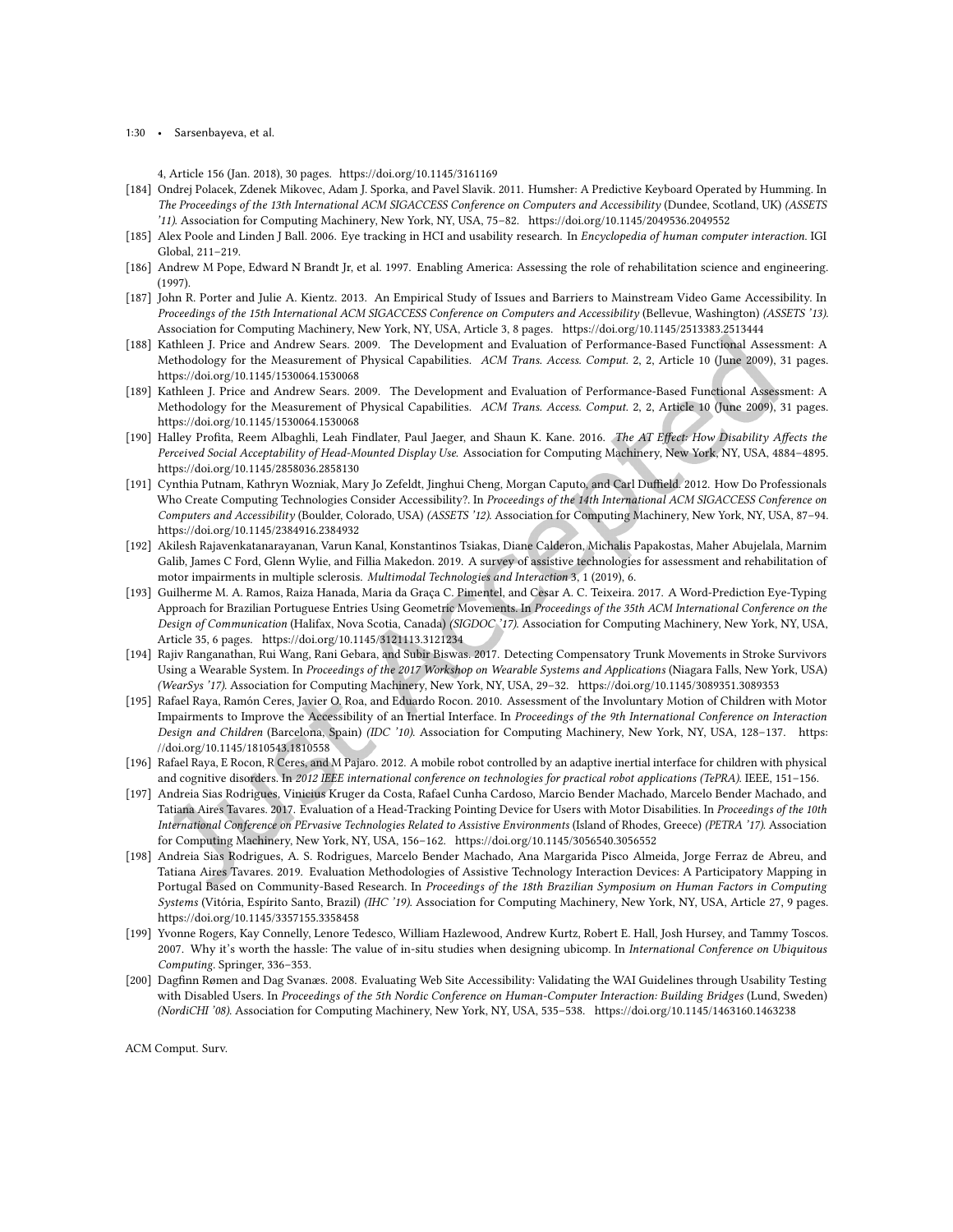4, Article 156 (Jan. 2018), 30 pages. https://doi.org/10.1145/3161169

- [184] Ondrej Polacek, Zdenek Mikovec, Adam J. Sporka, and Pavel Slavik. 2011. Humsher: A Predictive Keyboard Operated by Humming. In *The Proceedings of the 13th International ACM SIGACCESS Conference on Computers and Accessibility* (Dundee, Scotland, UK) *(ASSETS '11)*. Association for Computing Machinery, New York, NY, USA, 75–82. https://doi.org/10.1145/2049536.2049552
- [185] Alex Poole and Linden J Ball. 2006. Eye tracking in HCI and usability research. In *Encyclopedia of human computer interaction*. IGI Global, 211–219.
- [186] Andrew M Pope, Edward N Brandt Jr, et al. 1997. Enabling America: Assessing the role of rehabilitation science and engineering. (1997).
- [187] John R. Porter and Julie A. Kientz. 2013. An Empirical Study of Issues and Barriers to Mainstream Video Game Accessibility. In *Proceedings of the 15th International ACM SIGACCESS Conference on Computers and Accessibility* (Bellevue, Washington) *(ASSETS '13)*. Association for Computing Machinery, New York, NY, USA, Article 3, 8 pages. https://doi.org/10.1145/2513383.2513444
- [188] Kathleen J. Price and Andrew Sears. 2009. The Development and Evaluation of Performance-Based Functional Assessment: A Methodology for the Measurement of Physical Capabilities. *ACM Trans. Access. Comput.* 2, 2, Article 10 (June 2009), 31 pages. https://doi.org/10.1145/1530064.1530068
- [189] Kathleen J. Price and Andrew Sears. 2009. The Development and Evaluation of Performance-Based Functional Assessment: A Methodology for the Measurement of Physical Capabilities. *ACM Trans. Access. Comput.* 2, 2, Article 10 (June 2009), 31 pages. https://doi.org/10.1145/1530064.1530068
- [190] Halley Profita, Reem Albaghli, Leah Findlater, Paul Jaeger, and Shaun K. Kane. 2016. *The AT Effect: How Disability Affects the Perceived Social Acceptability of Head-Mounted Display Use.* Association for Computing Machinery, New York, NY, USA, 4884–4895. https://doi.org/10.1145/2858036.2858130
- [191] Cynthia Putnam, Kathryn Wozniak, Mary Jo Zefeldt, Jinghui Cheng, Morgan Caputo, and Carl Duffield. 2012. How Do Professionals Who Create Computing Technologies Consider Accessibility?. In *Proceedings of the 14th International ACM SIGACCESS Conference on Computers and Accessibility* (Boulder, Colorado, USA) *(ASSETS '12)*. Association for Computing Machinery, New York, NY, USA, 87–94. https://doi.org/10.1145/2384916.2384932
- [192] Akilesh Rajavenkatanarayanan, Varun Kanal, Konstantinos Tsiakas, Diane Calderon, Michalis Papakostas, Maher Abujelala, Marnim Galib, James C Ford, Glenn Wylie, and Fillia Makedon. 2019. A survey of assistive technologies for assessment and rehabilitation of motor impairments in multiple sclerosis. *Multimodal Technologies and Interaction* 3, 1 (2019), 6.
- [193] Guilherme M. A. Ramos, Raiza Hanada, Maria da Graça C. Pimentel, and Cesar A. C. Teixeira. 2017. A Word-Prediction Eye-Typing Approach for Brazilian Portuguese Entries Using Geometric Movements. In *Proceedings of the 35th ACM International Conference on the Design of Communication* (Halifax, Nova Scotia, Canada) *(SIGDOC '17)*. Association for Computing Machinery, New York, NY, USA, Article 35, 6 pages. https://doi.org/10.1145/3121113.3121234
- [194] Rajiv Ranganathan, Rui Wang, Rani Gebara, and Subir Biswas. 2017. Detecting Compensatory Trunk Movements in Stroke Survivors Using a Wearable System. In *Proceedings of the 2017 Workshop on Wearable Systems and Applications* (Niagara Falls, New York, USA) *(WearSys '17)*. Association for Computing Machinery, New York, NY, USA, 29–32. https://doi.org/10.1145/3089351.3089353
- [195] Rafael Raya, Ramón Ceres, Javier O. Roa, and Eduardo Rocon. 2010. Assessment of the Involuntary Motion of Children with Motor Impairments to Improve the Accessibility of an Inertial Interface. In *Proceedings of the 9th International Conference on Interaction Design and Children* (Barcelona, Spain) *(IDC '10)*. Association for Computing Machinery, New York, NY, USA, 128–137. https://doi.org/10.1145/1810543.1810558
- [196] Rafael Raya, E Rocon, R Ceres, and M Pajaro. 2012. A mobile robot controlled by an adaptive inertial interface for children with physical and cognitive disorders. In *2012 IEEE international conference on technologies for practical robot applications (TePRA)*. IEEE, 151–156.
- [197] Andreia Sias Rodrigues, Vinicius Kruger da Costa, Rafael Cunha Cardoso, Marcio Bender Machado, Marcelo Bender Machado, and Tatiana Aires Tavares. 2017. Evaluation of a Head-Tracking Pointing Device for Users with Motor Disabilities. In *Proceedings of the 10th International Conference on PErvasive Technologies Related to Assistive Environments* (Island of Rhodes, Greece) *(PETRA '17)*. Association for Computing Machinery, New York, NY, USA, 156–162. https://doi.org/10.1145/3056540.3056552
- [198] Andreia Sias Rodrigues, A. S. Rodrigues, Marcelo Bender Machado, Ana Margarida Pisco Almeida, Jorge Ferraz de Abreu, and Tatiana Aires Tavares. 2019. Evaluation Methodologies of Assistive Technology Interaction Devices: A Participatory Mapping in Portugal Based on Community-Based Research. In *Proceedings of the 18th Brazilian Symposium on Human Factors in Computing Systems* (Vitória, Espírito Santo, Brazil) *(IHC '19)*. Association for Computing Machinery, New York, NY, USA, Article 27, 9 pages. https://doi.org/10.1145/3357155.3358458
- [199] Yvonne Rogers, Kay Connelly, Lenore Tedesco, William Hazlewood, Andrew Kurtz, Robert E. Hall, Josh Hursey, and Tammy Toscos. 2007. Why it's worth the hassle: The value of in-situ studies when designing ubicomp. In *International Conference on Ubiquitous Computing*. Springer, 336–353.
- [200] Dagfinn Rømen and Dag Svanæs. 2008. Evaluating Web Site Accessibility: Validating the WAI Guidelines through Usability Testing with Disabled Users. In *Proceedings of the 5th Nordic Conference on Human-Computer Interaction: Building Bridges* (Lund, Sweden) *(NordiCHI '08)*. Association for Computing Machinery, New York, NY, USA, 535–538. https://doi.org/10.1145/1463160.1463238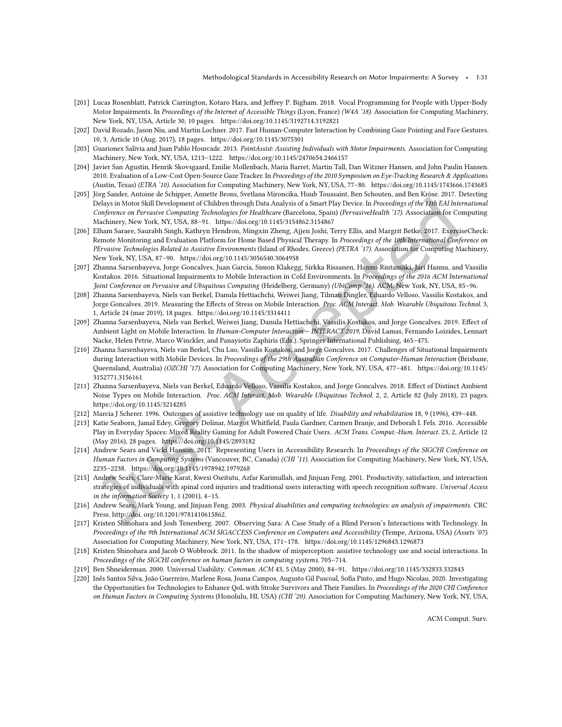[201] Lucas Rosenblatt, Patrick Carrington, Kotaro Hara, and Jeffrey P. Bigham. 2018. Vocal Programming for People with Upper-Body Motor Impairments. In *Proceedings of the Internet of Accessible Things* (Lyon, France) *(W4A '18)*. Association for Computing Machinery, New York, NY, USA, Article 30, 10 pages. https://doi.org/10.1145/3192714.3192821

[202] David Rozado, Jason Niu, and Martin Lochner. 2017. Fast Human-Computer Interaction by Combining Gaze Pointing and Face Gestures. 10, 3, Article 10 (Aug. 2017), 18 pages. https://doi.org/10.1145/3075301

[203] Guarionex Salivia and Juan Pablo Hourcade. 2013. *PointAssist: Assisting Individuals with Motor Impairments*. Association for Computing Machinery, New York, NY, USA, 1213–1222. https://doi.org/10.1145/2470654.2466157

[204] Javier San Agustin, Henrik Skovsgaard, Emilie Mollenbach, Maria Barret, Martin Tall, Dan Witzner Hansen, and John Paulin Hansen. 2010. Evaluation of a Low-Cost Open-Source Gaze Tracker. In *Proceedings of the 2010 Symposium on Eye-Tracking Research & Applications* (Austin, Texas) *(ETRA '10)*. Association for Computing Machinery, New York, NY, USA, 77–80. https://doi.org/10.1145/1743666.1743685

[205] Jörg Sander, Antoine de Schipper, Annette Brons, Svetlana Mironcika, Huub Toussaint, Ben Schouten, and Ben Kröse. 2017. Detecting Delays in Motor Skill Development of Children through Data Analysis of a Smart Play Device. In *Proceedings of the 11th EAI International Conference on Pervasive Computing Technologies for Healthcare* (Barcelona, Spain) *(PervasiveHealth '17)*. Association for Computing Machinery, New York, NY, USA, 88–91. https://doi.org/10.1145/3154862.3154867

[206] Elham Saraee, Saurabh Singh, Kathryn Hendron, Mingxin Zheng, Ajjen Joshi, Terry Ellis, and Margrit Betke. 2017. ExerciseCheck: Remote Monitoring and Evaluation Platform for Home Based Physical Therapy. In *Proceedings of the 10th International Conference on PErvasive Technologies Related to Assistive Environments* (Island of Rhodes, Greece) *(PETRA '17)*. Association for Computing Machinery, New York, NY, USA, 87–90. https://doi.org/10.1145/3056540.3064958

[207] Zhanna Sarsenbayeva, Jorge Goncalves, Juan García, Simon Klakegg, Sirkka Rissanen, Hannu Rintamäki, Jari Hannu, and Vassilis Kostakos. 2016. Situational Impairments to Mobile Interaction in Cold Environments. In *Proceedings of the 2016 ACM International Joint Conference on Pervasive and Ubiquitous Computing* (Heidelberg, Germany) *(UbiComp '16)*. ACM, New York, NY, USA, 85–96.

[208] Zhanna Sarsenbayeva, Niels van Berkel, Danula Hettiachchi, Weiwei Jiang, Tilman Dingler, Eduardo Velloso, Vassilis Kostakos, and Jorge Goncalves. 2019. Measuring the Effects of Stress on Mobile Interaction. *Proc. ACM Interact. Mob. Wearable Ubiquitous Technol.* 3, 1, Article 24 (mar 2019), 18 pages. https://doi.org/10.1145/3314411

[209] Zhanna Sarsenbayeva, Niels van Berkel, Weiwei Jiang, Danula Hettiachchi, Vassilis Kostakos, and Jorge Goncalves. 2019. Effect of Ambient Light on Mobile Interaction. In *Human-Computer Interaction – INTERACT 2019*, David Lamas, Fernando Loizides, Lennart Nacke, Helen Petrie, Marco Winckler, and Panayiotis Zaphiris (Eds.). Springer International Publishing, 465–475.

[210] Zhanna Sarsenbayeva, Niels van Berkel, Chu Luo, Vassilis Kostakos, and Jorge Goncalves. 2017. Challenges of Situational Impairments during Interaction with Mobile Devices. In *Proceedings of the 29th Australian Conference on Computer-Human Interaction* (Brisbane, Queensland, Australia) *(OZCHI '17)*. Association for Computing Machinery, New York, NY, USA, 477–481. https://doi.org/10.1145/3152771.3156161

[211] Zhanna Sarsenbayeva, Niels van Berkel, Eduardo Velloso, Vassilis Kostakos, and Jorge Goncalves. 2018. Effect of Distinct Ambient Noise Types on Mobile Interaction. *Proc. ACM Interact. Mob. Wearable Ubiquitous Technol.* 2, 2, Article 82 (July 2018), 23 pages. https://doi.org/10.1145/3214285

[212] Marcia J Scherer. 1996. Outcomes of assistive technology use on quality of life. *Disability and rehabilitation* 18, 9 (1996), 439–448.

[213] Katie Seaborn, Jamal Edey, Gregory Dolinar, Margot Whitfield, Paula Gardner, Carmen Branje, and Deborah I. Fels. 2016. Accessible Play in Everyday Spaces: Mixed Reality Gaming for Adult Powered Chair Users. *ACM Trans. Comput.-Hum. Interact.* 23, 2, Article 12 (May 2016), 28 pages. https://doi.org/10.1145/2893182

[214] Andrew Sears and Vicki Hanson. 2011. Representing Users in Accessibility Research. In *Proceedings of the SIGCHI Conference on Human Factors in Computing Systems* (Vancouver, BC, Canada) *(CHI '11)*. Association for Computing Machinery, New York, NY, USA, 2235–2238. https://doi.org/10.1145/1978942.1979268

[215] Andrew Sears, Clare-Marie Karat, Kwesi Oseitutu, Azfar Karimullah, and Jinjuan Feng. 2001. Productivity, satisfaction, and interaction strategies of individuals with spinal cord injuries and traditional users interacting with speech recognition software. *Universal Access in the information Society* 1, 1 (2001), 4–15.

[216] Andrew Sears, Mark Young, and Jinjuan Feng. 2003. *Physical disabilities and computing technologies: an analysis of impairments*. CRC Press. http://doi. org/10.1201/9781410615862.

[217] Kristen Shinohara and Josh Tenenberg. 2007. Observing Sara: A Case Study of a Blind Person's Interactions with Technology. In *Proceedings of the 9th International ACM SIGACCESS Conference on Computers and Accessibility* (Tempe, Arizona, USA) *(Assets '07)*. Association for Computing Machinery, New York, NY, USA, 171–178. https://doi.org/10.1145/1296843.1296873

[218] Kristen Shinohara and Jacob O Wobbrock. 2011. In the shadow of misperception: assistive technology use and social interactions. In *Proceedings of the SIGCHI conference on human factors in computing systems*. 705–714.

[219] Ben Shneiderman. 2000. Universal Usability. *Commun. ACM* 43, 5 (May 2000), 84–91. https://doi.org/10.1145/332833.332843

[220] Inês Santos Silva, João Guerreiro, Marlene Rosa, Joana Campos, Augusto Gil Pascoal, Sofia Pinto, and Hugo Nicolau. 2020. Investigating the Opportunities for Technologies to Enhance QoL with Stroke Survivors and Their Families. In *Proceedings of the 2020 CHI Conference on Human Factors in Computing Systems* (Honolulu, HI, USA) *(CHI '20)*. Association for Computing Machinery, New York, NY, USA,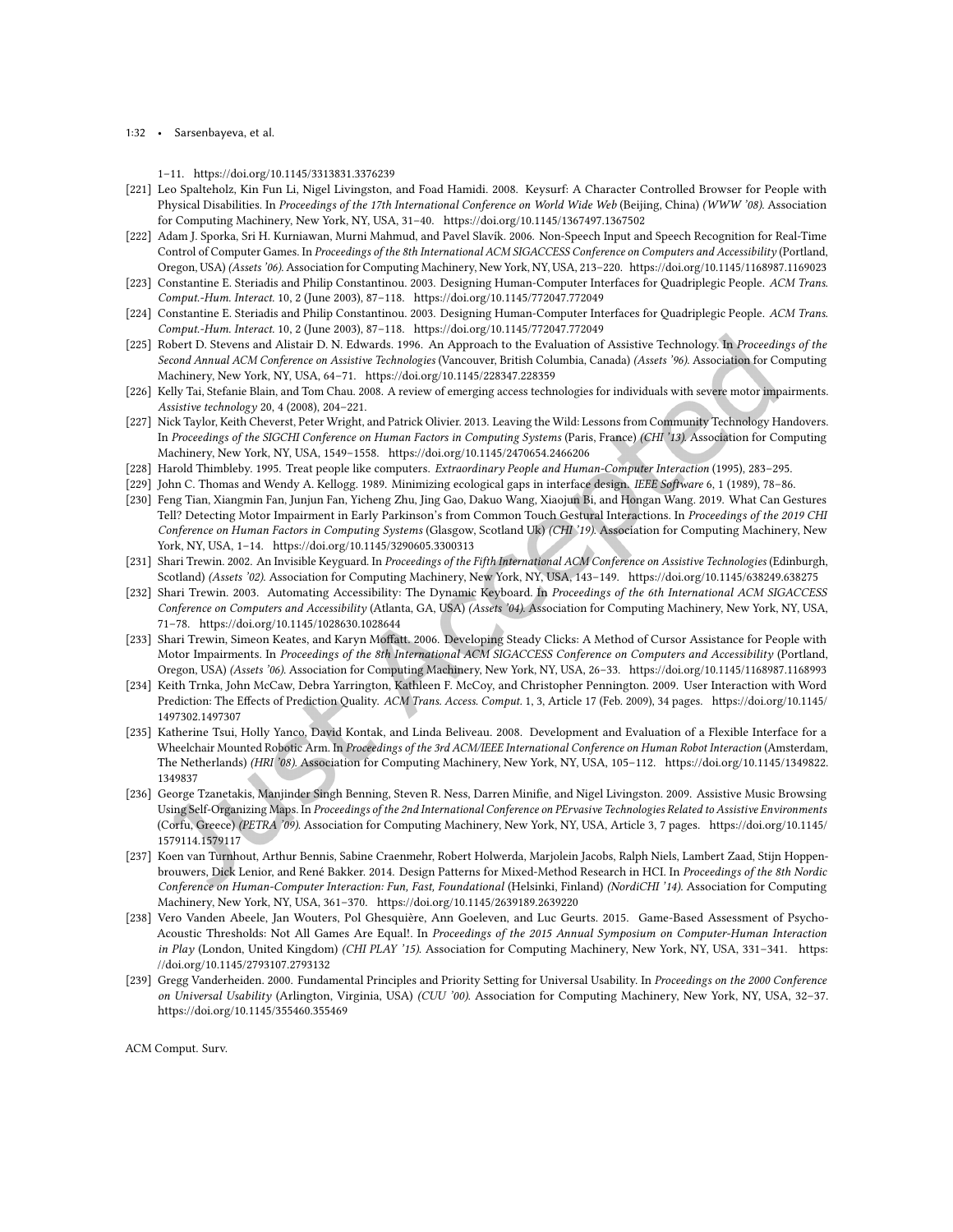1–11. https://doi.org/10.1145/3313831.3376239

[221] Leo Spalteholz, Kin Fun Li, Nigel Livingston, and Foad Hamidi. 2008. Keysurf: A Character Controlled Browser for People with Physical Disabilities. In *Proceedings of the 17th International Conference on World Wide Web* (Beijing, China) *(WWW '08)*. Association for Computing Machinery, New York, NY, USA, 31–40. https://doi.org/10.1145/1367497.1367502

[222] Adam J. Sporka, Sri H. Kurniawan, Murni Mahmud, and Pavel Slavík. 2006. Non-Speech Input and Speech Recognition for Real-Time Control of Computer Games. In *Proceedings of the 8th International ACM SIGACCESS Conference on Computers and Accessibility* (Portland, Oregon, USA) *(Assets '06)*. Association for Computing Machinery, New York, NY, USA, 213–220. https://doi.org/10.1145/1168987.1169023

[223] Constantine E. Steriadis and Philip Constantinou. 2003. Designing Human-Computer Interfaces for Quadriplegic People. *ACM Trans. Comput.-Hum. Interact.* 10, 2 (June 2003), 87–118. https://doi.org/10.1145/772047.772049

[224] Constantine E. Steriadis and Philip Constantinou. 2003. Designing Human-Computer Interfaces for Quadriplegic People. *ACM Trans. Comput.-Hum. Interact.* 10, 2 (June 2003), 87–118. https://doi.org/10.1145/772047.772049

[225] Robert D. Stevens and Alistair D. N. Edwards. 1996. An Approach to the Evaluation of Assistive Technology. In *Proceedings of the Second Annual ACM Conference on Assistive Technologies* (Vancouver, British Columbia, Canada) *(Assets '96)*. Association for Computing Machinery, New York, NY, USA, 64–71. https://doi.org/10.1145/228347.228359

[226] Kelly Tai, Stefanie Blain, and Tom Chau. 2008. A review of emerging access technologies for individuals with severe motor impairments. *Assistive technology* 20, 4 (2008), 204–221.

[227] Nick Taylor, Keith Cheverst, Peter Wright, and Patrick Olivier. 2013. Leaving the Wild: Lessons from Community Technology Handovers. In *Proceedings of the SIGCHI Conference on Human Factors in Computing Systems* (Paris, France) *(CHI '13)*. Association for Computing Machinery, New York, NY, USA, 1549–1558. https://doi.org/10.1145/2470654.2466206

[228] Harold Thimbleby. 1995. Treat people like computers. *Extraordinary People and Human-Computer Interaction* (1995), 283–295.

[229] John C. Thomas and Wendy A. Kellogg. 1989. Minimizing ecological gaps in interface design. *IEEE Software* 6, 1 (1989), 78–86.

[230] Feng Tian, Xiangmin Fan, Junjun Fan, Yicheng Zhu, Jing Gao, Dakuo Wang, Xiaojun Bi, and Hongan Wang. 2019. What Can Gestures Tell? Detecting Motor Impairment in Early Parkinson's from Common Touch Gestural Interactions. In *Proceedings of the 2019 CHI Conference on Human Factors in Computing Systems* (Glasgow, Scotland Uk) *(CHI '19)*. Association for Computing Machinery, New York, NY, USA, 1–14. https://doi.org/10.1145/3290605.3300313

[231] Shari Trewin. 2002. An Invisible Keyguard. In *Proceedings of the Fifth International ACM Conference on Assistive Technologies* (Edinburgh, Scotland) *(Assets '02)*. Association for Computing Machinery, New York, NY, USA, 143–149. https://doi.org/10.1145/638249.638275

[232] Shari Trewin. 2003. Automating Accessibility: The Dynamic Keyboard. In *Proceedings of the 6th International ACM SIGACCESS Conference on Computers and Accessibility* (Atlanta, GA, USA) *(Assets '04)*. Association for Computing Machinery, New York, NY, USA, 71–78. https://doi.org/10.1145/1028630.1028644

[233] Shari Trewin, Simeon Keates, and Karyn Moffatt. 2006. Developing Steady Clicks: A Method of Cursor Assistance for People with Motor Impairments. In *Proceedings of the 8th International ACM SIGACCESS Conference on Computers and Accessibility* (Portland, Oregon, USA) *(Assets '06)*. Association for Computing Machinery, New York, NY, USA, 26–33. https://doi.org/10.1145/1168987.1168993

[234] Keith Trnka, John McCaw, Debra Yarrington, Kathleen F. McCoy, and Christopher Pennington. 2009. User Interaction with Word Prediction: The Effects of Prediction Quality. *ACM Trans. Access. Comput.* 1, 3, Article 17 (Feb. 2009), 34 pages. https://doi.org/10.1145/1497302.1497307

[235] Katherine Tsui, Holly Yanco, David Kontak, and Linda Beliveau. 2008. Development and Evaluation of a Flexible Interface for a Wheelchair Mounted Robotic Arm. In *Proceedings of the 3rd ACM/IEEE International Conference on Human Robot Interaction* (Amsterdam, The Netherlands) *(HRI '08)*. Association for Computing Machinery, New York, NY, USA, 105–112. https://doi.org/10.1145/1349822.1349837

[236] George Tzanetakis, Manjinder Singh Benning, Steven R. Ness, Darren Minifie, and Nigel Livingston. 2009. Assistive Music Browsing Using Self-Organizing Maps. In *Proceedings of the 2nd International Conference on PErvasive Technologies Related to Assistive Environments* (Corfu, Greece) *(PETRA '09)*. Association for Computing Machinery, New York, NY, USA, Article 3, 7 pages. https://doi.org/10.1145/1579114.1579117

[237] Koen van Turnhout, Arthur Bennis, Sabine Craenmehr, Robert Holwerda, Marjolein Jacobs, Ralph Niels, Lambert Zaad, Stijn Hoppenbrouwers, Dick Lenior, and René Bakker. 2014. Design Patterns for Mixed-Method Research in HCI. In *Proceedings of the 8th Nordic Conference on Human-Computer Interaction: Fun, Fast, Foundational* (Helsinki, Finland) *(NordiCHI '14)*. Association for Computing Machinery, New York, NY, USA, 361–370. https://doi.org/10.1145/2639189.2639220

[238] Vero Vanden Abeele, Jan Wouters, Pol Ghesquière, Ann Goeleven, and Luc Geurts. 2015. Game-Based Assessment of Psycho-Acoustic Thresholds: Not All Games Are Equal!. In *Proceedings of the 2015 Annual Symposium on Computer-Human Interaction in Play* (London, United Kingdom) *(CHI PLAY '15)*. Association for Computing Machinery, New York, NY, USA, 331–341. https://doi.org/10.1145/2793107.2793132

[239] Gregg Vanderheiden. 2000. Fundamental Principles and Priority Setting for Universal Usability. In *Proceedings on the 2000 Conference on Universal Usability* (Arlington, Virginia, USA) *(CUU '00)*. Association for Computing Machinery, New York, NY, USA, 32–37. https://doi.org/10.1145/355460.355469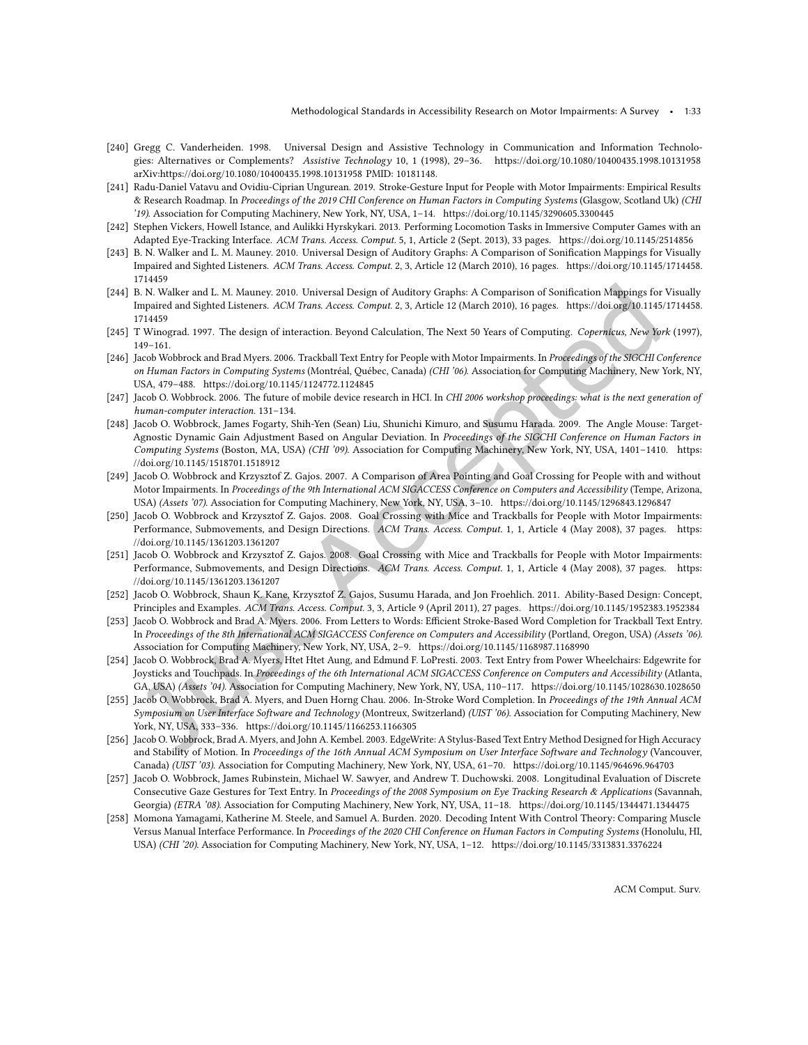[240] Gregg C. Vanderheiden. 1998. Universal Design and Assistive Technology in Communication and Information Technologies: Alternatives or Complements? *Assistive Technology* 10, 1 (1998), 29–36. https://doi.org/10.1080/10400435.1998.10131958 arXiv:https://doi.org/10.1080/10400435.1998.10131958 PMID: 10181148.

[241] Radu-Daniel Vatavu and Ovidiu-Ciprian Ungurean. 2019. Stroke-Gesture Input for People with Motor Impairments: Empirical Results & Research Roadmap. In *Proceedings of the 2019 CHI Conference on Human Factors in Computing Systems* (Glasgow, Scotland Uk) *(CHI '19)*. Association for Computing Machinery, New York, NY, USA, 1–14. https://doi.org/10.1145/3290605.3300445

[242] Stephen Vickers, Howell Istance, and Aulikki Hyrskykari. 2013. Performing Locomotion Tasks in Immersive Computer Games with an Adapted Eye-Tracking Interface. *ACM Trans. Access. Comput.* 5, 1, Article 2 (Sept. 2013), 33 pages. https://doi.org/10.1145/2514856

[243] B. N. Walker and L. M. Mauney. 2010. Universal Design of Auditory Graphs: A Comparison of Sonification Mappings for Visually Impaired and Sighted Listeners. *ACM Trans. Access. Comput.* 2, 3, Article 12 (March 2010), 16 pages. https://doi.org/10.1145/1714458.1714459

[244] B. N. Walker and L. M. Mauney. 2010. Universal Design of Auditory Graphs: A Comparison of Sonification Mappings for Visually Impaired and Sighted Listeners. *ACM Trans. Access. Comput.* 2, 3, Article 12 (March 2010), 16 pages. https://doi.org/10.1145/1714458.1714459

[245] T Winograd. 1997. The design of interaction. Beyond Calculation, The Next 50 Years of Computing. *Copernicus, New York* (1997), 149–161.

[246] Jacob Wobbrock and Brad Myers. 2006. Trackball Text Entry for People with Motor Impairments. In *Proceedings of the SIGCHI Conference on Human Factors in Computing Systems* (Montréal, Québec, Canada) *(CHI '06)*. Association for Computing Machinery, New York, NY, USA, 479–488. https://doi.org/10.1145/1124772.1124845

[247] Jacob O. Wobbrock. 2006. The future of mobile device research in HCI. In *CHI 2006 workshop proceedings: what is the next generation of human-computer interaction*. 131–134.

[248] Jacob O. Wobbrock, James Fogarty, Shih-Yen (Sean) Liu, Shunichi Kimuro, and Susumu Harada. 2009. The Angle Mouse: Target-Agnostic Dynamic Gain Adjustment Based on Angular Deviation. In *Proceedings of the SIGCHI Conference on Human Factors in Computing Systems* (Boston, MA, USA) *(CHI '09)*. Association for Computing Machinery, New York, NY, USA, 1401–1410. https://doi.org/10.1145/1518701.1518912

[249] Jacob O. Wobbrock and Krzysztof Z. Gajos. 2007. A Comparison of Area Pointing and Goal Crossing for People with and without Motor Impairments. In *Proceedings of the 9th International ACM SIGACCESS Conference on Computers and Accessibility* (Tempe, Arizona, USA) *(Assets '07)*. Association for Computing Machinery, New York, NY, USA, 3–10. https://doi.org/10.1145/1296843.1296847

[250] Jacob O. Wobbrock and Krzysztof Z. Gajos. 2008. Goal Crossing with Mice and Trackballs for People with Motor Impairments: Performance, Submovements, and Design Directions. *ACM Trans. Access. Comput.* 1, 1, Article 4 (May 2008), 37 pages. https://doi.org/10.1145/1361203.1361207

[251] Jacob O. Wobbrock and Krzysztof Z. Gajos. 2008. Goal Crossing with Mice and Trackballs for People with Motor Impairments: Performance, Submovements, and Design Directions. *ACM Trans. Access. Comput.* 1, 1, Article 4 (May 2008), 37 pages. https://doi.org/10.1145/1361203.1361207

[252] Jacob O. Wobbrock, Shaun K. Kane, Krzysztof Z. Gajos, Susumu Harada, and Jon Froehlich. 2011. Ability-Based Design: Concept, Principles and Examples. *ACM Trans. Access. Comput.* 3, 3, Article 9 (April 2011), 27 pages. https://doi.org/10.1145/1952383.1952384

[253] Jacob O. Wobbrock and Brad A. Myers. 2006. From Letters to Words: Efficient Stroke-Based Word Completion for Trackball Text Entry. In *Proceedings of the 8th International ACM SIGACCESS Conference on Computers and Accessibility* (Portland, Oregon, USA) *(Assets '06)*. Association for Computing Machinery, New York, NY, USA, 2–9. https://doi.org/10.1145/1168987.1168990

[254] Jacob O. Wobbrock, Brad A. Myers, Htet Htet Aung, and Edmund F. LoPresti. 2003. Text Entry from Power Wheelchairs: Edgewrite for Joysticks and Touchpads. In *Proceedings of the 6th International ACM SIGACCESS Conference on Computers and Accessibility* (Atlanta, GA, USA) *(Assets '04)*. Association for Computing Machinery, New York, NY, USA, 110–117. https://doi.org/10.1145/1028630.1028650

[255] Jacob O. Wobbrock, Brad A. Myers, and Duen Horng Chau. 2006. In-Stroke Word Completion. In *Proceedings of the 19th Annual ACM Symposium on User Interface Software and Technology* (Montreux, Switzerland) *(UIST '06)*. Association for Computing Machinery, New York, NY, USA, 333–336. https://doi.org/10.1145/1166253.1166305

[256] Jacob O. Wobbrock, Brad A. Myers, and John A. Kembel. 2003. EdgeWrite: A Stylus-Based Text Entry Method Designed for High Accuracy and Stability of Motion. In *Proceedings of the 16th Annual ACM Symposium on User Interface Software and Technology* (Vancouver, Canada) *(UIST '03)*. Association for Computing Machinery, New York, NY, USA, 61–70. https://doi.org/10.1145/964696.964703

[257] Jacob O. Wobbrock, James Rubinstein, Michael W. Sawyer, and Andrew T. Duchowski. 2008. Longitudinal Evaluation of Discrete Consecutive Gaze Gestures for Text Entry. In *Proceedings of the 2008 Symposium on Eye Tracking Research & Applications* (Savannah, Georgia) *(ETRA '08)*. Association for Computing Machinery, New York, NY, USA, 11–18. https://doi.org/10.1145/1344471.1344475

[258] Momona Yamagami, Katherine M. Steele, and Samuel A. Burden. 2020. Decoding Intent With Control Theory: Comparing Muscle Versus Manual Interface Performance. In *Proceedings of the 2020 CHI Conference on Human Factors in Computing Systems* (Honolulu, HI, USA) *(CHI '20)*. Association for Computing Machinery, New York, NY, USA, 1–12. https://doi.org/10.1145/3313831.3376224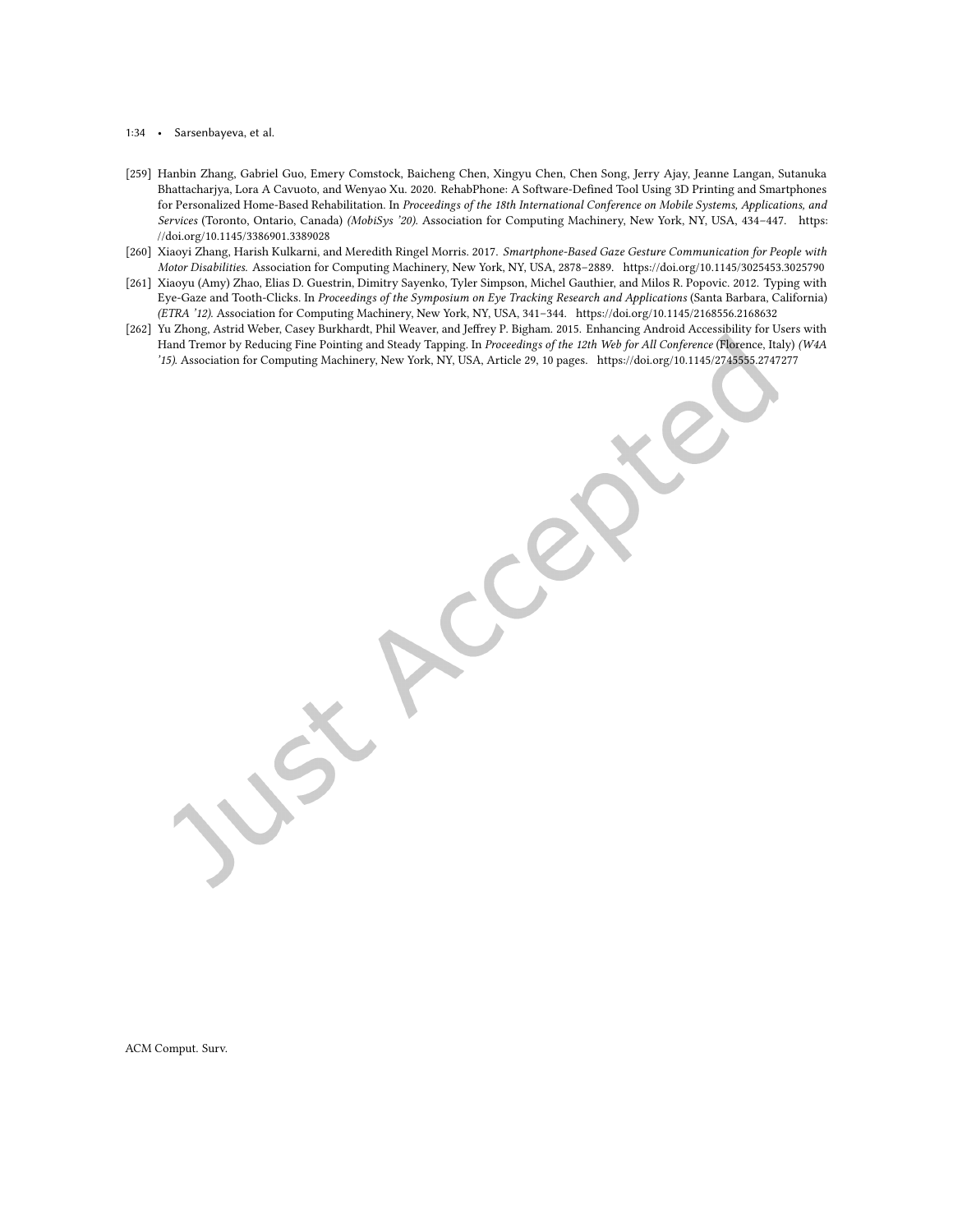[259] Hanbin Zhang, Gabriel Guo, Emery Comstock, Baicheng Chen, Xingyu Chen, Chen Song, Jerry Ajay, Jeanne Langan, Sutanuka Bhattacharjya, Lora A Cavuoto, and Wenyao Xu. 2020. RehabPhone: A Software-Defined Tool Using 3D Printing and Smartphones for Personalized Home-Based Rehabilitation. In *Proceedings of the 18th International Conference on Mobile Systems, Applications, and Services* (Toronto, Ontario, Canada) *(MobiSys '20)*. Association for Computing Machinery, New York, NY, USA, 434–447. https://doi.org/10.1145/3386901.3389028

[260] Xiaoyi Zhang, Harish Kulkarni, and Meredith Ringel Morris. 2017. *Smartphone-Based Gaze Gesture Communication for People with Motor Disabilities.* Association for Computing Machinery, New York, NY, USA, 2878–2889. https://doi.org/10.1145/3025453.3025790

[261] Xiaoyu (Amy) Zhao, Elias D. Guestrin, Dimitry Sayenko, Tyler Simpson, Michel Gauthier, and Milos R. Popovic. 2012. Typing with Eye-Gaze and Tooth-Clicks. In *Proceedings of the Symposium on Eye Tracking Research and Applications* (Santa Barbara, California) *(ETRA '12)*. Association for Computing Machinery, New York, NY, USA, 341–344. https://doi.org/10.1145/2168556.2168632

[262] Yu Zhong, Astrid Weber, Casey Burkhardt, Phil Weaver, and Jeffrey P. Bigham. 2015. Enhancing Android Accessibility for Users with Hand Tremor by Reducing Fine Pointing and Steady Tapping. In *Proceedings of the 12th Web for All Conference* (Florence, Italy) *(W4A '15)*. Association for Computing Machinery, New York, NY, USA, Article 29, 10 pages. https://doi.org/10.1145/2745555.2747277